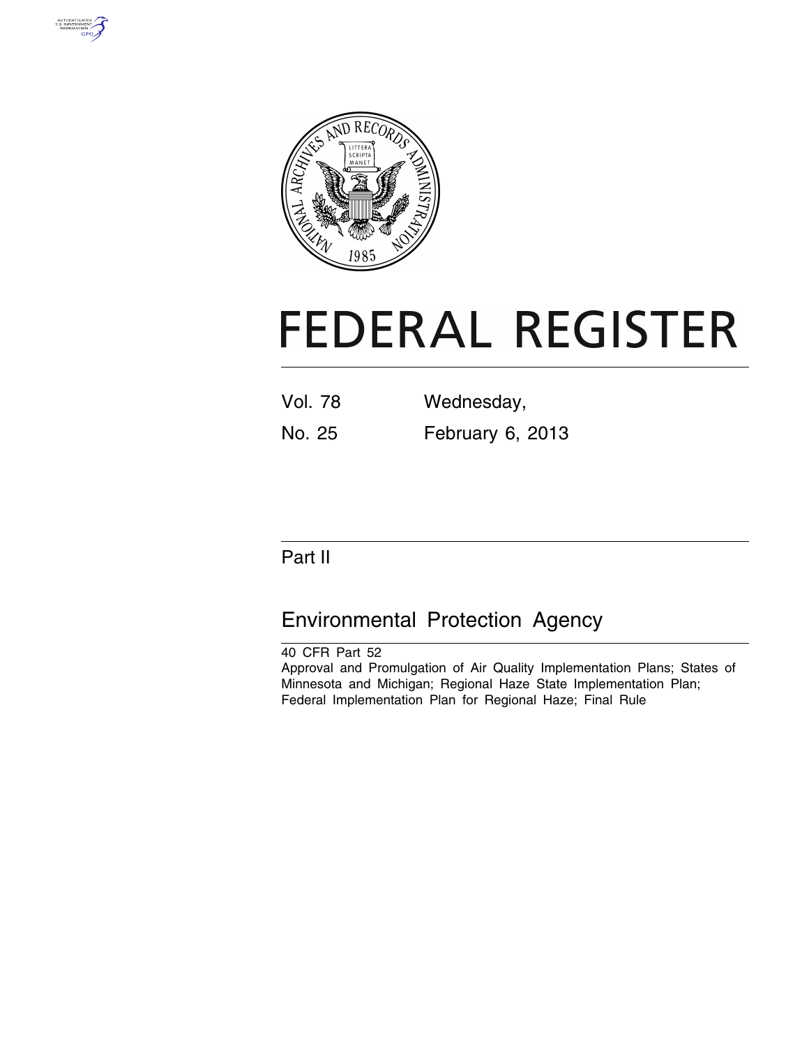# FEDERAL REGISTER

Vol. 78 Wednesday,

No. 25 February 6, 2013

## Part II

## Environmental Protection Agency

40 CFR Part 52

Approval and Promulgation of Air Quality Implementation Plans; States of Minnesota and Michigan; Regional Haze State Implementation Plan; Federal Implementation Plan for Regional Haze; Final Rule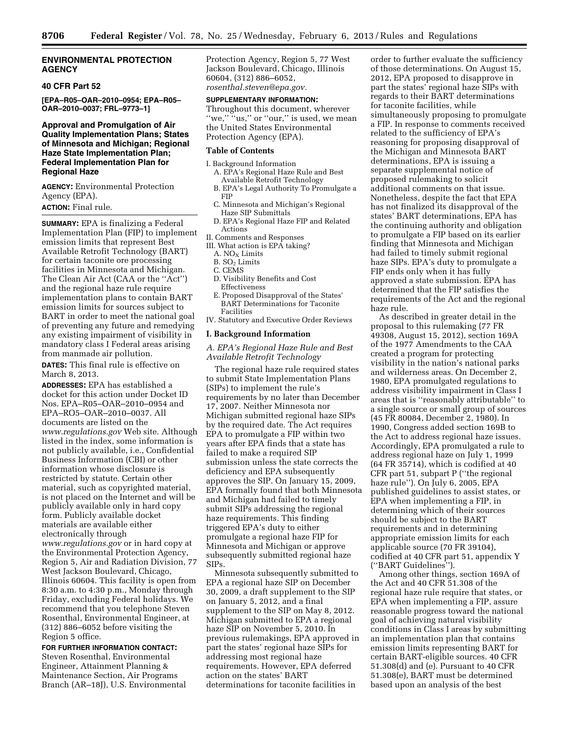**ENVIRONMENTAL PROTECTION AGENCY**

**40 CFR Part 52**

**[EPA–R05–OAR–2010–0954; EPA–R05–OAR–2010–0037; FRL–9773–1]**

## Approval and Promulgation of Air Quality Implementation Plans; States of Minnesota and Michigan; Regional Haze State Implementation Plan; Federal Implementation Plan for Regional Haze

**AGENCY:** Environmental Protection Agency (EPA).

**ACTION:** Final rule.

**SUMMARY:** EPA is finalizing a Federal Implementation Plan (FIP) to implement emission limits that represent Best Available Retrofit Technology (BART) for certain taconite ore processing facilities in Minnesota and Michigan. The Clean Air Act (CAA or the ''Act'') and the regional haze rule require implementation plans to contain BART emission limits for sources subject to BART in order to meet the national goal of preventing any future and remedying any existing impairment of visibility in mandatory class I Federal areas arising from manmade air pollution.

**DATES:** This final rule is effective on March 8, 2013.

**ADDRESSES:** EPA has established a docket for this action under Docket ID Nos. EPA–R05–OAR–2010–0954 and EPA–RO5–OAR–2010–0037. All documents are listed on the *www.regulations.gov* Web site. Although listed in the index, some information is not publicly available, i.e., Confidential Business Information (CBI) or other information whose disclosure is restricted by statute. Certain other material, such as copyrighted material, is not placed on the Internet and will be publicly available only in hard copy form. Publicly available docket materials are available either electronically through *www.regulations.gov* or in hard copy at the Environmental Protection Agency, Region 5, Air and Radiation Division, 77 West Jackson Boulevard, Chicago, Illinois 60604. This facility is open from 8:30 a.m. to 4:30 p.m., Monday through Friday, excluding Federal holidays. We recommend that you telephone Steven Rosenthal, Environmental Engineer, at (312) 886–6052 before visiting the Region 5 office.

**FOR FURTHER INFORMATION CONTACT:** Steven Rosenthal, Environmental Engineer, Attainment Planning & Maintenance Section, Air Programs Branch (AR–18J), U.S. Environmental Protection Agency, Region 5, 77 West Jackson Boulevard, Chicago, Illinois 60604, (312) 886–6052, *rosenthal.steven@epa.gov.*

**SUPPLEMENTARY INFORMATION:** Throughout this document, wherever ''we,'' ''us,'' or ''our,'' is used, we mean the United States Environmental Protection Agency (EPA).

**Table of Contents**

- I. Background Information
  - A. EPA's Regional Haze Rule and Best Available Retrofit Technology
  - B. EPA's Legal Authority To Promulgate a FIP
  - C. Minnesota and Michigan's Regional Haze SIP Submittals
  - D. EPA's Regional Haze FIP and Related Actions
- II. Comments and Responses
- III. What action is EPA taking?
  - A. $NO_X$ Limits
  - B. $SO_2$ Limits
  - C. CEMS
  - D. Visibility Benefits and Cost Effectiveness
  - E. Proposed Disapproval of the States' BART Determinations for Taconite Facilities
- IV. Statutory and Executive Order Reviews

### I. Background Information

#### *A. EPA's Regional Haze Rule and Best Available Retrofit Technology*

The regional haze rule required states to submit State Implementation Plans (SIPs) to implement the rule's requirements by no later than December 17, 2007. Neither Minnesota nor Michigan submitted regional haze SIPs by the required date. The Act requires EPA to promulgate a FIP within two years after EPA finds that a state has failed to make a required SIP submission unless the state corrects the deficiency and EPA subsequently approves the SIP. On January 15, 2009, EPA formally found that both Minnesota and Michigan had failed to timely submit SIPs addressing the regional haze requirements. This finding triggered EPA's duty to either promulgate a regional haze FIP for Minnesota and Michigan or approve subsequently submitted regional haze SIPs.

Minnesota subsequently submitted to EPA a regional haze SIP on December 30, 2009, a draft supplement to the SIP on January 5, 2012, and a final supplement to the SIP on May 8, 2012. Michigan submitted to EPA a regional haze SIP on November 5, 2010. In previous rulemakings, EPA approved in part the states' regional haze SIPs for addressing most regional haze requirements. However, EPA deferred action on the states' BART determinations for taconite facilities in order to further evaluate the sufficiency of those determinations. On August 15, 2012, EPA proposed to disapprove in part the states' regional haze SIPs with regards to their BART determinations for taconite facilities, while simultaneously proposing to promulgate a FIP. In response to comments received related to the sufficiency of EPA's reasoning for proposing disapproval of the Michigan and Minnesota BART determinations, EPA is issuing a separate supplemental notice of proposed rulemaking to solicit additional comments on that issue. Nonetheless, despite the fact that EPA has not finalized its disapproval of the states' BART determinations, EPA has the continuing authority and obligation to promulgate a FIP based on its earlier finding that Minnesota and Michigan had failed to timely submit regional haze SIPs. EPA's duty to promulgate a FIP ends only when it has fully approved a state submission. EPA has determined that the FIP satisfies the requirements of the Act and the regional haze rule.

As described in greater detail in the proposal to this rulemaking (77 FR 49308, August 15, 2012), section 169A of the 1977 Amendments to the CAA created a program for protecting visibility in the nation's national parks and wilderness areas. On December 2, 1980, EPA promulgated regulations to address visibility impairment in Class I areas that is ''reasonably attributable'' to a single source or small group of sources (45 FR 80084, December 2, 1980). In 1990, Congress added section 169B to the Act to address regional haze issues. Accordingly, EPA promulgated a rule to address regional haze on July 1, 1999 (64 FR 35714), which is codified at 40 CFR part 51, subpart P (''the regional haze rule''). On July 6, 2005, EPA published guidelines to assist states, or EPA when implementing a FIP, in determining which of their sources should be subject to the BART requirements and in determining appropriate emission limits for each applicable source (70 FR 39104), codified at 40 CFR part 51, appendix Y (''BART Guidelines'').

Among other things, section 169A of the Act and 40 CFR 51.308 of the regional haze rule require that states, or EPA when implementing a FIP, assure reasonable progress toward the national goal of achieving natural visibility conditions in Class I areas by submitting an implementation plan that contains emission limits representing BART for certain BART-eligible sources. 40 CFR 51.308(d) and (e). Pursuant to 40 CFR 51.308(e), BART must be determined based upon an analysis of the best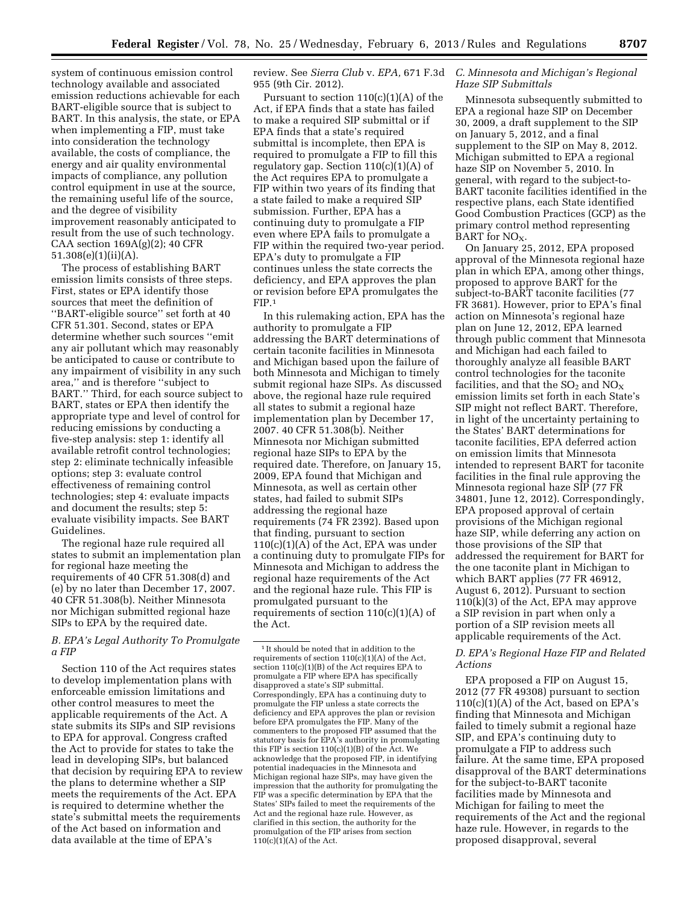system of continuous emission control technology available and associated emission reductions achievable for each BART-eligible source that is subject to BART. In this analysis, the state, or EPA when implementing a FIP, must take into consideration the technology available, the costs of compliance, the energy and air quality environmental impacts of compliance, any pollution control equipment in use at the source, the remaining useful life of the source, and the degree of visibility improvement reasonably anticipated to result from the use of such technology. CAA section 169A(g)(2); 40 CFR 51.308(e)(1)(ii)(A).

The process of establishing BART emission limits consists of three steps. First, states or EPA identify those sources that meet the definition of ''BART-eligible source'' set forth at 40 CFR 51.301. Second, states or EPA determine whether such sources ''emit any air pollutant which may reasonably be anticipated to cause or contribute to any impairment of visibility in any such area,'' and is therefore ''subject to BART.'' Third, for each source subject to BART, states or EPA then identify the appropriate type and level of control for reducing emissions by conducting a five-step analysis: step 1: identify all available retrofit control technologies; step 2: eliminate technically infeasible options; step 3: evaluate control effectiveness of remaining control technologies; step 4: evaluate impacts and document the results; step 5: evaluate visibility impacts. See BART Guidelines.

The regional haze rule required all states to submit an implementation plan for regional haze meeting the requirements of 40 CFR 51.308(d) and (e) by no later than December 17, 2007. 40 CFR 51.308(b). Neither Minnesota nor Michigan submitted regional haze SIPs to EPA by the required date.

### *B. EPA's Legal Authority To Promulgate a FIP*

Section 110 of the Act requires states to develop implementation plans with enforceable emission limitations and other control measures to meet the applicable requirements of the Act. A state submits its SIPs and SIP revisions to EPA for approval. Congress crafted the Act to provide for states to take the lead in developing SIPs, but balanced that decision by requiring EPA to review the plans to determine whether a SIP meets the requirements of the Act. EPA is required to determine whether the state's submittal meets the requirements of the Act based on information and data available at the time of EPA's review. See *Sierra Club* v. *EPA,* 671 F.3d 955 (9th Cir. 2012).

Pursuant to section 110(c)(1)(A) of the Act, if EPA finds that a state has failed to make a required SIP submittal or if EPA finds that a state's required submittal is incomplete, then EPA is required to promulgate a FIP to fill this regulatory gap. Section 110(c)(1)(A) of the Act requires EPA to promulgate a FIP within two years of its finding that a state failed to make a required SIP submission. Further, EPA has a continuing duty to promulgate a FIP even where EPA fails to promulgate a FIP within the required two-year period. EPA's duty to promulgate a FIP continues unless the state corrects the deficiency, and EPA approves the plan or revision before EPA promulgates the FIP.[1]

In this rulemaking action, EPA has the authority to promulgate a FIP addressing the BART determinations of certain taconite facilities in Minnesota and Michigan based upon the failure of both Minnesota and Michigan to timely submit regional haze SIPs. As discussed above, the regional haze rule required all states to submit a regional haze implementation plan by December 17, 2007. 40 CFR 51.308(b). Neither Minnesota nor Michigan submitted regional haze SIPs to EPA by the required date. Therefore, on January 15, 2009, EPA found that Michigan and Minnesota, as well as certain other states, had failed to submit SIPs addressing the regional haze requirements (74 FR 2392). Based upon that finding, pursuant to section 110(c)(1)(A) of the Act, EPA was under a continuing duty to promulgate FIPs for Minnesota and Michigan to address the regional haze requirements of the Act and the regional haze rule. This FIP is promulgated pursuant to the requirements of section 110(c)(1)(A) of the Act.

[1] It should be noted that in addition to the requirements of section 110(c)(1)(A) of the Act, section 110(c)(1)(B) of the Act requires EPA to promulgate a FIP where EPA has specifically disapproved a state's SIP submittal. Correspondingly, EPA has a continuing duty to promulgate the FIP unless a state corrects the deficiency and EPA approves the plan or revision before EPA promulgates the FIP. Many of the commenters to the proposed FIP assumed that the statutory basis for EPA's authority in promulgating this FIP is section 110(c)(1)(B) of the Act. We acknowledge that the proposed FIP, in identifying potential inadequacies in the Minnesota and Michigan regional haze SIPs, may have given the impression that the authority for promulgating the FIP was a specific determination by EPA that the States' SIPs failed to meet the requirements of the Act and the regional haze rule. However, as clarified in this section, the authority for the promulgation of the FIP arises from section 110(c)(1)(A) of the Act.

### *C. Minnesota and Michigan's Regional Haze SIP Submittals*

Minnesota subsequently submitted to EPA a regional haze SIP on December 30, 2009, a draft supplement to the SIP on January 5, 2012, and a final supplement to the SIP on May 8, 2012. Michigan submitted to EPA a regional haze SIP on November 5, 2010. In general, with regard to the subject-to-BART taconite facilities identified in the respective plans, each State identified Good Combustion Practices (GCP) as the primary control method representing BART for $NO_X$.

On January 25, 2012, EPA proposed approval of the Minnesota regional haze plan in which EPA, among other things, proposed to approve BART for the subject-to-BART taconite facilities (77 FR 3681). However, prior to EPA's final action on Minnesota's regional haze plan on June 12, 2012, EPA learned through public comment that Minnesota and Michigan had each failed to thoroughly analyze all feasible BART control technologies for the taconite facilities, and that the $SO_2$ and $NO_X$ emission limits set forth in each State's SIP might not reflect BART. Therefore, in light of the uncertainty pertaining to the States' BART determinations for taconite facilities, EPA deferred action on emission limits that Minnesota intended to represent BART for taconite facilities in the final rule approving the Minnesota regional haze SIP (77 FR 34801, June 12, 2012). Correspondingly, EPA proposed approval of certain provisions of the Michigan regional haze SIP, while deferring any action on those provisions of the SIP that addressed the requirement for BART for the one taconite plant in Michigan to which BART applies (77 FR 46912, August 6, 2012). Pursuant to section 110(k)(3) of the Act, EPA may approve a SIP revision in part when only a portion of a SIP revision meets all applicable requirements of the Act.

### *D. EPA's Regional Haze FIP and Related Actions*

EPA proposed a FIP on August 15, 2012 (77 FR 49308) pursuant to section 110(c)(1)(A) of the Act, based on EPA's finding that Minnesota and Michigan failed to timely submit a regional haze SIP, and EPA's continuing duty to promulgate a FIP to address such failure. At the same time, EPA proposed disapproval of the BART determinations for the subject-to-BART taconite facilities made by Minnesota and Michigan for failing to meet the requirements of the Act and the regional haze rule. However, in regards to the proposed disapproval, several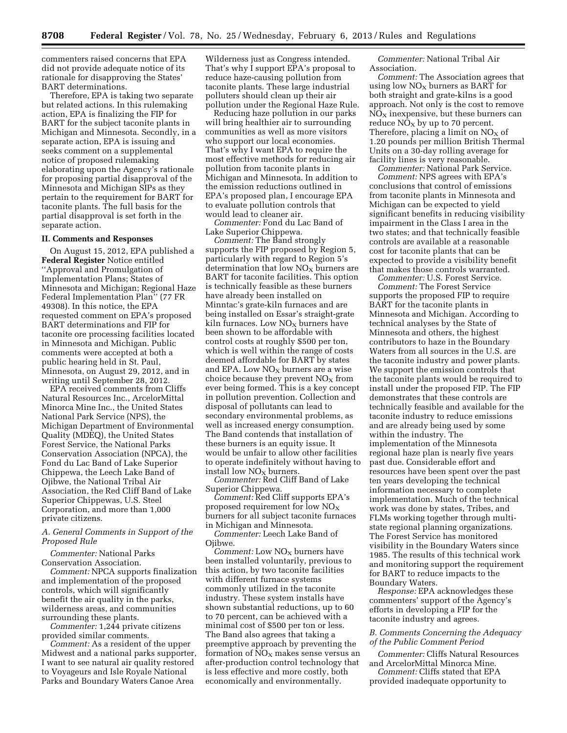commenters raised concerns that EPA did not provide adequate notice of its rationale for disapproving the States' BART determinations.

Therefore, EPA is taking two separate but related actions. In this rulemaking action, EPA is finalizing the FIP for BART for the subject taconite plants in Michigan and Minnesota. Secondly, in a separate action, EPA is issuing and seeks comment on a supplemental notice of proposed rulemaking elaborating upon the Agency's rationale for proposing partial disapproval of the Minnesota and Michigan SIPs as they pertain to the requirement for BART for taconite plants. The full basis for the partial disapproval is set forth in the separate action.

## II. Comments and Responses

On August 15, 2012, EPA published a **Federal Register** Notice entitled ''Approval and Promulgation of Implementation Plans; States of Minnesota and Michigan; Regional Haze Federal Implementation Plan'' (77 FR 49308). In this notice, the EPA requested comment on EPA's proposed BART determinations and FIP for taconite ore processing facilities located in Minnesota and Michigan. Public comments were accepted at both a public hearing held in St. Paul, Minnesota, on August 29, 2012, and in writing until September 28, 2012.

EPA received comments from Cliffs Natural Resources Inc., ArcelorMittal Minorca Mine Inc., the United States National Park Service (NPS), the Michigan Department of Environmental Quality (MDEQ), the United States Forest Service, the National Parks Conservation Association (NPCA), the Fond du Lac Band of Lake Superior Chippewa, the Leech Lake Band of Ojibwe, the National Tribal Air Association, the Red Cliff Band of Lake Superior Chippewas, U.S. Steel Corporation, and more than 1,000 private citizens.

### *A. General Comments in Support of the Proposed Rule*

*Commenter:* National Parks Conservation Association.

*Comment:* NPCA supports finalization and implementation of the proposed controls, which will significantly benefit the air quality in the parks, wilderness areas, and communities surrounding these plants.

*Commenter:* 1,244 private citizens provided similar comments.

*Comment:* As a resident of the upper Midwest and a national parks supporter, I want to see natural air quality restored to Voyageurs and Isle Royale National Parks and Boundary Waters Canoe Area Wilderness just as Congress intended. That's why I support EPA's proposal to reduce haze-causing pollution from taconite plants. These large industrial polluters should clean up their air pollution under the Regional Haze Rule.

Reducing haze pollution in our parks will bring healthier air to surrounding communities as well as more visitors who support our local economies. That's why I want EPA to require the most effective methods for reducing air pollution from taconite plants in Michigan and Minnesota. In addition to the emission reductions outlined in EPA's proposed plan, I encourage EPA to evaluate pollution controls that would lead to cleaner air.

*Commenter:* Fond du Lac Band of Lake Superior Chippewa.

*Comment:* The Band strongly supports the FIP proposed by Region 5, particularly with regard to Region 5's determination that low $NO_X$ burners are BART for taconite facilities. This option is technically feasible as these burners have already been installed on Minntac's grate-kiln furnaces and are being installed on Essar's straight-grate kiln furnaces. Low $NO_X$ burners have been shown to be affordable with control costs at roughly $500 per ton, which is well within the range of costs deemed affordable for BART by states and EPA. Low $NO_X$ burners are a wise choice because they prevent $NO_X$ from ever being formed. This is a key concept in pollution prevention. Collection and disposal of pollutants can lead to secondary environmental problems, as well as increased energy consumption. The Band contends that installation of these burners is an equity issue. It would be unfair to allow other facilities to operate indefinitely without having to install low $NO_X$ burners.

*Commenter:* Red Cliff Band of Lake Superior Chippewa.

*Comment:* Red Cliff supports EPA's proposed requirement for low $NO_X$ burners for all subject taconite furnaces in Michigan and Minnesota.

*Commenter:* Leech Lake Band of Ojibwe.

*Comment:* Low $NO_X$ burners have been installed voluntarily, previous to this action, by two taconite facilities with different furnace systems commonly utilized in the taconite industry. These system installs have shown substantial reductions, up to 60 to 70 percent, can be achieved with a minimal cost of $500 per ton or less. The Band also agrees that taking a preemptive approach by preventing the formation of $NO_X$ makes sense versus an after-production control technology that is less effective and more costly, both economically and environmentally.

*Commenter:* National Tribal Air Association.

*Comment:* The Association agrees that using low $NO_X$ burners as BART for both straight and grate-kilns is a good approach. Not only is the cost to remove $NO_X$ inexpensive, but these burners can reduce $NO_X$ by up to 70 percent. Therefore, placing a limit on $NO_X$ of 1.20 pounds per million British Thermal Units on a 30-day rolling average for facility lines is very reasonable.

*Commenter:* National Park Service.

*Comment:* NPS agrees with EPA's conclusions that control of emissions from taconite plants in Minnesota and Michigan can be expected to yield significant benefits in reducing visibility impairment in the Class I area in the two states; and that technically feasible controls are available at a reasonable cost for taconite plants that can be expected to provide a visibility benefit that makes those controls warranted.

*Commenter:* U.S. Forest Service.

*Comment:* The Forest Service supports the proposed FIP to require BART for the taconite plants in Minnesota and Michigan. According to technical analyses by the State of Minnesota and others, the highest contributors to haze in the Boundary Waters from all sources in the U.S. are the taconite industry and power plants. We support the emission controls that the taconite plants would be required to install under the proposed FIP. The FIP demonstrates that these controls are technically feasible and available for the taconite industry to reduce emissions and are already being used by some within the industry. The implementation of the Minnesota regional haze plan is nearly five years past due. Considerable effort and resources have been spent over the past ten years developing the technical information necessary to complete implementation. Much of the technical work was done by states, Tribes, and FLMs working together through multi-state regional planning organizations. The Forest Service has monitored visibility in the Boundary Waters since 1985. The results of this technical work and monitoring support the requirement for BART to reduce impacts to the Boundary Waters.

*Response:* EPA acknowledges these commenters' support of the Agency's efforts in developing a FIP for the taconite industry and agrees.

### *B. Comments Concerning the Adequacy of the Public Comment Period*

*Commenter:* Cliffs Natural Resources and ArcelorMittal Minorca Mine.

*Comment:* Cliffs stated that EPA provided inadequate opportunity to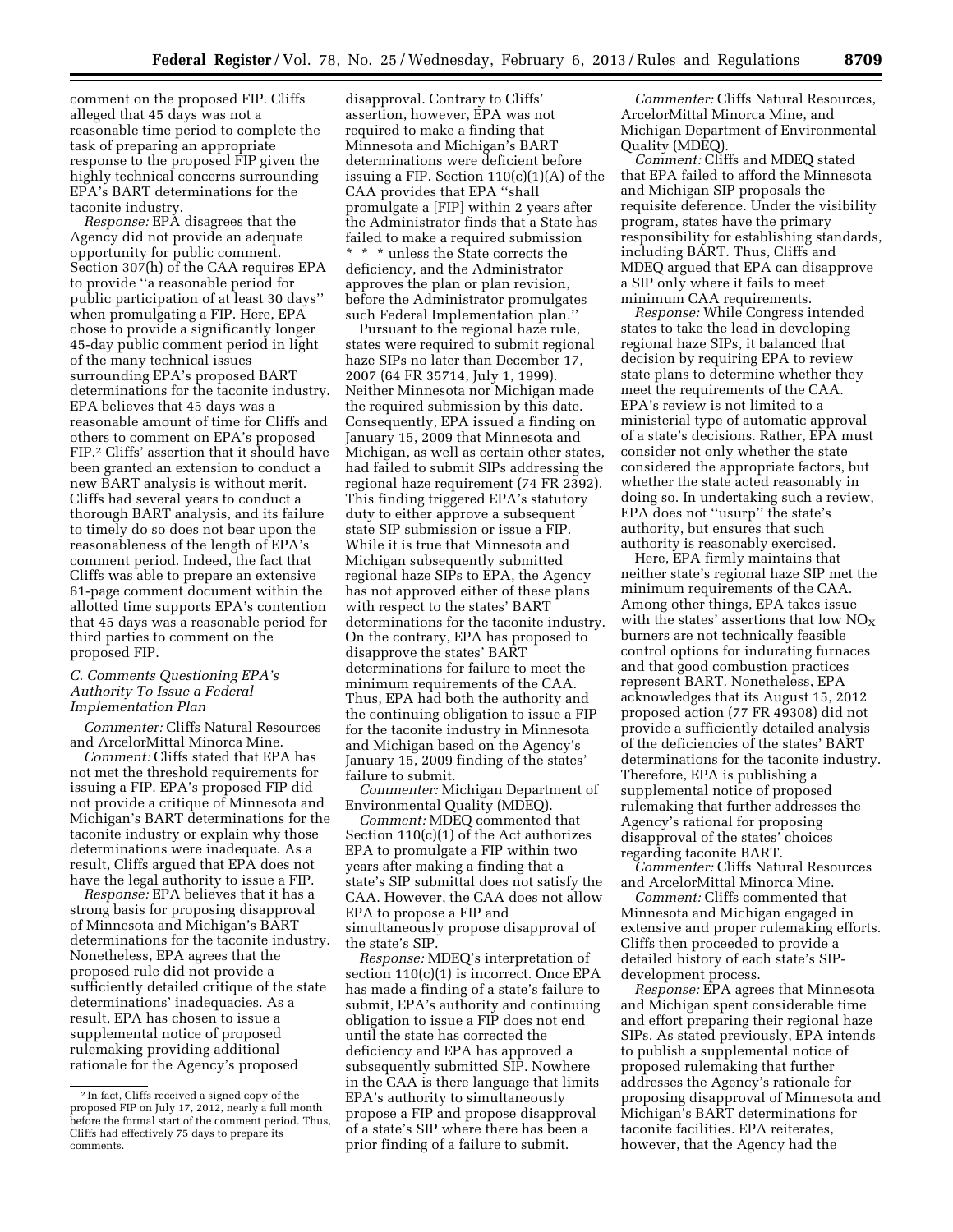comment on the proposed FIP. Cliffs alleged that 45 days was not a reasonable time period to complete the task of preparing an appropriate response to the proposed FIP given the highly technical concerns surrounding EPA's BART determinations for the taconite industry.

*Response:* EPA disagrees that the Agency did not provide an adequate opportunity for public comment. Section 307(h) of the CAA requires EPA to provide ''a reasonable period for public participation of at least 30 days'' when promulgating a FIP. Here, EPA chose to provide a significantly longer 45-day public comment period in light of the many technical issues surrounding EPA's proposed BART determinations for the taconite industry. EPA believes that 45 days was a reasonable amount of time for Cliffs and others to comment on EPA's proposed FIP.[2] Cliffs' assertion that it should have been granted an extension to conduct a new BART analysis is without merit. Cliffs had several years to conduct a thorough BART analysis, and its failure to timely do so does not bear upon the reasonableness of the length of EPA's comment period. Indeed, the fact that Cliffs was able to prepare an extensive 61-page comment document within the allotted time supports EPA's contention that 45 days was a reasonable period for third parties to comment on the proposed FIP.

### C. Comments Questioning EPA's Authority To Issue a Federal Implementation Plan

*Commenter:* Cliffs Natural Resources and ArcelorMittal Minorca Mine.

*Comment:* Cliffs stated that EPA has not met the threshold requirements for issuing a FIP. EPA's proposed FIP did not provide a critique of Minnesota and Michigan's BART determinations for the taconite industry or explain why those determinations were inadequate. As a result, Cliffs argued that EPA does not have the legal authority to issue a FIP.

*Response:* EPA believes that it has a strong basis for proposing disapproval of Minnesota and Michigan's BART determinations for the taconite industry. Nonetheless, EPA agrees that the proposed rule did not provide a sufficiently detailed critique of the state determinations' inadequacies. As a result, EPA has chosen to issue a supplemental notice of proposed rulemaking providing additional rationale for the Agency's proposed disapproval. Contrary to Cliffs' assertion, however, EPA was not required to make a finding that Minnesota and Michigan's BART determinations were deficient before issuing a FIP. Section 110(c)(1)(A) of the CAA provides that EPA ''shall promulgate a [FIP] within 2 years after the Administrator finds that a State has failed to make a required submission * * * unless the State corrects the deficiency, and the Administrator approves the plan or plan revision, before the Administrator promulgates such Federal Implementation plan.''

Pursuant to the regional haze rule, states were required to submit regional haze SIPs no later than December 17, 2007 (64 FR 35714, July 1, 1999). Neither Minnesota nor Michigan made the required submission by this date. Consequently, EPA issued a finding on January 15, 2009 that Minnesota and Michigan, as well as certain other states, had failed to submit SIPs addressing the regional haze requirement (74 FR 2392). This finding triggered EPA's statutory duty to either approve a subsequent state SIP submission or issue a FIP. While it is true that Minnesota and Michigan subsequently submitted regional haze SIPs to EPA, the Agency has not approved either of these plans with respect to the states' BART determinations for the taconite industry. On the contrary, EPA has proposed to disapprove the states' BART determinations for failure to meet the minimum requirements of the CAA. Thus, EPA had both the authority and the continuing obligation to issue a FIP for the taconite industry in Minnesota and Michigan based on the Agency's January 15, 2009 finding of the states' failure to submit.

*Commenter:* Michigan Department of Environmental Quality (MDEQ).

*Comment:* MDEQ commented that Section 110(c)(1) of the Act authorizes EPA to promulgate a FIP within two years after making a finding that a state's SIP submittal does not satisfy the CAA. However, the CAA does not allow EPA to propose a FIP and simultaneously propose disapproval of the state's SIP.

*Response:* MDEQ's interpretation of section 110(c)(1) is incorrect. Once EPA has made a finding of a state's failure to submit, EPA's authority and continuing obligation to issue a FIP does not end until the state has corrected the deficiency and EPA has approved a subsequently submitted SIP. Nowhere in the CAA is there language that limits EPA's authority to simultaneously propose a FIP and propose disapproval of a state's SIP where there has been a prior finding of a failure to submit.

*Commenter:* Cliffs Natural Resources, ArcelorMittal Minorca Mine, and Michigan Department of Environmental Quality (MDEQ).

*Comment:* Cliffs and MDEQ stated that EPA failed to afford the Minnesota and Michigan SIP proposals the requisite deference. Under the visibility program, states have the primary responsibility for establishing standards, including BART. Thus, Cliffs and MDEQ argued that EPA can disapprove a SIP only where it fails to meet minimum CAA requirements.

*Response:* While Congress intended states to take the lead in developing regional haze SIPs, it balanced that decision by requiring EPA to review state plans to determine whether they meet the requirements of the CAA. EPA's review is not limited to a ministerial type of automatic approval of a state's decisions. Rather, EPA must consider not only whether the state considered the appropriate factors, but whether the state acted reasonably in doing so. In undertaking such a review, EPA does not ''usurp'' the state's authority, but ensures that such authority is reasonably exercised.

Here, EPA firmly maintains that neither state's regional haze SIP met the minimum requirements of the CAA. Among other things, EPA takes issue with the states' assertions that low $NO_X$ burners are not technically feasible control options for indurating furnaces and that good combustion practices represent BART. Nonetheless, EPA acknowledges that its August 15, 2012 proposed action (77 FR 49308) did not provide a sufficiently detailed analysis of the deficiencies of the states' BART determinations for the taconite industry. Therefore, EPA is publishing a supplemental notice of proposed rulemaking that further addresses the Agency's rational for proposing disapproval of the states' choices regarding taconite BART.

*Commenter:* Cliffs Natural Resources and ArcelorMittal Minorca Mine.

*Comment:* Cliffs commented that Minnesota and Michigan engaged in extensive and proper rulemaking efforts. Cliffs then proceeded to provide a detailed history of each state's SIP-development process.

*Response:* EPA agrees that Minnesota and Michigan spent considerable time and effort preparing their regional haze SIPs. As stated previously, EPA intends to publish a supplemental notice of proposed rulemaking that further addresses the Agency's rationale for proposing disapproval of Minnesota and Michigan's BART determinations for taconite facilities. EPA reiterates, however, that the Agency had the

[2] In fact, Cliffs received a signed copy of the proposed FIP on July 17, 2012, nearly a full month before the formal start of the comment period. Thus, Cliffs had effectively 75 days to prepare its comments.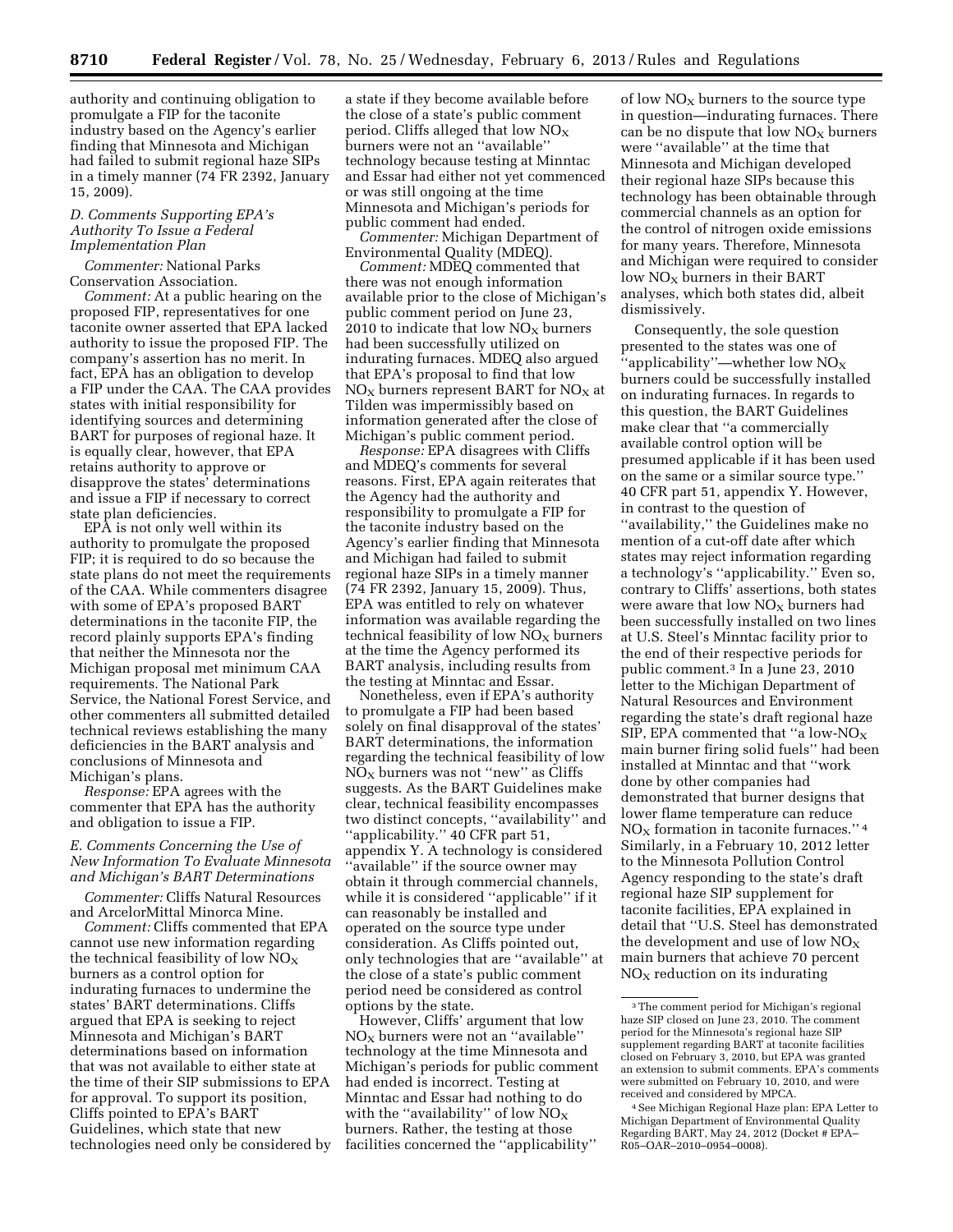authority and continuing obligation to promulgate a FIP for the taconite industry based on the Agency's earlier finding that Minnesota and Michigan had failed to submit regional haze SIPs in a timely manner (74 FR 2392, January 15, 2009).

### D. Comments Supporting EPA's Authority To Issue a Federal Implementation Plan

*Commenter:* National Parks Conservation Association.

*Comment:* At a public hearing on the proposed FIP, representatives for one taconite owner asserted that EPA lacked authority to issue the proposed FIP. The company's assertion has no merit. In fact, EPA has an obligation to develop a FIP under the CAA. The CAA provides states with initial responsibility for identifying sources and determining BART for purposes of regional haze. It is equally clear, however, that EPA retains authority to approve or disapprove the states' determinations and issue a FIP if necessary to correct state plan deficiencies.

EPA is not only well within its authority to promulgate the proposed FIP; it is required to do so because the state plans do not meet the requirements of the CAA. While commenters disagree with some of EPA's proposed BART determinations in the taconite FIP, the record plainly supports EPA's finding that neither the Minnesota nor the Michigan proposal met minimum CAA requirements. The National Park Service, the National Forest Service, and other commenters all submitted detailed technical reviews establishing the many deficiencies in the BART analysis and conclusions of Minnesota and Michigan's plans.

*Response:* EPA agrees with the commenter that EPA has the authority and obligation to issue a FIP.

### E. Comments Concerning the Use of New Information To Evaluate Minnesota and Michigan's BART Determinations

*Commenter:* Cliffs Natural Resources and ArcelorMittal Minorca Mine.

*Comment:* Cliffs commented that EPA cannot use new information regarding the technical feasibility of low $NO_X$ burners as a control option for indurating furnaces to undermine the states' BART determinations. Cliffs argued that EPA is seeking to reject Minnesota and Michigan's BART determinations based on information that was not available to either state at the time of their SIP submissions to EPA for approval. To support its position, Cliffs pointed to EPA's BART Guidelines, which state that new technologies need only be considered by a state if they become available before the close of a state's public comment period. Cliffs alleged that low $NO_X$ burners were not an "available" technology because testing at Minntac and Essar had either not yet commenced or was still ongoing at the time Minnesota and Michigan's periods for public comment had ended.

*Commenter:* Michigan Department of Environmental Quality (MDEQ).

*Comment:* MDEQ commented that there was not enough information available prior to the close of Michigan's public comment period on June 23, 2010 to indicate that low $NO_X$ burners had been successfully utilized on indurating furnaces. MDEQ also argued that EPA's proposal to find that low $NO_X$ burners represent BART for $NO_X$ at Tilden was impermissibly based on information generated after the close of Michigan's public comment period.

*Response:* EPA disagrees with Cliffs and MDEQ's comments for several reasons. First, EPA again reiterates that the Agency had the authority and responsibility to promulgate a FIP for the taconite industry based on the Agency's earlier finding that Minnesota and Michigan had failed to submit regional haze SIPs in a timely manner (74 FR 2392, January 15, 2009). Thus, EPA was entitled to rely on whatever information was available regarding the technical feasibility of low $NO_X$ burners at the time the Agency performed its BART analysis, including results from the testing at Minntac and Essar.

Nonetheless, even if EPA's authority to promulgate a FIP had been based solely on final disapproval of the states' BART determinations, the information regarding the technical feasibility of low $NO_X$ burners was not "new" as Cliffs suggests. As the BART Guidelines make clear, technical feasibility encompasses two distinct concepts, "availability" and "applicability." 40 CFR part 51, appendix Y. A technology is considered "available" if the source owner may obtain it through commercial channels, while it is considered "applicable" if it can reasonably be installed and operated on the source type under consideration. As Cliffs pointed out, only technologies that are "available" at the close of a state's public comment period need be considered as control options by the state.

However, Cliffs' argument that low $NO_X$ burners were not an "available" technology at the time Minnesota and Michigan's periods for public comment had ended is incorrect. Testing at Minntac and Essar had nothing to do with the "availability" of low $NO_X$ burners. Rather, the testing at those facilities concerned the "applicability" of low $NO_X$ burners to the source type in question—indurating furnaces. There can be no dispute that low $NO_X$ burners were "available" at the time that Minnesota and Michigan developed their regional haze SIPs because this technology has been obtainable through commercial channels as an option for the control of nitrogen oxide emissions for many years. Therefore, Minnesota and Michigan were required to consider low $NO_X$ burners in their BART analyses, which both states did, albeit dismissively.

Consequently, the sole question presented to the states was one of "applicability"—whether low $NO_X$ burners could be successfully installed on indurating furnaces. In regards to this question, the BART Guidelines make clear that "a commercially available control option will be presumed applicable if it has been used on the same or a similar source type." 40 CFR part 51, appendix Y. However, in contrast to the question of "availability," the Guidelines make no mention of a cut-off date after which states may reject information regarding a technology's "applicability." Even so, contrary to Cliffs' assertions, both states were aware that low $NO_X$ burners had been successfully installed on two lines at U.S. Steel's Minntac facility prior to the end of their respective periods for public comment.[3] In a June 23, 2010 letter to the Michigan Department of Natural Resources and Environment regarding the state's draft regional haze SIP, EPA commented that "a low-$NO_X$ main burner firing solid fuels" had been installed at Minntac and that "work done by other companies had demonstrated that burner designs that lower flame temperature can reduce $NO_X$ formation in taconite furnaces." [4] Similarly, in a February 10, 2012 letter to the Minnesota Pollution Control Agency responding to the state's draft regional haze SIP supplement for taconite facilities, EPA explained in detail that "U.S. Steel has demonstrated the development and use of low $NO_X$ main burners that achieve 70 percent $NO_X$ reduction on its indurating

[3] The comment period for Michigan's regional haze SIP closed on June 23, 2010. The comment period for the Minnesota's regional haze SIP supplement regarding BART at taconite facilities closed on February 3, 2010, but EPA was granted an extension to submit comments. EPA's comments were submitted on February 10, 2010, and were received and considered by MPCA.

[4] See Michigan Regional Haze plan: EPA Letter to Michigan Department of Environmental Quality Regarding BART, May 24, 2012 (Docket # EPA–R05–OAR–2010–0954–0008).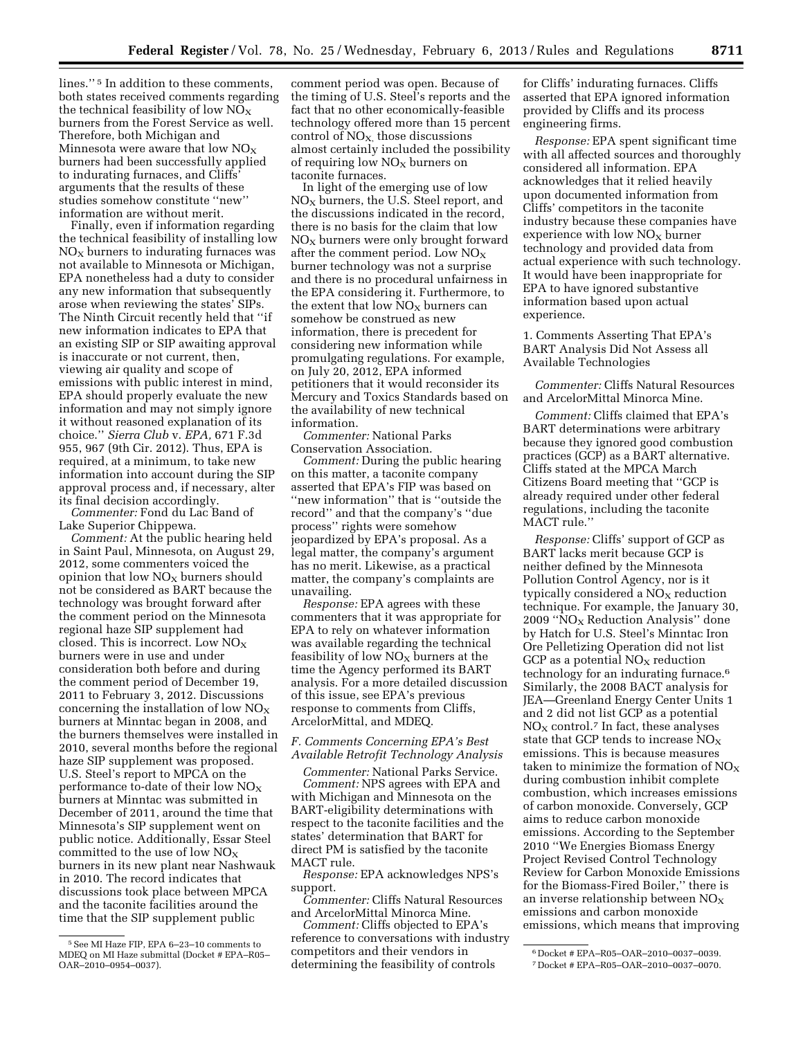lines.''[5] In addition to these comments, both states received comments regarding the technical feasibility of low $NO_X$ burners from the Forest Service as well. Therefore, both Michigan and Minnesota were aware that low $NO_X$ burners had been successfully applied to indurating furnaces, and Cliffs' arguments that the results of these studies somehow constitute ''new'' information are without merit.

Finally, even if information regarding the technical feasibility of installing low $NO_X$ burners to indurating furnaces was not available to Minnesota or Michigan, EPA nonetheless had a duty to consider any new information that subsequently arose when reviewing the states' SIPs. The Ninth Circuit recently held that ''if new information indicates to EPA that an existing SIP or SIP awaiting approval is inaccurate or not current, then, viewing air quality and scope of emissions with public interest in mind, EPA should properly evaluate the new information and may not simply ignore it without reasoned explanation of its choice.'' *Sierra Club* v. *EPA,* 671 F.3d 955, 967 (9th Cir. 2012). Thus, EPA is required, at a minimum, to take new information into account during the SIP approval process and, if necessary, alter its final decision accordingly.

*Commenter:* Fond du Lac Band of Lake Superior Chippewa.

*Comment:* At the public hearing held in Saint Paul, Minnesota, on August 29, 2012, some commenters voiced the opinion that low $NO_X$ burners should not be considered as BART because the technology was brought forward after the comment period on the Minnesota regional haze SIP supplement had closed. This is incorrect. Low $NO_X$ burners were in use and under consideration both before and during the comment period of December 19, 2011 to February 3, 2012. Discussions concerning the installation of low $NO_X$ burners at Minntac began in 2008, and the burners themselves were installed in 2010, several months before the regional haze SIP supplement was proposed. U.S. Steel's report to MPCA on the performance to-date of their low $NO_X$ burners at Minntac was submitted in December of 2011, around the time that Minnesota's SIP supplement went on public notice. Additionally, Essar Steel committed to the use of low $NO_X$ burners in its new plant near Nashwauk in 2010. The record indicates that discussions took place between MPCA and the taconite facilities around the time that the SIP supplement public comment period was open. Because of the timing of U.S. Steel's reports and the fact that no other economically-feasible technology offered more than 15 percent control of $NO_X$, those discussions almost certainly included the possibility of requiring low $NO_X$ burners on taconite furnaces.

In light of the emerging use of low $NO_X$ burners, the U.S. Steel report, and the discussions indicated in the record, there is no basis for the claim that low $NO_X$ burners were only brought forward after the comment period. Low $NO_X$ burner technology was not a surprise and there is no procedural unfairness in the EPA considering it. Furthermore, to the extent that low $NO_X$ burners can somehow be construed as new information, there is precedent for considering new information while promulgating regulations. For example, on July 20, 2012, EPA informed petitioners that it would reconsider its Mercury and Toxics Standards based on the availability of new technical information.

*Commenter:* National Parks Conservation Association.

*Comment:* During the public hearing on this matter, a taconite company asserted that EPA's FIP was based on ''new information'' that is ''outside the record'' and that the company's ''due process'' rights were somehow jeopardized by EPA's proposal. As a legal matter, the company's argument has no merit. Likewise, as a practical matter, the company's complaints are unavailing.

*Response:* EPA agrees with these commenters that it was appropriate for EPA to rely on whatever information was available regarding the technical feasibility of low $NO_X$ burners at the time the Agency performed its BART analysis. For a more detailed discussion of this issue, see EPA's previous response to comments from Cliffs, ArcelorMittal, and MDEQ.

### *F. Comments Concerning EPA's Best Available Retrofit Technology Analysis*

*Commenter:* National Parks Service.

*Comment:* NPS agrees with EPA and with Michigan and Minnesota on the BART-eligibility determinations with respect to the taconite facilities and the states' determination that BART for direct PM is satisfied by the taconite MACT rule.

*Response:* EPA acknowledges NPS's support.

*Commenter:* Cliffs Natural Resources and ArcelorMittal Minorca Mine.

*Comment:* Cliffs objected to EPA's reference to conversations with industry competitors and their vendors in determining the feasibility of controls for Cliffs' indurating furnaces. Cliffs asserted that EPA ignored information provided by Cliffs and its process engineering firms.

*Response:* EPA spent significant time with all affected sources and thoroughly considered all information. EPA acknowledges that it relied heavily upon documented information from Cliffs' competitors in the taconite industry because these companies have experience with low $NO_X$ burner technology and provided data from actual experience with such technology. It would have been inappropriate for EPA to have ignored substantive information based upon actual experience.

#### 1. Comments Asserting That EPA's BART Analysis Did Not Assess all Available Technologies

*Commenter:* Cliffs Natural Resources and ArcelorMittal Minorca Mine.

*Comment:* Cliffs claimed that EPA's BART determinations were arbitrary because they ignored good combustion practices (GCP) as a BART alternative. Cliffs stated at the MPCA March Citizens Board meeting that ''GCP is already required under other federal regulations, including the taconite MACT rule.''

*Response:* Cliffs' support of GCP as BART lacks merit because GCP is neither defined by the Minnesota Pollution Control Agency, nor is it typically considered a $NO_X$ reduction technique. For example, the January 30, 2009 ''$NO_X$ Reduction Analysis'' done by Hatch for U.S. Steel's Minntac Iron Ore Pelletizing Operation did not list GCP as a potential $NO_X$ reduction technology for an indurating furnace.[6] Similarly, the 2008 BACT analysis for JEA—Greenland Energy Center Units 1 and 2 did not list GCP as a potential $NO_X$ control.[7] In fact, these analyses state that GCP tends to increase $NO_X$ emissions. This is because measures taken to minimize the formation of $NO_X$ during combustion inhibit complete combustion, which increases emissions of carbon monoxide. Conversely, GCP aims to reduce carbon monoxide emissions. According to the September 2010 ''We Energies Biomass Energy Project Revised Control Technology Review for Carbon Monoxide Emissions for the Biomass-Fired Boiler,'' there is an inverse relationship between $NO_X$ emissions and carbon monoxide emissions, which means that improving

---

[5] See MI Haze FIP, EPA 6–23–10 comments to MDEQ on MI Haze submittal (Docket # EPA–R05–OAR–2010–0954–0037).

[6] Docket # EPA–R05–OAR–2010–0037–0039.

[7] Docket # EPA–R05–OAR–2010–0037–0070.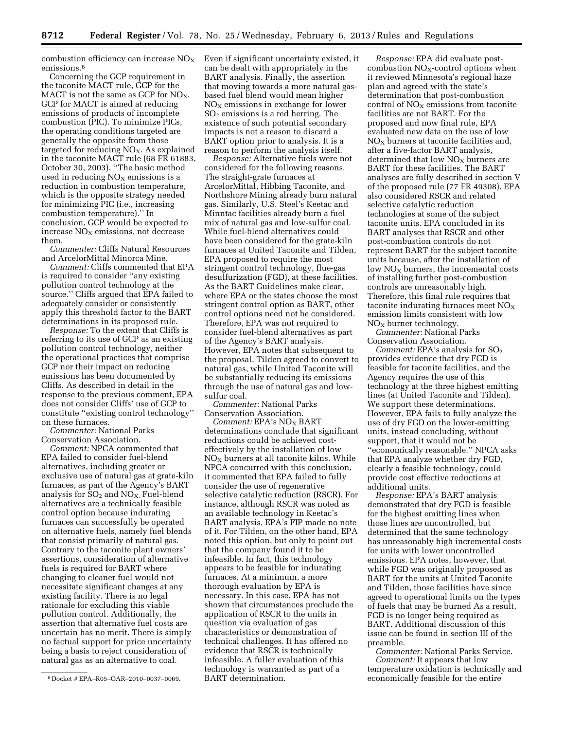combustion efficiency can increase $NO_X$ emissions.[8]

Concerning the GCP requirement in the taconite MACT rule, GCP for the MACT is not the same as GCP for $NO_X$. GCP for MACT is aimed at reducing emissions of products of incomplete combustion (PIC). To minimize PICs, the operating conditions targeted are generally the opposite from those targeted for reducing $NO_X$. As explained in the taconite MACT rule (68 FR 61883, October 30, 2003), ''The basic method used in reducing $NO_X$ emissions is a reduction in combustion temperature, which is the opposite strategy needed for minimizing PIC (i.e., increasing combustion temperature).'' In conclusion, GCP would be expected to increase $NO_X$ emissions, not decrease them.

*Commenter:* Cliffs Natural Resources and ArcelorMittal Minorca Mine.

*Comment:* Cliffs commented that EPA is required to consider ''any existing pollution control technology at the source.'' Cliffs argued that EPA failed to adequately consider or consistently apply this threshold factor to the BART determinations in its proposed rule.

*Response:* To the extent that Cliffs is referring to its use of GCP as an existing pollution control technology, neither the operational practices that comprise GCP nor their impact on reducing emissions has been documented by Cliffs. As described in detail in the response to the previous comment, EPA does not consider Cliffs' use of GCP to constitute ''existing control technology'' on these furnaces.

*Commenter:* National Parks Conservation Association.

*Comment:* NPCA commented that EPA failed to consider fuel-blend alternatives, including greater or exclusive use of natural gas at grate-kiln furnaces, as part of the Agency's BART analysis for $SO_2$ and $NO_X$. Fuel-blend alternatives are a technically feasible control option because indurating furnaces can successfully be operated on alternative fuels, namely fuel blends that consist primarily of natural gas. Contrary to the taconite plant owners' assertions, consideration of alternative fuels is required for BART where changing to cleaner fuel would not necessitate significant changes at any existing facility. There is no legal rationale for excluding this viable pollution control. Additionally, the assertion that alternative fuel costs are uncertain has no merit. There is simply no factual support for price uncertainty being a basis to reject consideration of natural gas as an alternative to coal. Even if significant uncertainty existed, it can be dealt with appropriately in the BART analysis. Finally, the assertion that moving towards a more natural gas-based fuel blend would mean higher $NO_X$ emissions in exchange for lower $SO_2$ emissions is a red herring. The existence of such potential secondary impacts is not a reason to discard a BART option prior to analysis. It is a reason to perform the analysis itself.

*Response:* Alternative fuels were not considered for the following reasons. The straight-grate furnaces at ArcelorMittal, Hibbing Taconite, and Northshore Mining already burn natural gas. Similarly, U.S. Steel's Keetac and Minntac facilities already burn a fuel mix of natural gas and low-sulfur coal. While fuel-blend alternatives could have been considered for the grate-kiln furnaces at United Taconite and Tilden, EPA proposed to require the most stringent control technology, flue-gas desulfurization (FGD), at these facilities. As the BART Guidelines make clear, where EPA or the states choose the most stringent control option as BART, other control options need not be considered. Therefore, EPA was not required to consider fuel-blend alternatives as part of the Agency's BART analysis. However, EPA notes that subsequent to the proposal, Tilden agreed to convert to natural gas, while United Taconite will be substantially reducing its emissions through the use of natural gas and low-sulfur coal.

*Commenter:* National Parks Conservation Association.

*Comment:* EPA's $NO_X$ BART determinations conclude that significant reductions could be achieved cost-effectively by the installation of low $NO_X$ burners at all taconite kilns. While NPCA concurred with this conclusion, it commented that EPA failed to fully consider the use of regenerative selective catalytic reduction (RSCR). For instance, although RSCR was noted as an available technology in Keetac's BART analysis, EPA's FIP made no note of it. For Tilden, on the other hand, EPA noted this option, but only to point out that the company found it to be infeasible. In fact, this technology appears to be feasible for indurating furnaces. At a minimum, a more thorough evaluation by EPA is necessary. In this case, EPA has not shown that circumstances preclude the application of RSCR to the units in question via evaluation of gas characteristics or demonstration of technical challenges. It has offered no evidence that RSCR is technically infeasible. A fuller evaluation of this technology is warranted as part of a BART determination.

*Response:* EPA did evaluate post-combustion $NO_X$-control options when it reviewed Minnesota's regional haze plan and agreed with the state's determination that post-combustion control of $NO_X$ emissions from taconite facilities are not BART. For the proposed and now final rule, EPA evaluated new data on the use of low $NO_X$ burners at taconite facilities and, after a five-factor BART analysis, determined that low $NO_X$ burners are BART for these facilities. The BART analyses are fully described in section V of the proposed rule (77 FR 49308). EPA also considered RSCR and related selective catalytic reduction technologies at some of the subject taconite units. EPA concluded in its BART analyses that RSCR and other post-combustion controls do not represent BART for the subject taconite units because, after the installation of low $NO_X$ burners, the incremental costs of installing further post-combustion controls are unreasonably high. Therefore, this final rule requires that taconite indurating furnaces meet $NO_X$ emission limits consistent with low $NO_X$ burner technology.

*Commenter:* National Parks Conservation Association.

*Comment:* EPA's analysis for $SO_2$ provides evidence that dry FGD is feasible for taconite facilities, and the Agency requires the use of this technology at the three highest emitting lines (at United Taconite and Tilden). We support these determinations. However, EPA fails to fully analyze the use of dry FGD on the lower-emitting units, instead concluding, without support, that it would not be ''economically reasonable.'' NPCA asks that EPA analyze whether dry FGD, clearly a feasible technology, could provide cost effective reductions at additional units.

*Response:* EPA's BART analysis demonstrated that dry FGD is feasible for the highest emitting lines when those lines are uncontrolled, but determined that the same technology has unreasonably high incremental costs for units with lower uncontrolled emissions. EPA notes, however, that while FGD was originally proposed as BART for the units at United Taconite and Tilden, those facilities have since agreed to operational limits on the types of fuels that may be burned As a result, FGD is no longer being required as BART. Additional discussion of this issue can be found in section III of the preamble.

*Commenter:* National Parks Service.

*Comment:* It appears that low temperature oxidation is technically and economically feasible for the entire

[8] Docket # EPA–R05–OAR–2010–0037–0069.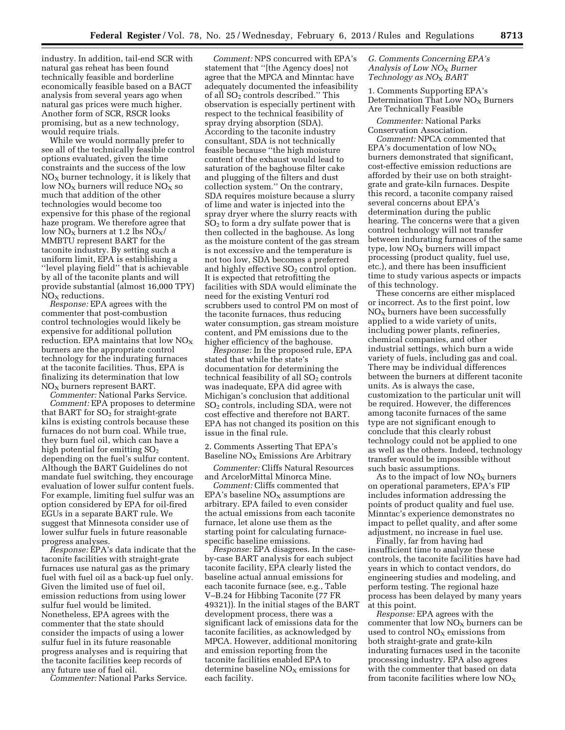industry. In addition, tail-end SCR with natural gas reheat has been found technically feasible and borderline economically feasible based on a BACT analysis from several years ago when natural gas prices were much higher. Another form of SCR, RSCR looks promising, but as a new technology, would require trials.

While we would normally prefer to see all of the technically feasible control options evaluated, given the time constraints and the success of the low $NO_X$ burner technology, it is likely that low $NO_X$ burners will reduce $NO_X$ so much that addition of the other technologies would become too expensive for this phase of the regional haze program. We therefore agree that low $NO_X$ burners at 1.2 lbs $NO_X$/MMBTU represent BART for the taconite industry. By setting such a uniform limit, EPA is establishing a ''level playing field'' that is achievable by all of the taconite plants and will provide substantial (almost 16,000 TPY) $NO_X$ reductions.

*Response:* EPA agrees with the commenter that post-combustion control technologies would likely be expensive for additional pollution reduction. EPA maintains that low $NO_X$ burners are the appropriate control technology for the indurating furnaces at the taconite facilities. Thus, EPA is finalizing its determination that low $NO_X$ burners represent BART.

*Commenter:* National Parks Service.

*Comment:* EPA proposes to determine that BART for $SO_2$ for straight-grate kilns is existing controls because these furnaces do not burn coal. While true, they burn fuel oil, which can have a high potential for emitting $SO_2$ depending on the fuel's sulfur content. Although the BART Guidelines do not mandate fuel switching, they encourage evaluation of lower sulfur content fuels. For example, limiting fuel sulfur was an option considered by EPA for oil-fired EGUs in a separate BART rule. We suggest that Minnesota consider use of lower sulfur fuels in future reasonable progress analyses.

*Response:* EPA's data indicate that the taconite facilities with straight-grate furnaces use natural gas as the primary fuel with fuel oil as a back-up fuel only. Given the limited use of fuel oil, emission reductions from using lower sulfur fuel would be limited. Nonetheless, EPA agrees with the commenter that the state should consider the impacts of using a lower sulfur fuel in its future reasonable progress analyses and is requiring that the taconite facilities keep records of any future use of fuel oil.

*Commenter:* National Parks Service.

*Comment:* NPS concurred with EPA's statement that ''[the Agency does] not agree that the MPCA and Minntac have adequately documented the infeasibility of all $SO_2$ controls described.'' This observation is especially pertinent with respect to the technical feasibility of spray drying absorption (SDA). According to the taconite industry consultant, SDA is not technically feasible because ''the high moisture content of the exhaust would lead to saturation of the baghouse filter cake and plugging of the filters and dust collection system.'' On the contrary, SDA requires moisture because a slurry of lime and water is injected into the spray dryer where the slurry reacts with $SO_2$ to form a dry sulfate power that is then collected in the baghouse. As long as the moisture content of the gas stream is not excessive and the temperature is not too low, SDA becomes a preferred and highly effective $SO_2$ control option. It is expected that retrofitting the facilities with SDA would eliminate the need for the existing Venturi rod scrubbers used to control PM on most of the taconite furnaces, thus reducing water consumption, gas stream moisture content, and PM emissions due to the higher efficiency of the baghouse.

*Response:* In the proposed rule, EPA stated that while the state's documentation for determining the technical feasibility of all $SO_2$ controls was inadequate, EPA did agree with Michigan's conclusion that additional $SO_2$ controls, including SDA, were not cost effective and therefore not BART. EPA has not changed its position on this issue in the final rule.

2. Comments Asserting That EPA's Baseline $NO_X$ Emissions Are Arbitrary

*Commenter:* Cliffs Natural Resources and ArcelorMittal Minorca Mine.

*Comment:* Cliffs commented that EPA's baseline $NO_X$ assumptions are arbitrary. EPA failed to even consider the actual emissions from each taconite furnace, let alone use them as the starting point for calculating furnace-specific baseline emissions.

*Response:* EPA disagrees. In the case-by-case BART analysis for each subject taconite facility, EPA clearly listed the baseline actual annual emissions for each taconite furnace (see, e.g., Table V–B.24 for Hibbing Taconite (77 FR 49321)). In the initial stages of the BART development process, there was a significant lack of emissions data for the taconite facilities, as acknowledged by MPCA. However, additional monitoring and emission reporting from the taconite facilities enabled EPA to determine baseline $NO_X$ emissions for each facility.

### *G. Comments Concerning EPA's Analysis of Low $NO_X$ Burner Technology as $NO_X$ BART*

1. Comments Supporting EPA's Determination That Low $NO_X$ Burners Are Technically Feasible

*Commenter:* National Parks Conservation Association.

*Comment:* NPCA commented that EPA's documentation of low $NO_X$ burners demonstrated that significant, cost-effective emission reductions are afforded by their use on both straight-grate and grate-kiln furnaces. Despite this record, a taconite company raised several concerns about EPA's determination during the public hearing. The concerns were that a given control technology will not transfer between indurating furnaces of the same type, low $NO_X$ burners will impact processing (product quality, fuel use, etc.), and there has been insufficient time to study various aspects or impacts of this technology.

These concerns are either misplaced or incorrect. As to the first point, low $NO_X$ burners have been successfully applied to a wide variety of units, including power plants, refineries, chemical companies, and other industrial settings, which burn a wide variety of fuels, including gas and coal. There may be individual differences between the burners at different taconite units. As is always the case, customization to the particular unit will be required. However, the differences among taconite furnaces of the same type are not significant enough to conclude that this clearly robust technology could not be applied to one as well as the others. Indeed, technology transfer would be impossible without such basic assumptions.

As to the impact of low $NO_X$ burners on operational parameters, EPA's FIP includes information addressing the points of product quality and fuel use. Minntac's experience demonstrates no impact to pellet quality, and after some adjustment, no increase in fuel use.

Finally, far from having had insufficient time to analyze these controls, the taconite facilities have had years in which to contact vendors, do engineering studies and modeling, and perform testing. The regional haze process has been delayed by many years at this point.

*Response:* EPA agrees with the commenter that low $NO_X$ burners can be used to control $NO_X$ emissions from both straight-grate and grate-kiln indurating furnaces used in the taconite processing industry. EPA also agrees with the commenter that based on data from taconite facilities where low $NO_X$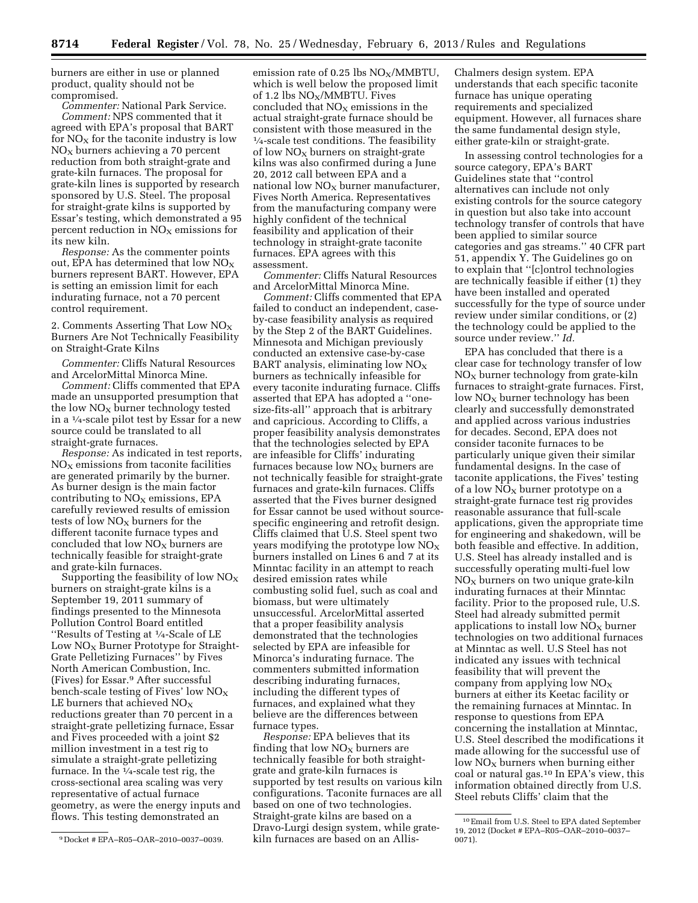burners are either in use or planned product, quality should not be compromised.

*Commenter:* National Park Service.

*Comment:* NPS commented that it agreed with EPA's proposal that BART for $NO_X$ for the taconite industry is low $NO_X$ burners achieving a 70 percent reduction from both straight-grate and grate-kiln furnaces. The proposal for grate-kiln lines is supported by research sponsored by U.S. Steel. The proposal for straight-grate kilns is supported by Essar's testing, which demonstrated a 95 percent reduction in $NO_X$ emissions for its new kiln.

*Response:* As the commenter points out, EPA has determined that low $NO_X$ burners represent BART. However, EPA is setting an emission limit for each indurating furnace, not a 70 percent control requirement.

2. Comments Asserting That Low $NO_X$ Burners Are Not Technically Feasibility on Straight-Grate Kilns

*Commenter:* Cliffs Natural Resources and ArcelorMittal Minorca Mine.

*Comment:* Cliffs commented that EPA made an unsupported presumption that the low $NO_X$ burner technology tested in a ¼-scale pilot test by Essar for a new source could be translated to all straight-grate furnaces.

*Response:* As indicated in test reports, $NO_X$ emissions from taconite facilities are generated primarily by the burner. As burner design is the main factor contributing to $NO_X$ emissions, EPA carefully reviewed results of emission tests of low $NO_X$ burners for the different taconite furnace types and concluded that low $NO_X$ burners are technically feasible for straight-grate and grate-kiln furnaces.

Supporting the feasibility of low $NO_X$ burners on straight-grate kilns is a September 19, 2011 summary of findings presented to the Minnesota Pollution Control Board entitled "Results of Testing at ¼-Scale of LE Low $NO_X$ Burner Prototype for Straight-Grate Pelletizing Furnaces" by Fives North American Combustion, Inc. (Fives) for Essar.[9] After successful bench-scale testing of Fives' low $NO_X$ LE burners that achieved $NO_X$ reductions greater than 70 percent in a straight-grate pelletizing furnace, Essar and Fives proceeded with a joint $2 million investment in a test rig to simulate a straight-grate pelletizing furnace. In the ¼-scale test rig, the cross-sectional area scaling was very representative of actual furnace geometry, as were the energy inputs and flows. This testing demonstrated an emission rate of 0.25 lbs $NO_X$/MMBTU, which is well below the proposed limit of 1.2 lbs $NO_X$/MMBTU. Fives concluded that $NO_X$ emissions in the actual straight-grate furnace should be consistent with those measured in the ¼-scale test conditions. The feasibility of low $NO_X$ burners on straight-grate kilns was also confirmed during a June 20, 2012 call between EPA and a national low $NO_X$ burner manufacturer, Fives North America. Representatives from the manufacturing company were highly confident of the technical feasibility and application of their technology in straight-grate taconite furnaces. EPA agrees with this assessment.

*Commenter:* Cliffs Natural Resources and ArcelorMittal Minorca Mine.

*Comment:* Cliffs commented that EPA failed to conduct an independent, case-by-case feasibility analysis as required by the Step 2 of the BART Guidelines. Minnesota and Michigan previously conducted an extensive case-by-case BART analysis, eliminating low $NO_X$ burners as technically infeasible for every taconite indurating furnace. Cliffs asserted that EPA has adopted a "one-size-fits-all" approach that is arbitrary and capricious. According to Cliffs, a proper feasibility analysis demonstrates that the technologies selected by EPA are infeasible for Cliffs' indurating furnaces because low $NO_X$ burners are not technically feasible for straight-grate furnaces and grate-kiln furnaces. Cliffs asserted that the Fives burner designed for Essar cannot be used without source-specific engineering and retrofit design. Cliffs claimed that U.S. Steel spent two years modifying the prototype low $NO_X$ burners installed on Lines 6 and 7 at its Minntac facility in an attempt to reach desired emission rates while combusting solid fuel, such as coal and biomass, but were ultimately unsuccessful. ArcelorMittal asserted that a proper feasibility analysis demonstrated that the technologies selected by EPA are infeasible for Minorca's indurating furnace. The commenters submitted information describing indurating furnaces, including the different types of furnaces, and explained what they believe are the differences between furnace types.

*Response:* EPA believes that its finding that low $NO_X$ burners are technically feasible for both straight-grate and grate-kiln furnaces is supported by test results on various kiln configurations. Taconite furnaces are all based on one of two technologies. Straight-grate kilns are based on a Dravo-Lurgi design system, while grate-kiln furnaces are based on an Allis-Chalmers design system. EPA understands that each specific taconite furnace has unique operating requirements and specialized equipment. However, all furnaces share the same fundamental design style, either grate-kiln or straight-grate.

In assessing control technologies for a source category, EPA's BART Guidelines state that "control alternatives can include not only existing controls for the source category in question but also take into account technology transfer of controls that have been applied to similar source categories and gas streams." 40 CFR part 51, appendix Y. The Guidelines go on to explain that "[c]ontrol technologies are technically feasible if either (1) they have been installed and operated successfully for the type of source under review under similar conditions, or (2) the technology could be applied to the source under review." *Id.*

EPA has concluded that there is a clear case for technology transfer of low $NO_X$ burner technology from grate-kiln furnaces to straight-grate furnaces. First, low $NO_X$ burner technology has been clearly and successfully demonstrated and applied across various industries for decades. Second, EPA does not consider taconite furnaces to be particularly unique given their similar fundamental designs. In the case of taconite applications, the Fives' testing of a low $NO_X$ burner prototype on a straight-grate furnace test rig provides reasonable assurance that full-scale applications, given the appropriate time for engineering and shakedown, will be both feasible and effective. In addition, U.S. Steel has already installed and is successfully operating multi-fuel low $NO_X$ burners on two unique grate-kiln indurating furnaces at their Minntac facility. Prior to the proposed rule, U.S. Steel had already submitted permit applications to install low $NO_X$ burner technologies on two additional furnaces at Minntac as well. U.S Steel has not indicated any issues with technical feasibility that will prevent the company from applying low $NO_X$ burners at either its Keetac facility or the remaining furnaces at Minntac. In response to questions from EPA concerning the installation at Minntac, U.S. Steel described the modifications it made allowing for the successful use of low $NO_X$ burners when burning either coal or natural gas.[10] In EPA's view, this information obtained directly from U.S. Steel rebuts Cliffs' claim that the

[9] Docket # EPA–R05–OAR–2010–0037–0039.

[10] Email from U.S. Steel to EPA dated September 19, 2012 (Docket # EPA–R05–OAR–2010–0037–0071).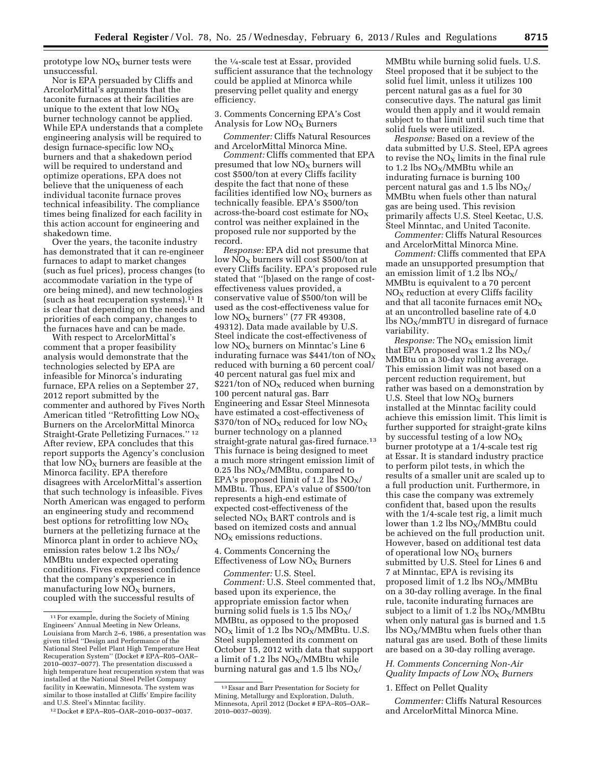prototype low $NO_X$ burner tests were unsuccessful.

Nor is EPA persuaded by Cliffs and ArcelorMittal's arguments that the taconite furnaces at their facilities are unique to the extent that low $NO_X$ burner technology cannot be applied. While EPA understands that a complete engineering analysis will be required to design furnace-specific low $NO_X$ burners and that a shakedown period will be required to understand and optimize operations, EPA does not believe that the uniqueness of each individual taconite furnace proves technical infeasibility. The compliance times being finalized for each facility in this action account for engineering and shakedown time.

Over the years, the taconite industry has demonstrated that it can re-engineer furnaces to adapt to market changes (such as fuel prices), process changes (to accommodate variation in the type of ore being mined), and new technologies (such as heat recuperation systems).[11] It is clear that depending on the needs and priorities of each company, changes to the furnaces have and can be made.

With respect to ArcelorMittal's comment that a proper feasibility analysis would demonstrate that the technologies selected by EPA are infeasible for Minorca's indurating furnace, EPA relies on a September 27, 2012 report submitted by the commenter and authored by Fives North American titled ''Retrofitting Low $NO_X$ Burners on the ArcelorMittal Minorca Straight-Grate Pelletizing Furnaces.''[12] After review, EPA concludes that this report supports the Agency's conclusion that low $NO_X$ burners are feasible at the Minorca facility. EPA therefore disagrees with ArcelorMittal's assertion that such technology is infeasible. Fives North American was engaged to perform an engineering study and recommend best options for retrofitting low $NO_X$ burners at the pelletizing furnace at the Minorca plant in order to achieve $NO_X$ emission rates below 1.2 lbs $NO_X$/MMBtu under expected operating conditions. Fives expressed confidence that the company's experience in manufacturing low $NO_X$ burners, coupled with the successful results of the ¼-scale test at Essar, provided sufficient assurance that the technology could be applied at Minorca while preserving pellet quality and energy efficiency.

3. Comments Concerning EPA's Cost Analysis for Low $NO_X$ Burners

*Commenter:* Cliffs Natural Resources and ArcelorMittal Minorca Mine.

*Comment:* Cliffs commented that EPA presumed that low $NO_X$ burners will cost $500/ton at every Cliffs facility despite the fact that none of these facilities identified low $NO_X$ burners as technically feasible. EPA's $500/ton across-the-board cost estimate for $NO_X$ control was neither explained in the proposed rule nor supported by the record.

*Response:* EPA did not presume that low $NO_X$ burners will cost $500/ton at every Cliffs facility. EPA's proposed rule stated that ''[b]ased on the range of cost-effectiveness values provided, a conservative value of $500/ton will be used as the cost-effectiveness value for low $NO_X$ burners'' (77 FR 49308, 49312). Data made available by U.S. Steel indicate the cost-effectiveness of low $NO_X$ burners on Minntac's Line 6 indurating furnace was $441/ton of $NO_X$ reduced with burning a 60 percent coal/40 percent natural gas fuel mix and $221/ton of $NO_X$ reduced when burning 100 percent natural gas. Barr Engineering and Essar Steel Minnesota have estimated a cost-effectiveness of $370/ton of $NO_X$ reduced for low $NO_X$ burner technology on a planned straight-grate natural gas-fired furnace.[13] This furnace is being designed to meet a much more stringent emission limit of 0.25 lbs $NO_X$/MMBtu, compared to EPA's proposed limit of 1.2 lbs $NO_X$/MMBtu. Thus, EPA's value of $500/ton represents a high-end estimate of expected cost-effectiveness of the selected $NO_X$ BART controls and is based on itemized costs and annual $NO_X$ emissions reductions.

4. Comments Concerning the Effectiveness of Low $NO_X$ Burners

*Commenter:* U.S. Steel.

*Comment:* U.S. Steel commented that, based upon its experience, the appropriate emission factor when burning solid fuels is 1.5 lbs $NO_X$/MMBtu, as opposed to the proposed $NO_X$ limit of 1.2 lbs $NO_X$/MMBtu. U.S. Steel supplemented its comment on October 15, 2012 with data that support a limit of 1.2 lbs $NO_X$/MMBtu while burning natural gas and 1.5 lbs $NO_X$/MMBtu while burning solid fuels. U.S. Steel proposed that it be subject to the solid fuel limit, unless it utilizes 100 percent natural gas as a fuel for 30 consecutive days. The natural gas limit would then apply and it would remain subject to that limit until such time that solid fuels were utilized.

*Response:* Based on a review of the data submitted by U.S. Steel, EPA agrees to revise the $NO_X$ limits in the final rule to 1.2 lbs $NO_X$/MMBtu while an indurating furnace is burning 100 percent natural gas and 1.5 lbs $NO_X$/MMBtu when fuels other than natural gas are being used. This revision primarily affects U.S. Steel Keetac, U.S. Steel Minntac, and United Taconite.

*Commenter:* Cliffs Natural Resources and ArcelorMittal Minorca Mine.

*Comment:* Cliffs commented that EPA made an unsupported presumption that an emission limit of 1.2 lbs $NO_X$/MMBtu is equivalent to a 70 percent $NO_X$ reduction at every Cliffs facility and that all taconite furnaces emit $NO_X$ at an uncontrolled baseline rate of 4.0 lbs $NO_X$/mmBTU in disregard of furnace variability.

*Response:* The $NO_X$ emission limit that EPA proposed was 1.2 lbs $NO_X$/MMBtu on a 30-day rolling average. This emission limit was not based on a percent reduction requirement, but rather was based on a demonstration by U.S. Steel that low $NO_X$ burners installed at the Minntac facility could achieve this emission limit. This limit is further supported for straight-grate kilns by successful testing of a low $NO_X$ burner prototype at a 1/4-scale test rig at Essar. It is standard industry practice to perform pilot tests, in which the results of a smaller unit are scaled up to a full production unit. Furthermore, in this case the company was extremely confident that, based upon the results with the 1/4-scale test rig, a limit much lower than 1.2 lbs $NO_X$/MMBtu could be achieved on the full production unit. However, based on additional test data of operational low $NO_X$ burners submitted by U.S. Steel for Lines 6 and 7 at Minntac, EPA is revising its proposed limit of 1.2 lbs $NO_X$/MMBtu on a 30-day rolling average. In the final rule, taconite indurating furnaces are subject to a limit of 1.2 lbs $NO_X$/MMBtu when only natural gas is burned and 1.5 lbs $NO_X$/MMBtu when fuels other than natural gas are used. Both of these limits are based on a 30-day rolling average.

*H. Comments Concerning Non-Air Quality Impacts of Low $NO_X$ Burners*

1. Effect on Pellet Quality

*Commenter:* Cliffs Natural Resources and ArcelorMittal Minorca Mine.

---

[11] For example, during the Society of Mining Engineers' Annual Meeting in New Orleans, Louisiana from March 2–6, 1986, a presentation was given titled ''Design and Performance of the National Steel Pellet Plant High Temperature Heat Recuperation System'' (Docket # EPA–R05–OAR–2010–0037–0077). The presentation discussed a high temperature heat recuperation system that was installed at the National Steel Pellet Company facility in Keewatin, Minnesota. The system was similar to those installed at Cliffs' Empire facility and U.S. Steel's Minntac facility.

[12] Docket # EPA–R05–OAR–2010–0037–0037.

[13] Essar and Barr Presentation for Society for Mining, Metallurgy and Exploration, Duluth, Minnesota, April 2012 (Docket # EPA–R05–OAR–2010–0037–0039).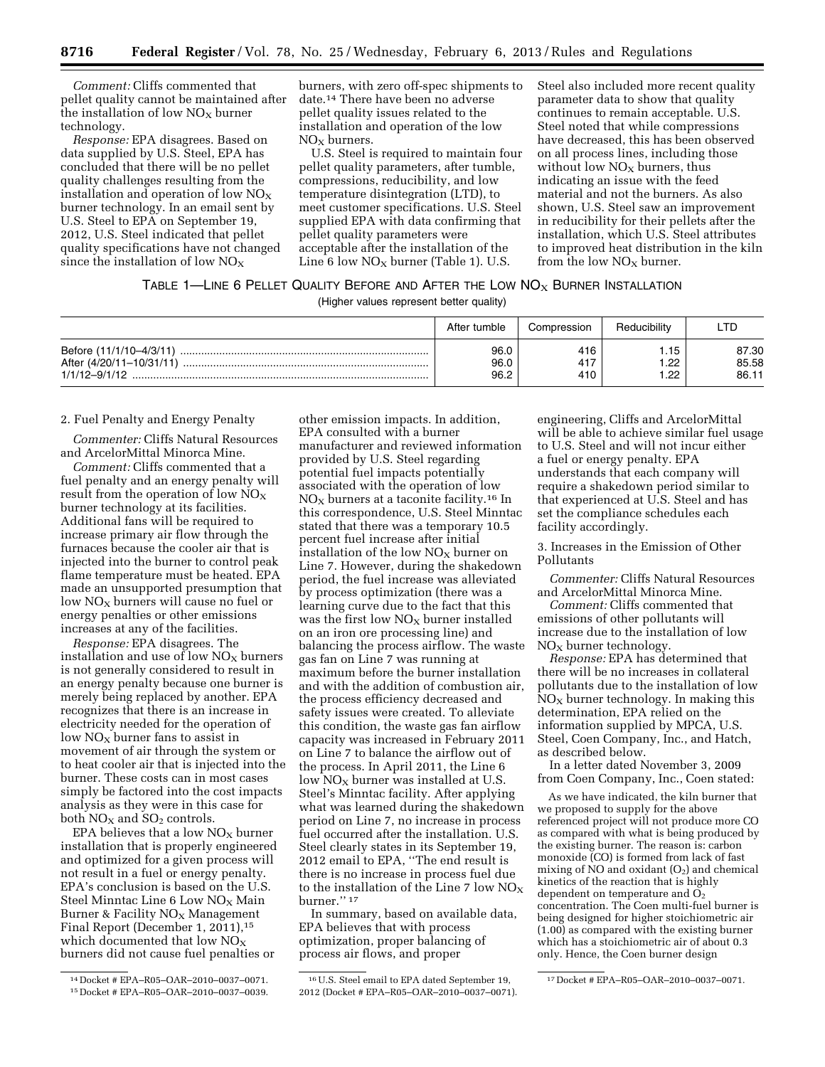*Comment:* Cliffs commented that pellet quality cannot be maintained after the installation of low $NO_X$ burner technology.

*Response:* EPA disagrees. Based on data supplied by U.S. Steel, EPA has concluded that there will be no pellet quality challenges resulting from the installation and operation of low $NO_X$ burner technology. In an email sent by U.S. Steel to EPA on September 19, 2012, U.S. Steel indicated that pellet quality specifications have not changed since the installation of low $NO_X$ burners, with zero off-spec shipments to date.[14] There have been no adverse pellet quality issues related to the installation and operation of the low $NO_X$ burners.

U.S. Steel is required to maintain four pellet quality parameters, after tumble, compressions, reducibility, and low temperature disintegration (LTD), to meet customer specifications. U.S. Steel supplied EPA with data confirming that pellet quality parameters were acceptable after the installation of the Line 6 low $NO_X$ burner (Table 1). U.S. Steel also included more recent quality parameter data to show that quality continues to remain acceptable. U.S. Steel noted that while compressions have decreased, this has been observed on all process lines, including those without low $NO_X$ burners, thus indicating an issue with the feed material and not the burners. As also shown, U.S. Steel saw an improvement in reducibility for their pellets after the installation, which U.S. Steel attributes to improved heat distribution in the kiln from the low $NO_X$ burner.

TABLE 1—LINE 6 PELLET QUALITY BEFORE AND AFTER THE LOW $NO_X$ BURNER INSTALLATION

(Higher values represent better quality)

| | After tumble | Compression | Reducibility | LTD |
|---|---|---|---|---|
| Before (11/1/10–4/3/11) | 96.0 | 416 | 1.15 | 87.30 |
| After (4/20/11–10/31/11) | 96.0 | 417 | 1.22 | 85.58 |
| 1/1/12–9/1/12 | 96.2 | 410 | 1.22 | 86.11 |

2. Fuel Penalty and Energy Penalty

*Commenter:* Cliffs Natural Resources and ArcelorMittal Minorca Mine.

*Comment:* Cliffs commented that a fuel penalty and an energy penalty will result from the operation of low $NO_X$ burner technology at its facilities. Additional fans will be required to increase primary air flow through the furnaces because the cooler air that is injected into the burner to control peak flame temperature must be heated. EPA made an unsupported presumption that low $NO_X$ burners will cause no fuel or energy penalties or other emissions increases at any of the facilities.

*Response:* EPA disagrees. The installation and use of low $NO_X$ burners is not generally considered to result in an energy penalty because one burner is merely being replaced by another. EPA recognizes that there is an increase in electricity needed for the operation of low $NO_X$ burner fans to assist in movement of air through the system or to heat cooler air that is injected into the burner. These costs can in most cases simply be factored into the cost impacts analysis as they were in this case for both $NO_X$ and $SO_2$ controls.

EPA believes that a low $NO_X$ burner installation that is properly engineered and optimized for a given process will not result in a fuel or energy penalty. EPA's conclusion is based on the U.S. Steel Minntac Line 6 Low $NO_X$ Main Burner & Facility $NO_X$ Management Final Report (December 1, 2011),[15] which documented that low $NO_X$ burners did not cause fuel penalties or other emission impacts. In addition, EPA consulted with a burner manufacturer and reviewed information provided by U.S. Steel regarding potential fuel impacts potentially associated with the operation of low $NO_X$ burners at a taconite facility.[16] In this correspondence, U.S. Steel Minntac stated that there was a temporary 10.5 percent fuel increase after initial installation of the low $NO_X$ burner on Line 7. However, during the shakedown period, the fuel increase was alleviated by process optimization (there was a learning curve due to the fact that this was the first low $NO_X$ burner installed on an iron ore processing line) and balancing the process airflow. The waste gas fan on Line 7 was running at maximum before the burner installation and with the addition of combustion air, the process efficiency decreased and safety issues were created. To alleviate this condition, the waste gas fan airflow capacity was increased in February 2011 on Line 7 to balance the airflow out of the process. In April 2011, the Line 6 low $NO_X$ burner was installed at U.S. Steel's Minntac facility. After applying what was learned during the shakedown period on Line 7, no increase in process fuel occurred after the installation. U.S. Steel clearly states in its September 19, 2012 email to EPA, "The end result is there is no increase in process fuel due to the installation of the Line 7 low $NO_X$ burner."[17]

In summary, based on available data, EPA believes that with process optimization, proper balancing of process air flows, and proper engineering, Cliffs and ArcelorMittal will be able to achieve similar fuel usage to U.S. Steel and will not incur either a fuel or energy penalty. EPA understands that each company will require a shakedown period similar to that experienced at U.S. Steel and has set the compliance schedules each facility accordingly.

3. Increases in the Emission of Other Pollutants

*Commenter:* Cliffs Natural Resources and ArcelorMittal Minorca Mine.

*Comment:* Cliffs commented that emissions of other pollutants will increase due to the installation of low $NO_X$ burner technology.

*Response:* EPA has determined that there will be no increases in collateral pollutants due to the installation of low $NO_X$ burner technology. In making this determination, EPA relied on the information supplied by MPCA, U.S. Steel, Coen Company, Inc., and Hatch, as described below.

In a letter dated November 3, 2009 from Coen Company, Inc., Coen stated:

> As we have indicated, the kiln burner that we proposed to supply for the above referenced project will not produce more CO as compared with what is being produced by the existing burner. The reason is: carbon monoxide (CO) is formed from lack of fast mixing of NO and oxidant ($O_2$) and chemical kinetics of the reaction that is highly dependent on temperature and $O_2$ concentration. The Coen multi-fuel burner is being designed for higher stoichiometric air (1.00) as compared with the existing burner which has a stoichiometric air of about 0.3 only. Hence, the Coen burner design

[14] Docket # EPA–R05–OAR–2010–0037–0071.

[15] Docket # EPA–R05–OAR–2010–0037–0039.

[16] U.S. Steel email to EPA dated September 19, 2012 (Docket # EPA–R05–OAR–2010–0037–0071).

[17] Docket # EPA–R05–OAR–2010–0037–0071.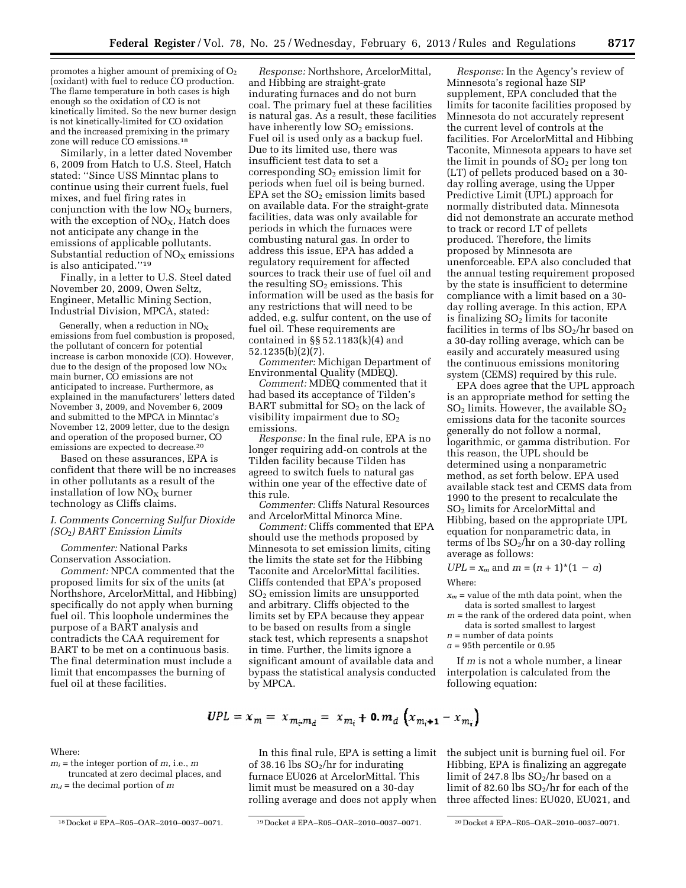promotes a higher amount of premixing of $O_2$ (oxidant) with fuel to reduce CO production. The flame temperature in both cases is high enough so the oxidation of CO is not kinetically limited. So the new burner design is not kinetically-limited for CO oxidation and the increased premixing in the primary zone will reduce CO emissions.[18]

Similarly, in a letter dated November 6, 2009 from Hatch to U.S. Steel, Hatch stated: ''Since USS Minntac plans to continue using their current fuels, fuel mixes, and fuel firing rates in conjunction with the low $NO_X$ burners, with the exception of $NO_X$, Hatch does not anticipate any change in the emissions of applicable pollutants. Substantial reduction of $NO_X$ emissions is also anticipated.''[19]

Finally, in a letter to U.S. Steel dated November 20, 2009, Owen Seltz, Engineer, Metallic Mining Section, Industrial Division, MPCA, stated:

> Generally, when a reduction in $NO_X$ emissions from fuel combustion is proposed, the pollutant of concern for potential increase is carbon monoxide (CO). However, due to the design of the proposed low $NO_X$ main burner, CO emissions are not anticipated to increase. Furthermore, as explained in the manufacturers' letters dated November 3, 2009, and November 6, 2009 and submitted to the MPCA in Minntac's November 12, 2009 letter, due to the design and operation of the proposed burner, CO emissions are expected to decrease.[20]

Based on these assurances, EPA is confident that there will be no increases in other pollutants as a result of the installation of low $NO_X$ burner technology as Cliffs claims.

### *I. Comments Concerning Sulfur Dioxide ($SO_2$) BART Emission Limits*

*Commenter:* National Parks Conservation Association.

*Comment:* NPCA commented that the proposed limits for six of the units (at Northshore, ArcelorMittal, and Hibbing) specifically do not apply when burning fuel oil. This loophole undermines the purpose of a BART analysis and contradicts the CAA requirement for BART to be met on a continuous basis. The final determination must include a limit that encompasses the burning of fuel oil at these facilities.

*Response:* Northshore, ArcelorMittal, and Hibbing are straight-grate indurating furnaces and do not burn coal. The primary fuel at these facilities is natural gas. As a result, these facilities have inherently low $SO_2$ emissions. Fuel oil is used only as a backup fuel. Due to its limited use, there was insufficient test data to set a corresponding $SO_2$ emission limit for periods when fuel oil is being burned. EPA set the $SO_2$ emission limits based on available data. For the straight-grate facilities, data was only available for periods in which the furnaces were combusting natural gas. In order to address this issue, EPA has added a regulatory requirement for affected sources to track their use of fuel oil and the resulting $SO_2$ emissions. This information will be used as the basis for any restrictions that will need to be added, e.g. sulfur content, on the use of fuel oil. These requirements are contained in §§ 52.1183(k)(4) and 52.1235(b)(2)(7).

*Commenter:* Michigan Department of Environmental Quality (MDEQ).

*Comment:* MDEQ commented that it had based its acceptance of Tilden's BART submittal for $SO_2$ on the lack of visibility impairment due to $SO_2$ emissions.

*Response:* In the final rule, EPA is no longer requiring add-on controls at the Tilden facility because Tilden has agreed to switch fuels to natural gas within one year of the effective date of this rule.

*Commenter:* Cliffs Natural Resources and ArcelorMittal Minorca Mine.

*Comment:* Cliffs commented that EPA should use the methods proposed by Minnesota to set emission limits, citing the limits the state set for the Hibbing Taconite and ArcelorMittal facilities. Cliffs contended that EPA's proposed $SO_2$ emission limits are unsupported and arbitrary. Cliffs objected to the limits set by EPA because they appear to be based on results from a single stack test, which represents a snapshot in time. Further, the limits ignore a significant amount of available data and bypass the statistical analysis conducted by MPCA.

*Response:* In the Agency's review of Minnesota's regional haze SIP supplement, EPA concluded that the limits for taconite facilities proposed by Minnesota do not accurately represent the current level of controls at the facilities. For ArcelorMittal and Hibbing Taconite, Minnesota appears to have set the limit in pounds of $SO_2$ per long ton (LT) of pellets produced based on a 30-day rolling average, using the Upper Predictive Limit (UPL) approach for normally distributed data. Minnesota did not demonstrate an accurate method to track or record LT of pellets produced. Therefore, the limits proposed by Minnesota are unenforceable. EPA also concluded that the annual testing requirement proposed by the state is insufficient to determine compliance with a limit based on a 30-day rolling average. In this action, EPA is finalizing $SO_2$ limits for taconite facilities in terms of lbs $SO_2$/hr based on a 30-day rolling average, which can be easily and accurately measured using the continuous emissions monitoring system (CEMS) required by this rule.

EPA does agree that the UPL approach is an appropriate method for setting the $SO_2$ limits. However, the available $SO_2$ emissions data for the taconite sources generally do not follow a normal, logarithmic, or gamma distribution. For this reason, the UPL should be determined using a nonparametric method, as set forth below. EPA used available stack test and CEMS data from 1990 to the present to recalculate the $SO_2$ limits for ArcelorMittal and Hibbing, based on the appropriate UPL equation for nonparametric data, in terms of lbs $SO_2$/hr on a 30-day rolling average as follows:

$UPL = x_m$ and $m = (n + 1)*(1 - a)$

Where:

- $x_m$ = value of the mth data point, when the data is sorted smallest to largest
- $m$ = the rank of the ordered data point, when data is sorted smallest to largest
- $n$ = number of data points
- $a$ = 95th percentile or 0.95

If $m$ is not a whole number, a linear interpolation is calculated from the following equation:

$$UPL = x_m = x_{m_i.m_d} = x_{m_i} + 0.m_d\left(x_{m_i+1} - x_{m_i}\right)$$

Where:

- $m_i$ = the integer portion of $m$, i.e., $m$ truncated at zero decimal places, and
- $m_d$ = the decimal portion of $m$

In this final rule, EPA is setting a limit of 38.16 lbs $SO_2$/hr for indurating furnace EU026 at ArcelorMittal. This limit must be measured on a 30-day rolling average and does not apply when the subject unit is burning fuel oil. For Hibbing, EPA is finalizing an aggregate limit of 247.8 lbs $SO_2$/hr based on a limit of 82.60 lbs $SO_2$/hr for each of the three affected lines: EU020, EU021, and

---

[18] Docket # EPA–R05–OAR–2010–0037–0071.

[19] Docket # EPA–R05–OAR–2010–0037–0071.

[20] Docket # EPA–R05–OAR–2010–0037–0071.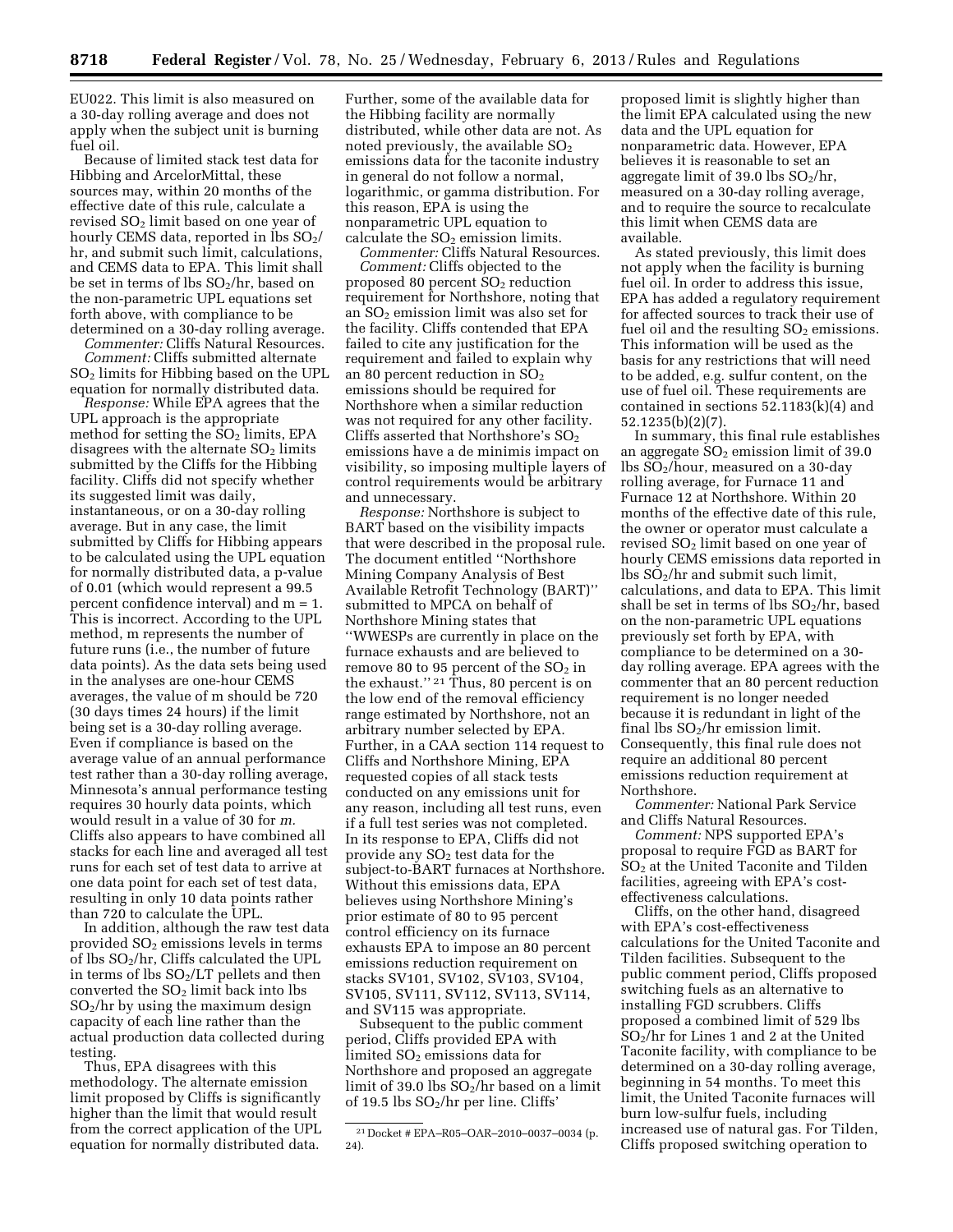EU022. This limit is also measured on a 30-day rolling average and does not apply when the subject unit is burning fuel oil.

Because of limited stack test data for Hibbing and ArcelorMittal, these sources may, within 20 months of the effective date of this rule, calculate a revised $SO_2$ limit based on one year of hourly CEMS data, reported in lbs $SO_2$/hr, and submit such limit, calculations, and CEMS data to EPA. This limit shall be set in terms of lbs $SO_2$/hr, based on the non-parametric UPL equations set forth above, with compliance to be determined on a 30-day rolling average.

*Commenter:* Cliffs Natural Resources.

*Comment:* Cliffs submitted alternate $SO_2$ limits for Hibbing based on the UPL equation for normally distributed data.

*Response:* While EPA agrees that the UPL approach is the appropriate method for setting the $SO_2$ limits, EPA disagrees with the alternate $SO_2$ limits submitted by the Cliffs for the Hibbing facility. Cliffs did not specify whether its suggested limit was daily, instantaneous, or on a 30-day rolling average. But in any case, the limit submitted by Cliffs for Hibbing appears to be calculated using the UPL equation for normally distributed data, a p-value of 0.01 (which would represent a 99.5 percent confidence interval) and m = 1. This is incorrect. According to the UPL method, m represents the number of future runs (i.e., the number of future data points). As the data sets being used in the analyses are one-hour CEMS averages, the value of m should be 720 (30 days times 24 hours) if the limit being set is a 30-day rolling average. Even if compliance is based on the average value of an annual performance test rather than a 30-day rolling average, Minnesota's annual performance testing requires 30 hourly data points, which would result in a value of 30 for *m.* Cliffs also appears to have combined all stacks for each line and averaged all test runs for each set of test data to arrive at one data point for each set of test data, resulting in only 10 data points rather than 720 to calculate the UPL.

In addition, although the raw test data provided $SO_2$ emissions levels in terms of lbs $SO_2$/hr, Cliffs calculated the UPL in terms of lbs $SO_2$/LT pellets and then converted the $SO_2$ limit back into lbs $SO_2$/hr by using the maximum design capacity of each line rather than the actual production data collected during testing.

Thus, EPA disagrees with this methodology. The alternate emission limit proposed by Cliffs is significantly higher than the limit that would result from the correct application of the UPL equation for normally distributed data. Further, some of the available data for the Hibbing facility are normally distributed, while other data are not. As noted previously, the available $SO_2$ emissions data for the taconite industry in general do not follow a normal, logarithmic, or gamma distribution. For this reason, EPA is using the nonparametric UPL equation to calculate the $SO_2$ emission limits.

*Commenter:* Cliffs Natural Resources.

*Comment:* Cliffs objected to the proposed 80 percent $SO_2$ reduction requirement for Northshore, noting that an $SO_2$ emission limit was also set for the facility. Cliffs contended that EPA failed to cite any justification for the requirement and failed to explain why an 80 percent reduction in $SO_2$ emissions should be required for Northshore when a similar reduction was not required for any other facility. Cliffs asserted that Northshore's $SO_2$ emissions have a de minimis impact on visibility, so imposing multiple layers of control requirements would be arbitrary and unnecessary.

*Response:* Northshore is subject to BART based on the visibility impacts that were described in the proposal rule. The document entitled "Northshore Mining Company Analysis of Best Available Retrofit Technology (BART)" submitted to MPCA on behalf of Northshore Mining states that "WWESPs are currently in place on the furnace exhausts and are believed to remove 80 to 95 percent of the $SO_2$ in the exhaust." [21] Thus, 80 percent is on the low end of the removal efficiency range estimated by Northshore, not an arbitrary number selected by EPA. Further, in a CAA section 114 request to Cliffs and Northshore Mining, EPA requested copies of all stack tests conducted on any emissions unit for any reason, including all test runs, even if a full test series was not completed. In its response to EPA, Cliffs did not provide any $SO_2$ test data for the subject-to-BART furnaces at Northshore. Without this emissions data, EPA believes using Northshore Mining's prior estimate of 80 to 95 percent control efficiency on its furnace exhausts EPA to impose an 80 percent emissions reduction requirement on stacks SV101, SV102, SV103, SV104, SV105, SV111, SV112, SV113, SV114, and SV115 was appropriate.

Subsequent to the public comment period, Cliffs provided EPA with limited $SO_2$ emissions data for Northshore and proposed an aggregate limit of 39.0 lbs $SO_2$/hr based on a limit of 19.5 lbs $SO_2$/hr per line. Cliffs' proposed limit is slightly higher than the limit EPA calculated using the new data and the UPL equation for nonparametric data. However, EPA believes it is reasonable to set an aggregate limit of 39.0 lbs $SO_2$/hr, measured on a 30-day rolling average, and to require the source to recalculate this limit when CEMS data are available.

As stated previously, this limit does not apply when the facility is burning fuel oil. In order to address this issue, EPA has added a regulatory requirement for affected sources to track their use of fuel oil and the resulting $SO_2$ emissions. This information will be used as the basis for any restrictions that will need to be added, e.g. sulfur content, on the use of fuel oil. These requirements are contained in sections 52.1183(k)(4) and 52.1235(b)(2)(7).

In summary, this final rule establishes an aggregate $SO_2$ emission limit of 39.0 lbs $SO_2$/hour, measured on a 30-day rolling average, for Furnace 11 and Furnace 12 at Northshore. Within 20 months of the effective date of this rule, the owner or operator must calculate a revised $SO_2$ limit based on one year of hourly CEMS emissions data reported in lbs $SO_2$/hr and submit such limit, calculations, and data to EPA. This limit shall be set in terms of lbs $SO_2$/hr, based on the non-parametric UPL equations previously set forth by EPA, with compliance to be determined on a 30-day rolling average. EPA agrees with the commenter that an 80 percent reduction requirement is no longer needed because it is redundant in light of the final lbs $SO_2$/hr emission limit. Consequently, this final rule does not require an additional 80 percent emissions reduction requirement at Northshore.

*Commenter:* National Park Service and Cliffs Natural Resources.

*Comment:* NPS supported EPA's proposal to require FGD as BART for $SO_2$ at the United Taconite and Tilden facilities, agreeing with EPA's cost-effectiveness calculations.

Cliffs, on the other hand, disagreed with EPA's cost-effectiveness calculations for the United Taconite and Tilden facilities. Subsequent to the public comment period, Cliffs proposed switching fuels as an alternative to installing FGD scrubbers. Cliffs proposed a combined limit of 529 lbs $SO_2$/hr for Lines 1 and 2 at the United Taconite facility, with compliance to be determined on a 30-day rolling average, beginning in 54 months. To meet this limit, the United Taconite furnaces will burn low-sulfur fuels, including increased use of natural gas. For Tilden, Cliffs proposed switching operation to

[21] Docket # EPA–R05–OAR–2010–0037–0034 (p. 24).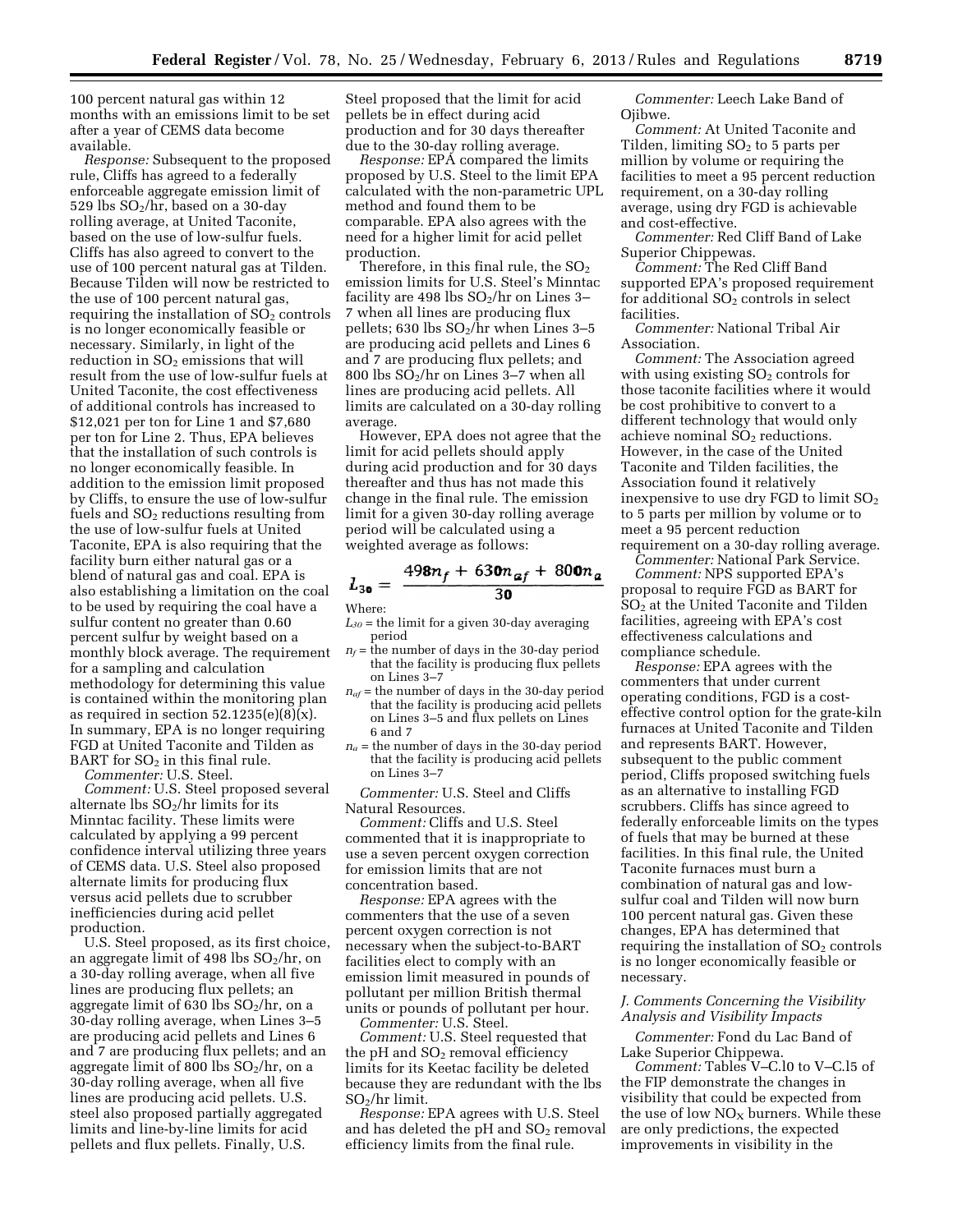100 percent natural gas within 12 months with an emissions limit to be set after a year of CEMS data become available.

*Response:* Subsequent to the proposed rule, Cliffs has agreed to a federally enforceable aggregate emission limit of 529 lbs $SO_2$/hr, based on a 30-day rolling average, at United Taconite, based on the use of low-sulfur fuels. Cliffs has also agreed to convert to the use of 100 percent natural gas at Tilden. Because Tilden will now be restricted to the use of 100 percent natural gas, requiring the installation of $SO_2$ controls is no longer economically feasible or necessary. Similarly, in light of the reduction in $SO_2$ emissions that will result from the use of low-sulfur fuels at United Taconite, the cost effectiveness of additional controls has increased to $12,021 per ton for Line 1 and $7,680 per ton for Line 2. Thus, EPA believes that the installation of such controls is no longer economically feasible. In addition to the emission limit proposed by Cliffs, to ensure the use of low-sulfur fuels and $SO_2$ reductions resulting from the use of low-sulfur fuels at United Taconite, EPA is also requiring that the facility burn either natural gas or a blend of natural gas and coal. EPA is also establishing a limitation on the coal to be used by requiring the coal have a sulfur content no greater than 0.60 percent sulfur by weight based on a monthly block average. The requirement for a sampling and calculation methodology for determining this value is contained within the monitoring plan as required in section 52.1235(e)(8)(x). In summary, EPA is no longer requiring FGD at United Taconite and Tilden as BART for $SO_2$ in this final rule.

*Commenter:* U.S. Steel.

*Comment:* U.S. Steel proposed several alternate lbs $SO_2$/hr limits for its Minntac facility. These limits were calculated by applying a 99 percent confidence interval utilizing three years of CEMS data. U.S. Steel also proposed alternate limits for producing flux versus acid pellets due to scrubber inefficiencies during acid pellet production.

U.S. Steel proposed, as its first choice, an aggregate limit of 498 lbs $SO_2$/hr, on a 30-day rolling average, when all five lines are producing flux pellets; an aggregate limit of 630 lbs $SO_2$/hr, on a 30-day rolling average, when Lines 3–5 are producing acid pellets and Lines 6 and 7 are producing flux pellets; and an aggregate limit of 800 lbs $SO_2$/hr, on a 30-day rolling average, when all five lines are producing acid pellets. U.S. steel also proposed partially aggregated limits and line-by-line limits for acid pellets and flux pellets. Finally, U.S. Steel proposed that the limit for acid pellets be in effect during acid production and for 30 days thereafter due to the 30-day rolling average.

*Response:* EPA compared the limits proposed by U.S. Steel to the limit EPA calculated with the non-parametric UPL method and found them to be comparable. EPA also agrees with the need for a higher limit for acid pellet production.

Therefore, in this final rule, the $SO_2$ emission limits for U.S. Steel's Minntac facility are 498 lbs $SO_2$/hr on Lines 3–7 when all lines are producing flux pellets; 630 lbs $SO_2$/hr when Lines 3–5 are producing acid pellets and Lines 6 and 7 are producing flux pellets; and 800 lbs $SO_2$/hr on Lines 3–7 when all lines are producing acid pellets. All limits are calculated on a 30-day rolling average.

However, EPA does not agree that the limit for acid pellets should apply during acid production and for 30 days thereafter and thus has not made this change in the final rule. The emission limit for a given 30-day rolling average period will be calculated using a weighted average as follows:

$$L_{30} = \frac{498n_f + 630n_{af} + 800n_a}{30}$$

Where:

$L_{30}$ = the limit for a given 30-day averaging period

$n_f$ = the number of days in the 30-day period that the facility is producing flux pellets on Lines 3–7

$n_{af}$ = the number of days in the 30-day period that the facility is producing acid pellets on Lines 3–5 and flux pellets on Lines 6 and 7

$n_a$ = the number of days in the 30-day period that the facility is producing acid pellets on Lines 3–7

*Commenter:* U.S. Steel and Cliffs Natural Resources.

*Comment:* Cliffs and U.S. Steel commented that it is inappropriate to use a seven percent oxygen correction for emission limits that are not concentration based.

*Response:* EPA agrees with the commenters that the use of a seven percent oxygen correction is not necessary when the subject-to-BART facilities elect to comply with an emission limit measured in pounds of pollutant per million British thermal units or pounds of pollutant per hour.

*Commenter:* U.S. Steel.

*Comment:* U.S. Steel requested that the pH and $SO_2$ removal efficiency limits for its Keetac facility be deleted because they are redundant with the lbs $SO_2$/hr limit.

*Response:* EPA agrees with U.S. Steel and has deleted the pH and $SO_2$ removal efficiency limits from the final rule.

*Commenter:* Leech Lake Band of Ojibwe.

*Comment:* At United Taconite and Tilden, limiting $SO_2$ to 5 parts per million by volume or requiring the facilities to meet a 95 percent reduction requirement, on a 30-day rolling average, using dry FGD is achievable and cost-effective.

*Commenter:* Red Cliff Band of Lake Superior Chippewas.

*Comment:* The Red Cliff Band supported EPA's proposed requirement for additional $SO_2$ controls in select facilities.

*Commenter:* National Tribal Air Association.

*Comment:* The Association agreed with using existing $SO_2$ controls for those taconite facilities where it would be cost prohibitive to convert to a different technology that would only achieve nominal $SO_2$ reductions. However, in the case of the United Taconite and Tilden facilities, the Association found it relatively inexpensive to use dry FGD to limit $SO_2$ to 5 parts per million by volume or to meet a 95 percent reduction requirement on a 30-day rolling average.

*Commenter:* National Park Service.

*Comment:* NPS supported EPA's proposal to require FGD as BART for $SO_2$ at the United Taconite and Tilden facilities, agreeing with EPA's cost effectiveness calculations and compliance schedule.

*Response:* EPA agrees with the commenters that under current operating conditions, FGD is a cost-effective control option for the grate-kiln furnaces at United Taconite and Tilden and represents BART. However, subsequent to the public comment period, Cliffs proposed switching fuels as an alternative to installing FGD scrubbers. Cliffs has since agreed to federally enforceable limits on the types of fuels that may be burned at these facilities. In this final rule, the United Taconite furnaces must burn a combination of natural gas and low-sulfur coal and Tilden will now burn 100 percent natural gas. Given these changes, EPA has determined that requiring the installation of $SO_2$ controls is no longer economically feasible or necessary.

### *J. Comments Concerning the Visibility Analysis and Visibility Impacts*

*Commenter:* Fond du Lac Band of Lake Superior Chippewa.

*Comment:* Tables V–C.l0 to V–C.l5 of the FIP demonstrate the changes in visibility that could be expected from the use of low $NO_X$ burners. While these are only predictions, the expected improvements in visibility in the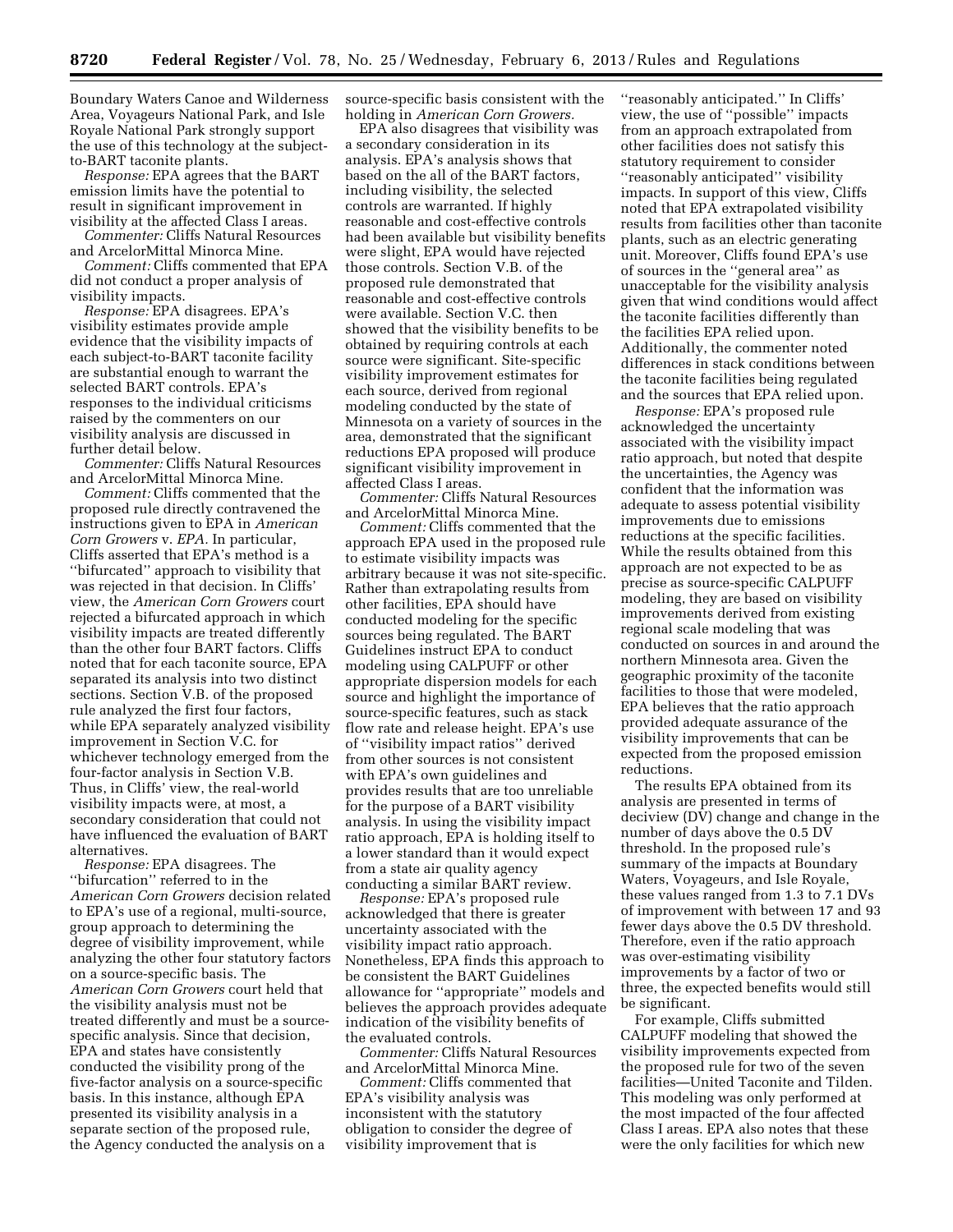Boundary Waters Canoe and Wilderness Area, Voyageurs National Park, and Isle Royale National Park strongly support the use of this technology at the subject-to-BART taconite plants.

*Response:* EPA agrees that the BART emission limits have the potential to result in significant improvement in visibility at the affected Class I areas.

*Commenter:* Cliffs Natural Resources and ArcelorMittal Minorca Mine.

*Comment:* Cliffs commented that EPA did not conduct a proper analysis of visibility impacts.

*Response:* EPA disagrees. EPA's visibility estimates provide ample evidence that the visibility impacts of each subject-to-BART taconite facility are substantial enough to warrant the selected BART controls. EPA's responses to the individual criticisms raised by the commenters on our visibility analysis are discussed in further detail below.

*Commenter:* Cliffs Natural Resources and ArcelorMittal Minorca Mine.

*Comment:* Cliffs commented that the proposed rule directly contravened the instructions given to EPA in *American Corn Growers* v. *EPA.* In particular, Cliffs asserted that EPA's method is a ''bifurcated'' approach to visibility that was rejected in that decision. In Cliffs' view, the *American Corn Growers* court rejected a bifurcated approach in which visibility impacts are treated differently than the other four BART factors. Cliffs noted that for each taconite source, EPA separated its analysis into two distinct sections. Section V.B. of the proposed rule analyzed the first four factors, while EPA separately analyzed visibility improvement in Section V.C. for whichever technology emerged from the four-factor analysis in Section V.B. Thus, in Cliffs' view, the real-world visibility impacts were, at most, a secondary consideration that could not have influenced the evaluation of BART alternatives.

*Response:* EPA disagrees. The ''bifurcation'' referred to in the *American Corn Growers* decision related to EPA's use of a regional, multi-source, group approach to determining the degree of visibility improvement, while analyzing the other four statutory factors on a source-specific basis. The *American Corn Growers* court held that the visibility analysis must not be treated differently and must be a source-specific analysis. Since that decision, EPA and states have consistently conducted the visibility prong of the five-factor analysis on a source-specific basis. In this instance, although EPA presented its visibility analysis in a separate section of the proposed rule, the Agency conducted the analysis on a source-specific basis consistent with the holding in *American Corn Growers.*

EPA also disagrees that visibility was a secondary consideration in its analysis. EPA's analysis shows that based on the all of the BART factors, including visibility, the selected controls are warranted. If highly reasonable and cost-effective controls had been available but visibility benefits were slight, EPA would have rejected those controls. Section V.B. of the proposed rule demonstrated that reasonable and cost-effective controls were available. Section V.C. then showed that the visibility benefits to be obtained by requiring controls at each source were significant. Site-specific visibility improvement estimates for each source, derived from regional modeling conducted by the state of Minnesota on a variety of sources in the area, demonstrated that the significant reductions EPA proposed will produce significant visibility improvement in affected Class I areas.

*Commenter:* Cliffs Natural Resources and ArcelorMittal Minorca Mine.

*Comment:* Cliffs commented that the approach EPA used in the proposed rule to estimate visibility impacts was arbitrary because it was not site-specific. Rather than extrapolating results from other facilities, EPA should have conducted modeling for the specific sources being regulated. The BART Guidelines instruct EPA to conduct modeling using CALPUFF or other appropriate dispersion models for each source and highlight the importance of source-specific features, such as stack flow rate and release height. EPA's use of ''visibility impact ratios'' derived from other sources is not consistent with EPA's own guidelines and provides results that are too unreliable for the purpose of a BART visibility analysis. In using the visibility impact ratio approach, EPA is holding itself to a lower standard than it would expect from a state air quality agency conducting a similar BART review.

*Response:* EPA's proposed rule acknowledged that there is greater uncertainty associated with the visibility impact ratio approach. Nonetheless, EPA finds this approach to be consistent the BART Guidelines allowance for ''appropriate'' models and believes the approach provides adequate indication of the visibility benefits of the evaluated controls.

*Commenter:* Cliffs Natural Resources and ArcelorMittal Minorca Mine.

*Comment:* Cliffs commented that EPA's visibility analysis was inconsistent with the statutory obligation to consider the degree of visibility improvement that is ''reasonably anticipated.'' In Cliffs' view, the use of ''possible'' impacts from an approach extrapolated from other facilities does not satisfy this statutory requirement to consider ''reasonably anticipated'' visibility impacts. In support of this view, Cliffs noted that EPA extrapolated visibility results from facilities other than taconite plants, such as an electric generating unit. Moreover, Cliffs found EPA's use of sources in the ''general area'' as unacceptable for the visibility analysis given that wind conditions would affect the taconite facilities differently than the facilities EPA relied upon. Additionally, the commenter noted differences in stack conditions between the taconite facilities being regulated and the sources that EPA relied upon.

*Response:* EPA's proposed rule acknowledged the uncertainty associated with the visibility impact ratio approach, but noted that despite the uncertainties, the Agency was confident that the information was adequate to assess potential visibility improvements due to emissions reductions at the specific facilities. While the results obtained from this approach are not expected to be as precise as source-specific CALPUFF modeling, they are based on visibility improvements derived from existing regional scale modeling that was conducted on sources in and around the northern Minnesota area. Given the geographic proximity of the taconite facilities to those that were modeled, EPA believes that the ratio approach provided adequate assurance of the visibility improvements that can be expected from the proposed emission reductions.

The results EPA obtained from its analysis are presented in terms of deciview (DV) change and change in the number of days above the 0.5 DV threshold. In the proposed rule's summary of the impacts at Boundary Waters, Voyageurs, and Isle Royale, these values ranged from 1.3 to 7.1 DVs of improvement with between 17 and 93 fewer days above the 0.5 DV threshold. Therefore, even if the ratio approach was over-estimating visibility improvements by a factor of two or three, the expected benefits would still be significant.

For example, Cliffs submitted CALPUFF modeling that showed the visibility improvements expected from the proposed rule for two of the seven facilities—United Taconite and Tilden. This modeling was only performed at the most impacted of the four affected Class I areas. EPA also notes that these were the only facilities for which new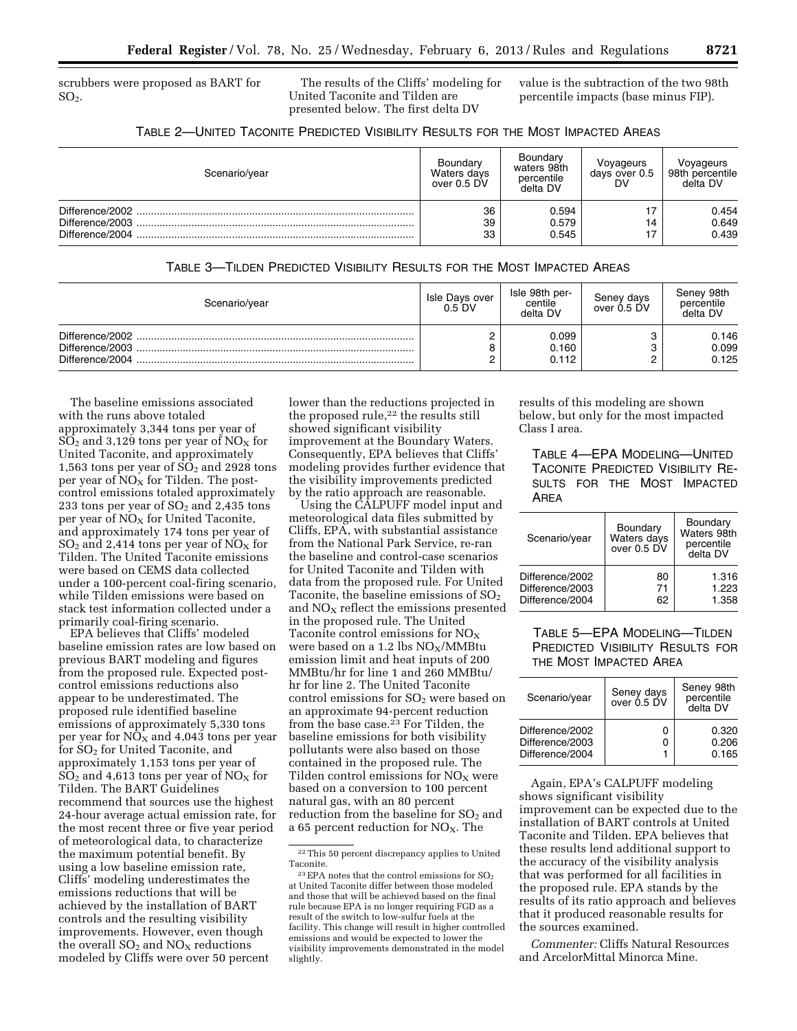scrubbers were proposed as BART for $SO_2$.

The results of the Cliffs' modeling for United Taconite and Tilden are presented below. The first delta DV value is the subtraction of the two 98th percentile impacts (base minus FIP).

TABLE 2—UNITED TACONITE PREDICTED VISIBILITY RESULTS FOR THE MOST IMPACTED AREAS

| Scenario/year | Boundary Waters days over 0.5 DV | Boundary waters 98th percentile delta DV | Voyageurs days over 0.5 DV | Voyageurs 98th percentile delta DV |
|---|---|---|---|---|
| Difference/2002 | 36 | 0.594 | 17 | 0.454 |
| Difference/2003 | 39 | 0.579 | 14 | 0.649 |
| Difference/2004 | 33 | 0.545 | 17 | 0.439 |

TABLE 3—TILDEN PREDICTED VISIBILITY RESULTS FOR THE MOST IMPACTED AREAS

| Scenario/year | Isle Days over 0.5 DV | Isle 98th percentile delta DV | Seney days over 0.5 DV | Seney 98th percentile delta DV |
|---|---|---|---|---|
| Difference/2002 | 2 | 0.099 | 3 | 0.146 |
| Difference/2003 | 8 | 0.160 | 3 | 0.099 |
| Difference/2004 | 2 | 0.112 | 2 | 0.125 |

The baseline emissions associated with the runs above totaled approximately 3,344 tons per year of $SO_2$ and 3,129 tons per year of $NO_X$ for United Taconite, and approximately 1,563 tons per year of $SO_2$ and 2928 tons per year of $NO_X$ for Tilden. The post-control emissions totaled approximately 233 tons per year of $SO_2$ and 2,435 tons per year of $NO_X$ for United Taconite, and approximately 174 tons per year of $SO_2$ and 2,414 tons per year of $NO_X$ for Tilden. The United Taconite emissions were based on CEMS data collected under a 100-percent coal-firing scenario, while Tilden emissions were based on stack test information collected under a primarily coal-firing scenario.

EPA believes that Cliffs' modeled baseline emission rates are low based on previous BART modeling and figures from the proposed rule. Expected post-control emissions reductions also appear to be underestimated. The proposed rule identified baseline emissions of approximately 5,330 tons per year for $NO_X$ and 4,043 tons per year for $SO_2$ for United Taconite, and approximately 1,153 tons per year of $SO_2$ and 4,613 tons per year of $NO_X$ for Tilden. The BART Guidelines recommend that sources use the highest 24-hour average actual emission rate, for the most recent three or five year period of meteorological data, to characterize the maximum potential benefit. By using a low baseline emission rate, Cliffs' modeling underestimates the emissions reductions that will be achieved by the installation of BART controls and the resulting visibility improvements. However, even though the overall $SO_2$ and $NO_X$ reductions modeled by Cliffs were over 50 percent lower than the reductions projected in the proposed rule,[22] the results still showed significant visibility improvement at the Boundary Waters. Consequently, EPA believes that Cliffs' modeling provides further evidence that the visibility improvements predicted by the ratio approach are reasonable.

Using the CALPUFF model input and meteorological data files submitted by Cliffs, EPA, with substantial assistance from the National Park Service, re-ran the baseline and control-case scenarios for United Taconite and Tilden with data from the proposed rule. For United Taconite, the baseline emissions of $SO_2$ and $NO_X$ reflect the emissions presented in the proposed rule. The United Taconite control emissions for $NO_X$ were based on a 1.2 lbs $NO_X$/MMBtu emission limit and heat inputs of 200 MMBtu/hr for line 1 and 260 MMBtu/hr for line 2. The United Taconite control emissions for $SO_2$ were based on an approximate 94-percent reduction from the base case.[23] For Tilden, the baseline emissions for both visibility pollutants were also based on those contained in the proposed rule. The Tilden control emissions for $NO_X$ were based on a conversion to 100 percent natural gas, with an 80 percent reduction from the baseline for $SO_2$ and a 65 percent reduction for $NO_X$. The results of this modeling are shown below, but only for the most impacted Class I area.

TABLE 4—EPA MODELING—UNITED TACONITE PREDICTED VISIBILITY RESULTS FOR THE MOST IMPACTED AREA

| Scenario/year | Boundary Waters days over 0.5 DV | Boundary Waters 98th percentile delta DV |
|---|---|---|
| Difference/2002 | 80 | 1.316 |
| Difference/2003 | 71 | 1.223 |
| Difference/2004 | 62 | 1.358 |

TABLE 5—EPA MODELING—TILDEN PREDICTED VISIBILITY RESULTS FOR THE MOST IMPACTED AREA

| Scenario/year | Seney days over 0.5 DV | Seney 98th percentile delta DV |
|---|---|---|
| Difference/2002 | 0 | 0.320 |
| Difference/2003 | 0 | 0.206 |
| Difference/2004 | 1 | 0.165 |

Again, EPA's CALPUFF modeling shows significant visibility improvement can be expected due to the installation of BART controls at United Taconite and Tilden. EPA believes that these results lend additional support to the accuracy of the visibility analysis that was performed for all facilities in the proposed rule. EPA stands by the results of its ratio approach and believes that it produced reasonable results for the sources examined.

*Commenter:* Cliffs Natural Resources and ArcelorMittal Minorca Mine.

[22] This 50 percent discrepancy applies to United Taconite.

[23] EPA notes that the control emissions for $SO_2$ at United Taconite differ between those modeled and those that will be achieved based on the final rule because EPA is no longer requiring FGD as a result of the switch to low-sulfur fuels at the facility. This change will result in higher controlled emissions and would be expected to lower the visibility improvements demonstrated in the model slightly.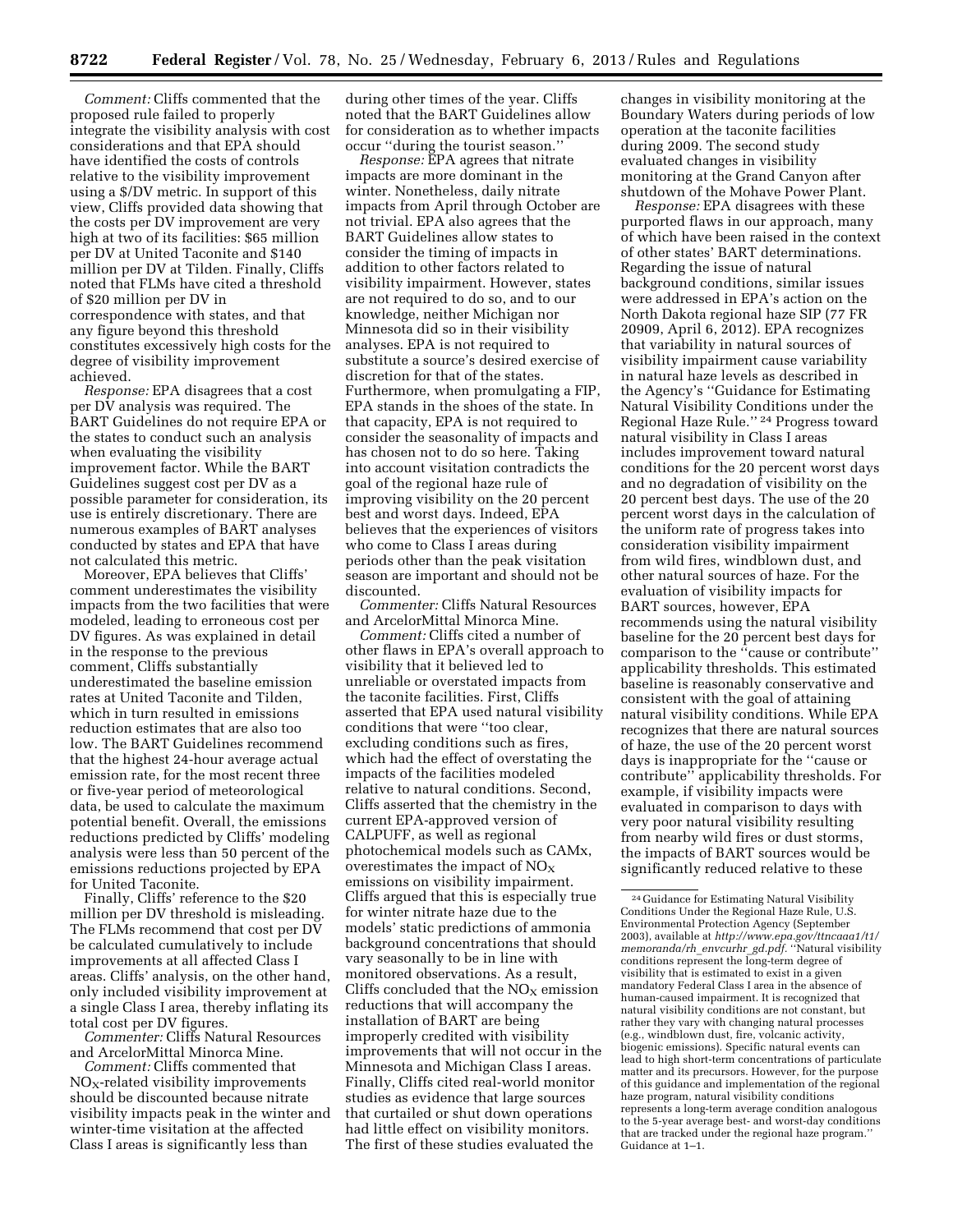*Comment:* Cliffs commented that the proposed rule failed to properly integrate the visibility analysis with cost considerations and that EPA should have identified the costs of controls relative to the visibility improvement using a $/DV metric. In support of this view, Cliffs provided data showing that the costs per DV improvement are very high at two of its facilities: $65 million per DV at United Taconite and $140 million per DV at Tilden. Finally, Cliffs noted that FLMs have cited a threshold of $20 million per DV in correspondence with states, and that any figure beyond this threshold constitutes excessively high costs for the degree of visibility improvement achieved.

*Response:* EPA disagrees that a cost per DV analysis was required. The BART Guidelines do not require EPA or the states to conduct such an analysis when evaluating the visibility improvement factor. While the BART Guidelines suggest cost per DV as a possible parameter for consideration, its use is entirely discretionary. There are numerous examples of BART analyses conducted by states and EPA that have not calculated this metric.

Moreover, EPA believes that Cliffs' comment underestimates the visibility impacts from the two facilities that were modeled, leading to erroneous cost per DV figures. As was explained in detail in the response to the previous comment, Cliffs substantially underestimated the baseline emission rates at United Taconite and Tilden, which in turn resulted in emissions reduction estimates that are also too low. The BART Guidelines recommend that the highest 24-hour average actual emission rate, for the most recent three or five-year period of meteorological data, be used to calculate the maximum potential benefit. Overall, the emissions reductions predicted by Cliffs' modeling analysis were less than 50 percent of the emissions reductions projected by EPA for United Taconite.

Finally, Cliffs' reference to the $20 million per DV threshold is misleading. The FLMs recommend that cost per DV be calculated cumulatively to include improvements at all affected Class I areas. Cliffs' analysis, on the other hand, only included visibility improvement at a single Class I area, thereby inflating its total cost per DV figures.

*Commenter:* Cliffs Natural Resources and ArcelorMittal Minorca Mine.

*Comment:* Cliffs commented that $NO_X$-related visibility improvements should be discounted because nitrate visibility impacts peak in the winter and winter-time visitation at the affected Class I areas is significantly less than during other times of the year. Cliffs noted that the BART Guidelines allow for consideration as to whether impacts occur "during the tourist season."

*Response:* EPA agrees that nitrate impacts are more dominant in the winter. Nonetheless, daily nitrate impacts from April through October are not trivial. EPA also agrees that the BART Guidelines allow states to consider the timing of impacts in addition to other factors related to visibility impairment. However, states are not required to do so, and to our knowledge, neither Michigan nor Minnesota did so in their visibility analyses. EPA is not required to substitute a source's desired exercise of discretion for that of the states. Furthermore, when promulgating a FIP, EPA stands in the shoes of the state. In that capacity, EPA is not required to consider the seasonality of impacts and has chosen not to do so here. Taking into account visitation contradicts the goal of the regional haze rule of improving visibility on the 20 percent best and worst days. Indeed, EPA believes that the experiences of visitors who come to Class I areas during periods other than the peak visitation season are important and should not be discounted.

*Commenter:* Cliffs Natural Resources and ArcelorMittal Minorca Mine.

*Comment:* Cliffs cited a number of other flaws in EPA's overall approach to visibility that it believed led to unreliable or overstated impacts from the taconite facilities. First, Cliffs asserted that EPA used natural visibility conditions that were "too clear, excluding conditions such as fires, which had the effect of overstating the impacts of the facilities modeled relative to natural conditions. Second, Cliffs asserted that the chemistry in the current EPA-approved version of CALPUFF, as well as regional photochemical models such as CAMx, overestimates the impact of $NO_X$ emissions on visibility impairment. Cliffs argued that this is especially true for winter nitrate haze due to the models' static predictions of ammonia background concentrations that should vary seasonally to be in line with monitored observations. As a result, Cliffs concluded that the $NO_X$ emission reductions that will accompany the installation of BART are being improperly credited with visibility improvements that will not occur in the Minnesota and Michigan Class I areas. Finally, Cliffs cited real-world monitor studies as evidence that large sources that curtailed or shut down operations had little effect on visibility monitors. The first of these studies evaluated the changes in visibility monitoring at the Boundary Waters during periods of low operation at the taconite facilities during 2009. The second study evaluated changes in visibility monitoring at the Grand Canyon after shutdown of the Mohave Power Plant.

*Response:* EPA disagrees with these purported flaws in our approach, many of which have been raised in the context of other states' BART determinations. Regarding the issue of natural background conditions, similar issues were addressed in EPA's action on the North Dakota regional haze SIP (77 FR 20909, April 6, 2012). EPA recognizes that variability in natural sources of visibility impairment cause variability in natural haze levels as described in the Agency's "Guidance for Estimating Natural Visibility Conditions under the Regional Haze Rule."[24] Progress toward natural visibility in Class I areas includes improvement toward natural conditions for the 20 percent worst days and no degradation of visibility on the 20 percent best days. The use of the 20 percent worst days in the calculation of the uniform rate of progress takes into consideration visibility impairment from wild fires, windblown dust, and other natural sources of haze. For the evaluation of visibility impacts for BART sources, however, EPA recommends using the natural visibility baseline for the 20 percent best days for comparison to the "cause or contribute" applicability thresholds. This estimated baseline is reasonably conservative and consistent with the goal of attaining natural visibility conditions. While EPA recognizes that there are natural sources of haze, the use of the 20 percent worst days is inappropriate for the "cause or contribute" applicability thresholds. For example, if visibility impacts were evaluated in comparison to days with very poor natural visibility resulting from nearby wild fires or dust storms, the impacts of BART sources would be significantly reduced relative to these

[24] Guidance for Estimating Natural Visibility Conditions Under the Regional Haze Rule, U.S. Environmental Protection Agency (September 2003), available at *http://www.epa.gov/ttncaaa1/t1/memoranda/rh_envcurhr_gd.pdf*. "Natural visibility conditions represent the long-term degree of visibility that is estimated to exist in a given mandatory Federal Class I area in the absence of human-caused impairment. It is recognized that natural visibility conditions are not constant, but rather they vary with changing natural processes (e.g., windblown dust, fire, volcanic activity, biogenic emissions). Specific natural events can lead to high short-term concentrations of particulate matter and its precursors. However, for the purpose of this guidance and implementation of the regional haze program, natural visibility conditions represents a long-term average condition analogous to the 5-year average best- and worst-day conditions that are tracked under the regional haze program." Guidance at 1–1.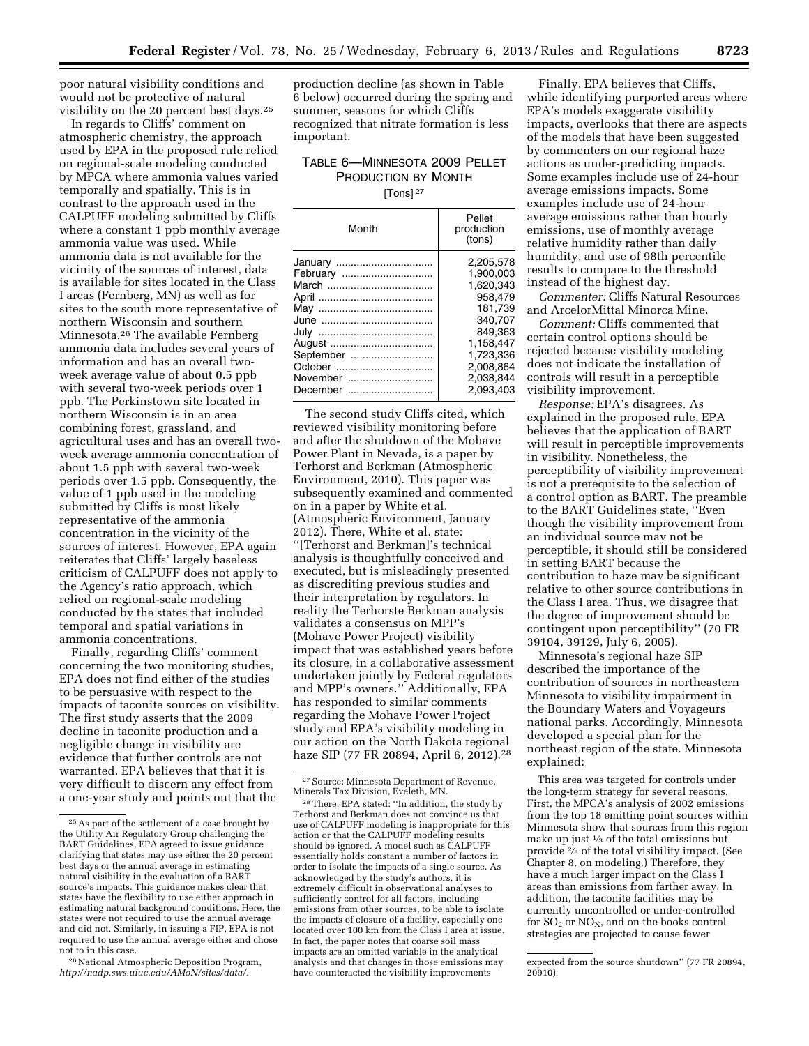poor natural visibility conditions and would not be protective of natural visibility on the 20 percent best days.[25]

In regards to Cliffs' comment on atmospheric chemistry, the approach used by EPA in the proposed rule relied on regional-scale modeling conducted by MPCA where ammonia values varied temporally and spatially. This is in contrast to the approach used in the CALPUFF modeling submitted by Cliffs where a constant 1 ppb monthly average ammonia value was used. While ammonia data is not available for the vicinity of the sources of interest, data is available for sites located in the Class I areas (Fernberg, MN) as well as for sites to the south more representative of northern Wisconsin and southern Minnesota.[26] The available Fernberg ammonia data includes several years of information and has an overall two-week average value of about 0.5 ppb with several two-week periods over 1 ppb. The Perkinstown site located in northern Wisconsin is in an area combining forest, grassland, and agricultural uses and has an overall two-week average ammonia concentration of about 1.5 ppb with several two-week periods over 1.5 ppb. Consequently, the value of 1 ppb used in the modeling submitted by Cliffs is most likely representative of the ammonia concentration in the vicinity of the sources of interest. However, EPA again reiterates that Cliffs' largely baseless criticism of CALPUFF does not apply to the Agency's ratio approach, which relied on regional-scale modeling conducted by the states that included temporal and spatial variations in ammonia concentrations.

Finally, regarding Cliffs' comment concerning the two monitoring studies, EPA does not find either of the studies to be persuasive with respect to the impacts of taconite sources on visibility. The first study asserts that the 2009 decline in taconite production and a negligible change in visibility are evidence that further controls are not warranted. EPA believes that that it is very difficult to discern any effect from a one-year study and points out that the production decline (as shown in Table 6 below) occurred during the spring and summer, seasons for which Cliffs recognized that nitrate formation is less important.

TABLE 6—MINNESOTA 2009 PELLET PRODUCTION BY MONTH

[Tons][27]

| Month | Pellet production (tons) |
| --- | --- |
| January | 2,205,578 |
| February | 1,900,003 |
| March | 1,620,343 |
| April | 958,479 |
| May | 181,739 |
| June | 340,707 |
| July | 849,363 |
| August | 1,158,447 |
| September | 1,723,336 |
| October | 2,008,864 |
| November | 2,038,844 |
| December | 2,093,403 |

The second study Cliffs cited, which reviewed visibility monitoring before and after the shutdown of the Mohave Power Plant in Nevada, is a paper by Terhorst and Berkman (Atmospheric Environment, 2010). This paper was subsequently examined and commented on in a paper by White et al. (Atmospheric Environment, January 2012). There, White et al. state: ''[Terhorst and Berkman]'s technical analysis is thoughtfully conceived and executed, but is misleadingly presented as discrediting previous studies and their interpretation by regulators. In reality the Terhorste Berkman analysis validates a consensus on MPP's (Mohave Power Project) visibility impact that was established years before its closure, in a collaborative assessment undertaken jointly by Federal regulators and MPP's owners.'' Additionally, EPA has responded to similar comments regarding the Mohave Power Project study and EPA's visibility modeling in our action on the North Dakota regional haze SIP (77 FR 20894, April 6, 2012).[28]

Finally, EPA believes that Cliffs, while identifying purported areas where EPA's models exaggerate visibility impacts, overlooks that there are aspects of the models that have been suggested by commenters on our regional haze actions as under-predicting impacts. Some examples include use of 24-hour average emissions impacts. Some examples include use of 24-hour average emissions rather than hourly emissions, use of monthly average relative humidity rather than daily humidity, and use of 98th percentile results to compare to the threshold instead of the highest day.

*Commenter:* Cliffs Natural Resources and ArcelorMittal Minorca Mine.

*Comment:* Cliffs commented that certain control options should be rejected because visibility modeling does not indicate the installation of controls will result in a perceptible visibility improvement.

*Response:* EPA's disagrees. As explained in the proposed rule, EPA believes that the application of BART will result in perceptible improvements in visibility. Nonetheless, the perceptibility of visibility improvement is not a prerequisite to the selection of a control option as BART. The preamble to the BART Guidelines state, ''Even though the visibility improvement from an individual source may not be perceptible, it should still be considered in setting BART because the contribution to haze may be significant relative to other source contributions in the Class I area. Thus, we disagree that the degree of improvement should be contingent upon perceptibility'' (70 FR 39104, 39129, July 6, 2005).

Minnesota's regional haze SIP described the importance of the contribution of sources in northeastern Minnesota to visibility impairment in the Boundary Waters and Voyageurs national parks. Accordingly, Minnesota developed a special plan for the northeast region of the state. Minnesota explained:

> This area was targeted for controls under the long-term strategy for several reasons. First, the MPCA's analysis of 2002 emissions from the top 18 emitting point sources within Minnesota show that sources from this region make up just 1⁄3 of the total emissions but provide 2⁄3 of the total visibility impact. (See Chapter 8, on modeling.) Therefore, they have a much larger impact on the Class I areas than emissions from farther away. In addition, the taconite facilities may be currently uncontrolled or under-controlled for $SO_2$ or $NO_X$, and on the books control strategies are projected to cause fewer

---

[25] As part of the settlement of a case brought by the Utility Air Regulatory Group challenging the BART Guidelines, EPA agreed to issue guidance clarifying that states may use either the 20 percent best days or the annual average in estimating natural visibility in the evaluation of a BART source's impacts. This guidance makes clear that states have the flexibility to use either approach in estimating natural background conditions. Here, the states were not required to use the annual average and did not. Similarly, in issuing a FIP, EPA is not required to use the annual average either and chose not to in this case.

[26] National Atmospheric Deposition Program, *http://nadp.sws.uiuc.edu/AMoN/sites/data/.*

[27] Source: Minnesota Department of Revenue, Minerals Tax Division, Eveleth, MN.

[28] There, EPA stated: ''In addition, the study by Terhorst and Berkman does not convince us that use of CALPUFF modeling is inappropriate for this action or that the CALPUFF modeling results should be ignored. A model such as CALPUFF essentially holds constant a number of factors in order to isolate the impacts of a single source. As acknowledged by the study's authors, it is extremely difficult in observational analyses to sufficiently control for all factors, including emissions from other sources, to be able to isolate the impacts of closure of a facility, especially one located over 100 km from the Class I area at issue. In fact, the paper notes that coarse soil mass impacts are an omitted variable in the analytical analysis and that changes in those emissions may have counteracted the visibility improvements expected from the source shutdown'' (77 FR 20894, 20910).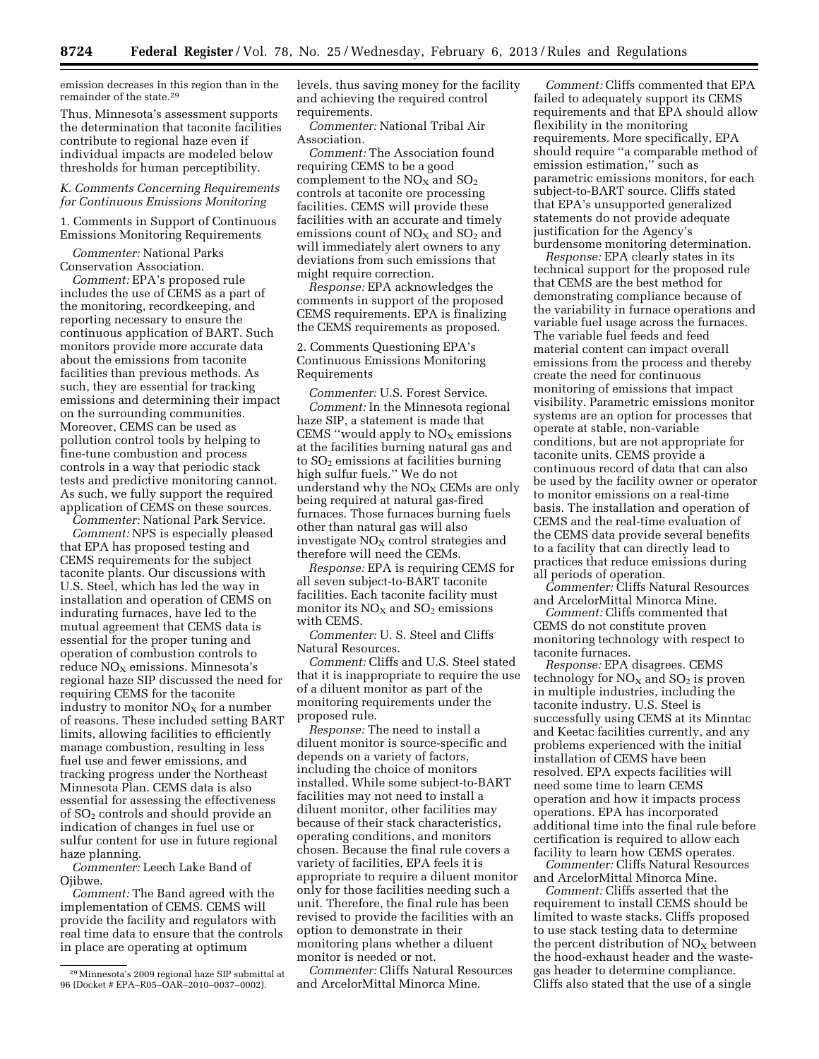emission decreases in this region than in the remainder of the state.[29]

Thus, Minnesota's assessment supports the determination that taconite facilities contribute to regional haze even if individual impacts are modeled below thresholds for human perceptibility.

### *K. Comments Concerning Requirements for Continuous Emissions Monitoring*

#### 1. Comments in Support of Continuous Emissions Monitoring Requirements

*Commenter:* National Parks Conservation Association.

*Comment:* EPA's proposed rule includes the use of CEMS as a part of the monitoring, recordkeeping, and reporting necessary to ensure the continuous application of BART. Such monitors provide more accurate data about the emissions from taconite facilities than previous methods. As such, they are essential for tracking emissions and determining their impact on the surrounding communities. Moreover, CEMS can be used as pollution control tools by helping to fine-tune combustion and process controls in a way that periodic stack tests and predictive monitoring cannot. As such, we fully support the required application of CEMS on these sources.

*Commenter:* National Park Service.

*Comment:* NPS is especially pleased that EPA has proposed testing and CEMS requirements for the subject taconite plants. Our discussions with U.S. Steel, which has led the way in installation and operation of CEMS on indurating furnaces, have led to the mutual agreement that CEMS data is essential for the proper tuning and operation of combustion controls to reduce $NO_X$ emissions. Minnesota's regional haze SIP discussed the need for requiring CEMS for the taconite industry to monitor $NO_X$ for a number of reasons. These included setting BART limits, allowing facilities to efficiently manage combustion, resulting in less fuel use and fewer emissions, and tracking progress under the Northeast Minnesota Plan. CEMS data is also essential for assessing the effectiveness of $SO_2$ controls and should provide an indication of changes in fuel use or sulfur content for use in future regional haze planning.

*Commenter:* Leech Lake Band of Ojibwe.

*Comment:* The Band agreed with the implementation of CEMS. CEMS will provide the facility and regulators with real time data to ensure that the controls in place are operating at optimum levels, thus saving money for the facility and achieving the required control requirements.

*Commenter:* National Tribal Air Association.

*Comment:* The Association found requiring CEMS to be a good complement to the $NO_X$ and $SO_2$ controls at taconite ore processing facilities. CEMS will provide these facilities with an accurate and timely emissions count of $NO_X$ and $SO_2$ and will immediately alert owners to any deviations from such emissions that might require correction.

*Response:* EPA acknowledges the comments in support of the proposed CEMS requirements. EPA is finalizing the CEMS requirements as proposed.

#### 2. Comments Questioning EPA's Continuous Emissions Monitoring Requirements

*Commenter:* U.S. Forest Service.

*Comment:* In the Minnesota regional haze SIP, a statement is made that CEMS "would apply to $NO_X$ emissions at the facilities burning natural gas and to $SO_2$ emissions at facilities burning high sulfur fuels." We do not understand why the $NO_X$ CEMs are only being required at natural gas-fired furnaces. Those furnaces burning fuels other than natural gas will also investigate $NO_X$ control strategies and therefore will need the CEMs.

*Response:* EPA is requiring CEMS for all seven subject-to-BART taconite facilities. Each taconite facility must monitor its $NO_X$ and $SO_2$ emissions with CEMS.

*Commenter:* U. S. Steel and Cliffs Natural Resources.

*Comment:* Cliffs and U.S. Steel stated that it is inappropriate to require the use of a diluent monitor as part of the monitoring requirements under the proposed rule.

*Response:* The need to install a diluent monitor is source-specific and depends on a variety of factors, including the choice of monitors installed. While some subject-to-BART facilities may not need to install a diluent monitor, other facilities may because of their stack characteristics, operating conditions, and monitors chosen. Because the final rule covers a variety of facilities, EPA feels it is appropriate to require a diluent monitor only for those facilities needing such a unit. Therefore, the final rule has been revised to provide the facilities with an option to demonstrate in their monitoring plans whether a diluent monitor is needed or not.

*Commenter:* Cliffs Natural Resources and ArcelorMittal Minorca Mine.

*Comment:* Cliffs commented that EPA failed to adequately support its CEMS requirements and that EPA should allow flexibility in the monitoring requirements. More specifically, EPA should require "a comparable method of emission estimation," such as parametric emissions monitors, for each subject-to-BART source. Cliffs stated that EPA's unsupported generalized statements do not provide adequate justification for the Agency's burdensome monitoring determination.

*Response:* EPA clearly states in its technical support for the proposed rule that CEMS are the best method for demonstrating compliance because of the variability in furnace operations and variable fuel usage across the furnaces. The variable fuel feeds and feed material content can impact overall emissions from the process and thereby create the need for continuous monitoring of emissions that impact visibility. Parametric emissions monitor systems are an option for processes that operate at stable, non-variable conditions, but are not appropriate for taconite units. CEMS provide a continuous record of data that can also be used by the facility owner or operator to monitor emissions on a real-time basis. The installation and operation of CEMS and the real-time evaluation of the CEMS data provide several benefits to a facility that can directly lead to practices that reduce emissions during all periods of operation.

*Commenter:* Cliffs Natural Resources and ArcelorMittal Minorca Mine.

*Comment:* Cliffs commented that CEMS do not constitute proven monitoring technology with respect to taconite furnaces.

*Response:* EPA disagrees. CEMS technology for $NO_X$ and $SO_2$ is proven in multiple industries, including the taconite industry. U.S. Steel is successfully using CEMS at its Minntac and Keetac facilities currently, and any problems experienced with the initial installation of CEMS have been resolved. EPA expects facilities will need some time to learn CEMS operation and how it impacts process operations. EPA has incorporated additional time into the final rule before certification is required to allow each facility to learn how CEMS operates.

*Commenter:* Cliffs Natural Resources and ArcelorMittal Minorca Mine.

*Comment:* Cliffs asserted that the requirement to install CEMS should be limited to waste stacks. Cliffs proposed to use stack testing data to determine the percent distribution of $NO_X$ between the hood-exhaust header and the waste-gas header to determine compliance. Cliffs also stated that the use of a single

[29] Minnesota's 2009 regional haze SIP submittal at 96 (Docket # EPA–R05–OAR–2010–0037–0002).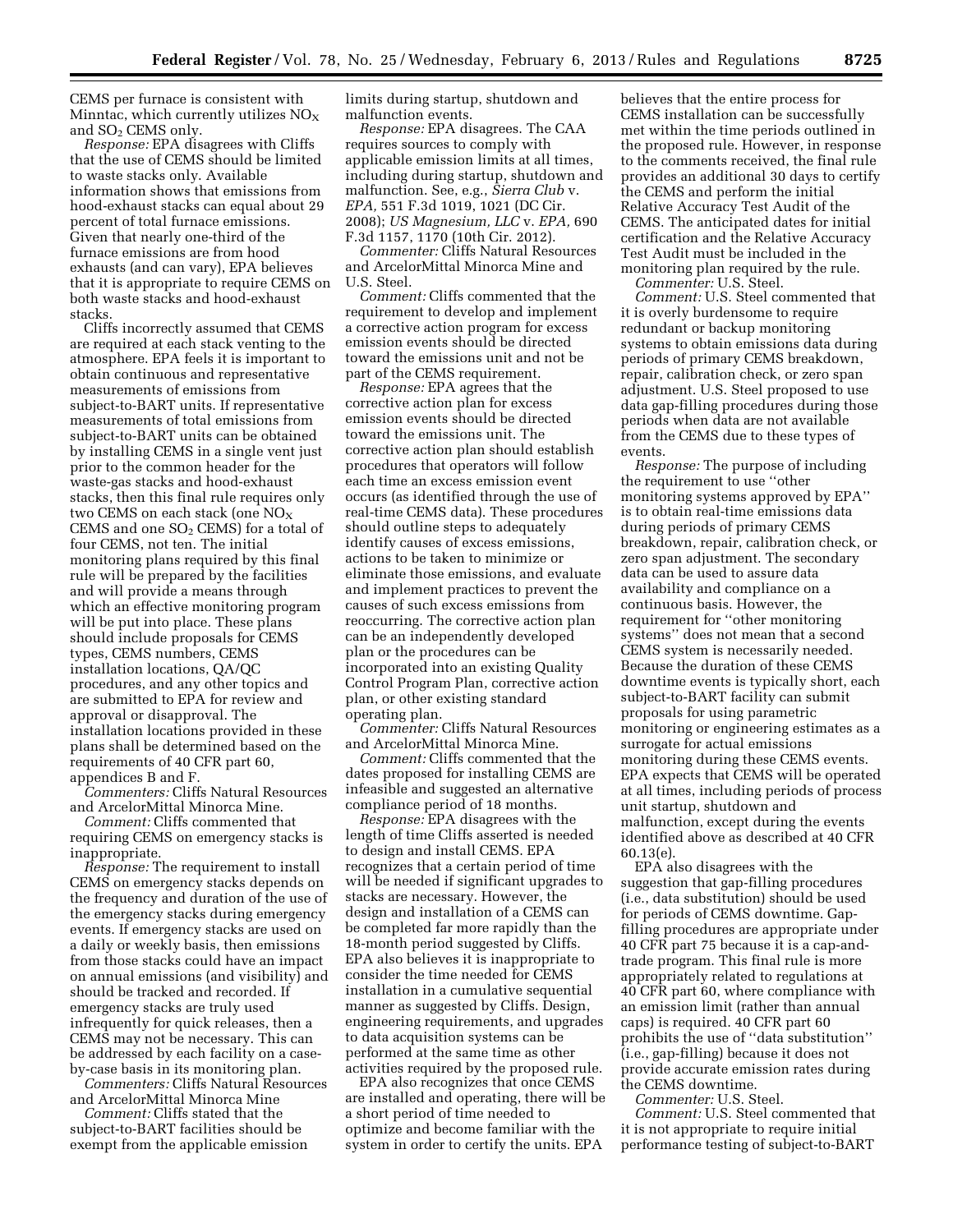CEMS per furnace is consistent with Minntac, which currently utilizes $NO_X$ and $SO_2$ CEMS only.

*Response:* EPA disagrees with Cliffs that the use of CEMS should be limited to waste stacks only. Available information shows that emissions from hood-exhaust stacks can equal about 29 percent of total furnace emissions. Given that nearly one-third of the furnace emissions are from hood exhausts (and can vary), EPA believes that it is appropriate to require CEMS on both waste stacks and hood-exhaust stacks.

Cliffs incorrectly assumed that CEMS are required at each stack venting to the atmosphere. EPA feels it is important to obtain continuous and representative measurements of emissions from subject-to-BART units. If representative measurements of total emissions from subject-to-BART units can be obtained by installing CEMS in a single vent just prior to the common header for the waste-gas stacks and hood-exhaust stacks, then this final rule requires only two CEMS on each stack (one $NO_X$ CEMS and one $SO_2$ CEMS) for a total of four CEMS, not ten. The initial monitoring plans required by this final rule will be prepared by the facilities and will provide a means through which an effective monitoring program will be put into place. These plans should include proposals for CEMS types, CEMS numbers, CEMS installation locations, QA/QC procedures, and any other topics and are submitted to EPA for review and approval or disapproval. The installation locations provided in these plans shall be determined based on the requirements of 40 CFR part 60, appendices B and F.

*Commenters:* Cliffs Natural Resources and ArcelorMittal Minorca Mine.

*Comment:* Cliffs commented that requiring CEMS on emergency stacks is inappropriate.

*Response:* The requirement to install CEMS on emergency stacks depends on the frequency and duration of the use of the emergency stacks during emergency events. If emergency stacks are used on a daily or weekly basis, then emissions from those stacks could have an impact on annual emissions (and visibility) and should be tracked and recorded. If emergency stacks are truly used infrequently for quick releases, then a CEMS may not be necessary. This can be addressed by each facility on a case-by-case basis in its monitoring plan.

*Commenters:* Cliffs Natural Resources and ArcelorMittal Minorca Mine

*Comment:* Cliffs stated that the subject-to-BART facilities should be exempt from the applicable emission limits during startup, shutdown and malfunction events.

*Response:* EPA disagrees. The CAA requires sources to comply with applicable emission limits at all times, including during startup, shutdown and malfunction. See, e.g., *Sierra Club* v. *EPA,* 551 F.3d 1019, 1021 (DC Cir. 2008); *US Magnesium, LLC* v. *EPA,* 690 F.3d 1157, 1170 (10th Cir. 2012).

*Commenter:* Cliffs Natural Resources and ArcelorMittal Minorca Mine and U.S. Steel.

*Comment:* Cliffs commented that the requirement to develop and implement a corrective action program for excess emission events should be directed toward the emissions unit and not be part of the CEMS requirement.

*Response:* EPA agrees that the corrective action plan for excess emission events should be directed toward the emissions unit. The corrective action plan should establish procedures that operators will follow each time an excess emission event occurs (as identified through the use of real-time CEMS data). These procedures should outline steps to adequately identify causes of excess emissions, actions to be taken to minimize or eliminate those emissions, and evaluate and implement practices to prevent the causes of such excess emissions from reoccurring. The corrective action plan can be an independently developed plan or the procedures can be incorporated into an existing Quality Control Program Plan, corrective action plan, or other existing standard operating plan.

*Commenter:* Cliffs Natural Resources and ArcelorMittal Minorca Mine.

*Comment:* Cliffs commented that the dates proposed for installing CEMS are infeasible and suggested an alternative compliance period of 18 months.

*Response:* EPA disagrees with the length of time Cliffs asserted is needed to design and install CEMS. EPA recognizes that a certain period of time will be needed if significant upgrades to stacks are necessary. However, the design and installation of a CEMS can be completed far more rapidly than the 18-month period suggested by Cliffs. EPA also believes it is inappropriate to consider the time needed for CEMS installation in a cumulative sequential manner as suggested by Cliffs. Design, engineering requirements, and upgrades to data acquisition systems can be performed at the same time as other activities required by the proposed rule.

EPA also recognizes that once CEMS are installed and operating, there will be a short period of time needed to optimize and become familiar with the system in order to certify the units. EPA believes that the entire process for CEMS installation can be successfully met within the time periods outlined in the proposed rule. However, in response to the comments received, the final rule provides an additional 30 days to certify the CEMS and perform the initial Relative Accuracy Test Audit of the CEMS. The anticipated dates for initial certification and the Relative Accuracy Test Audit must be included in the monitoring plan required by the rule.

*Commenter:* U.S. Steel.

*Comment:* U.S. Steel commented that it is overly burdensome to require redundant or backup monitoring systems to obtain emissions data during periods of primary CEMS breakdown, repair, calibration check, or zero span adjustment. U.S. Steel proposed to use data gap-filling procedures during those periods when data are not available from the CEMS due to these types of events.

*Response:* The purpose of including the requirement to use ''other monitoring systems approved by EPA'' is to obtain real-time emissions data during periods of primary CEMS breakdown, repair, calibration check, or zero span adjustment. The secondary data can be used to assure data availability and compliance on a continuous basis. However, the requirement for ''other monitoring systems'' does not mean that a second CEMS system is necessarily needed. Because the duration of these CEMS downtime events is typically short, each subject-to-BART facility can submit proposals for using parametric monitoring or engineering estimates as a surrogate for actual emissions monitoring during these CEMS events. EPA expects that CEMS will be operated at all times, including periods of process unit startup, shutdown and malfunction, except during the events identified above as described at 40 CFR 60.13(e).

EPA also disagrees with the suggestion that gap-filling procedures (i.e., data substitution) should be used for periods of CEMS downtime. Gap-filling procedures are appropriate under 40 CFR part 75 because it is a cap-and-trade program. This final rule is more appropriately related to regulations at 40 CFR part 60, where compliance with an emission limit (rather than annual caps) is required. 40 CFR part 60 prohibits the use of ''data substitution'' (i.e., gap-filling) because it does not provide accurate emission rates during the CEMS downtime.

*Commenter:* U.S. Steel.

*Comment:* U.S. Steel commented that it is not appropriate to require initial performance testing of subject-to-BART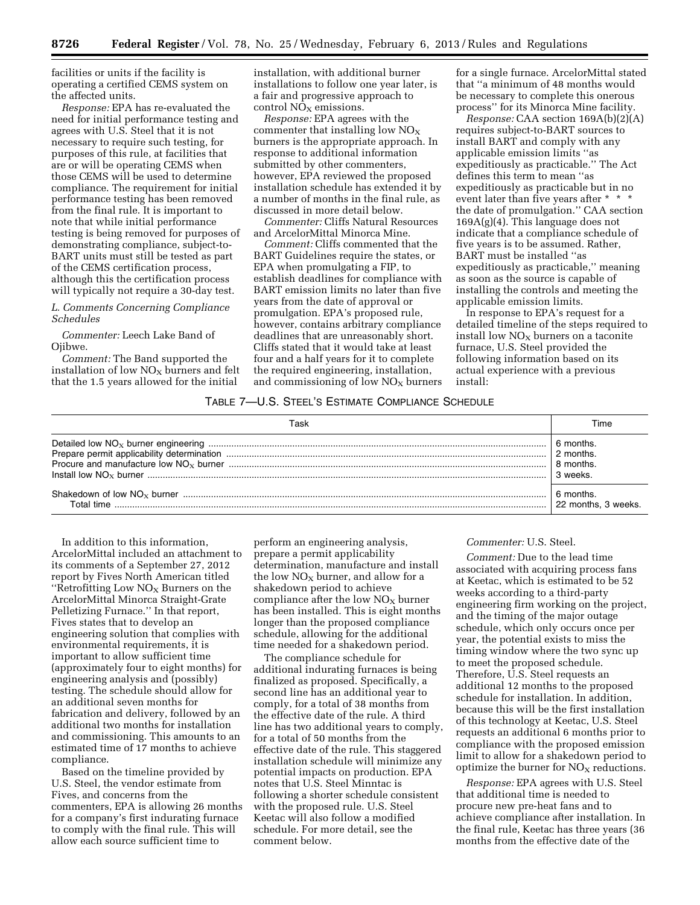facilities or units if the facility is operating a certified CEMS system on the affected units.

*Response:* EPA has re-evaluated the need for initial performance testing and agrees with U.S. Steel that it is not necessary to require such testing, for purposes of this rule, at facilities that are or will be operating CEMS when those CEMS will be used to determine compliance. The requirement for initial performance testing has been removed from the final rule. It is important to note that while initial performance testing is being removed for purposes of demonstrating compliance, subject-to-BART units must still be tested as part of the CEMS certification process, although this the certification process will typically not require a 30-day test.

### *L. Comments Concerning Compliance Schedules*

*Commenter:* Leech Lake Band of Ojibwe.

*Comment:* The Band supported the installation of low $NO_X$ burners and felt that the 1.5 years allowed for the initial installation, with additional burner installations to follow one year later, is a fair and progressive approach to control $NO_X$ emissions.

*Response:* EPA agrees with the commenter that installing low $NO_X$ burners is the appropriate approach. In response to additional information submitted by other commenters, however, EPA reviewed the proposed installation schedule has extended it by a number of months in the final rule, as discussed in more detail below.

*Commenter:* Cliffs Natural Resources and ArcelorMittal Minorca Mine.

*Comment:* Cliffs commented that the BART Guidelines require the states, or EPA when promulgating a FIP, to establish deadlines for compliance with BART emission limits no later than five years from the date of approval or promulgation. EPA's proposed rule, however, contains arbitrary compliance deadlines that are unreasonably short. Cliffs stated that it would take at least four and a half years for it to complete the required engineering, installation, and commissioning of low $NO_X$ burners for a single furnace. ArcelorMittal stated that ''a minimum of 48 months would be necessary to complete this onerous process'' for its Minorca Mine facility.

*Response:* CAA section 169A(b)(2)(A) requires subject-to-BART sources to install BART and comply with any applicable emission limits ''as expeditiously as practicable.'' The Act defines this term to mean ''as expeditiously as practicable but in no event later than five years after * * * the date of promulgation.'' CAA section 169A(g)(4). This language does not indicate that a compliance schedule of five years is to be assumed. Rather, BART must be installed ''as expeditiously as practicable,'' meaning as soon as the source is capable of installing the controls and meeting the applicable emission limits.

In response to EPA's request for a detailed timeline of the steps required to install low $NO_X$ burners on a taconite furnace, U.S. Steel provided the following information based on its actual experience with a previous install:

TABLE 7—U.S. STEEL'S ESTIMATE COMPLIANCE SCHEDULE

| Task | Time |
|---|---|
| Detailed low $NO_X$ burner engineering | 6 months. |
| Prepare permit applicability determination | 2 months. |
| Procure and manufacture low $NO_X$ burner | 8 months. |
| Install low $NO_X$ burner | 3 weeks. |
| Shakedown of low $NO_X$ burner | 6 months. |
| Total time | 22 months, 3 weeks. |

In addition to this information, ArcelorMittal included an attachment to its comments of a September 27, 2012 report by Fives North American titled ''Retrofitting Low $NO_X$ Burners on the ArcelorMittal Minorca Straight-Grate Pelletizing Furnace.'' In that report, Fives states that to develop an engineering solution that complies with environmental requirements, it is important to allow sufficient time (approximately four to eight months) for engineering analysis and (possibly) testing. The schedule should allow for an additional seven months for fabrication and delivery, followed by an additional two months for installation and commissioning. This amounts to an estimated time of 17 months to achieve compliance.

Based on the timeline provided by U.S. Steel, the vendor estimate from Fives, and concerns from the commenters, EPA is allowing 26 months for a company's first indurating furnace to comply with the final rule. This will allow each source sufficient time to perform an engineering analysis, prepare a permit applicability determination, manufacture and install the low $NO_X$ burner, and allow for a shakedown period to achieve compliance after the low $NO_X$ burner has been installed. This is eight months longer than the proposed compliance schedule, allowing for the additional time needed for a shakedown period.

The compliance schedule for additional indurating furnaces is being finalized as proposed. Specifically, a second line has an additional year to comply, for a total of 38 months from the effective date of the rule. A third line has two additional years to comply, for a total of 50 months from the effective date of the rule. This staggered installation schedule will minimize any potential impacts on production. EPA notes that U.S. Steel Minntac is following a shorter schedule consistent with the proposed rule. U.S. Steel Keetac will also follow a modified schedule. For more detail, see the comment below.

*Commenter:* U.S. Steel.

*Comment:* Due to the lead time associated with acquiring process fans at Keetac, which is estimated to be 52 weeks according to a third-party engineering firm working on the project, and the timing of the major outage schedule, which only occurs once per year, the potential exists to miss the timing window where the two sync up to meet the proposed schedule. Therefore, U.S. Steel requests an additional 12 months to the proposed schedule for installation. In addition, because this will be the first installation of this technology at Keetac, U.S. Steel requests an additional 6 months prior to compliance with the proposed emission limit to allow for a shakedown period to optimize the burner for $NO_X$ reductions.

*Response:* EPA agrees with U.S. Steel that additional time is needed to procure new pre-heat fans and to achieve compliance after installation. In the final rule, Keetac has three years (36 months from the effective date of the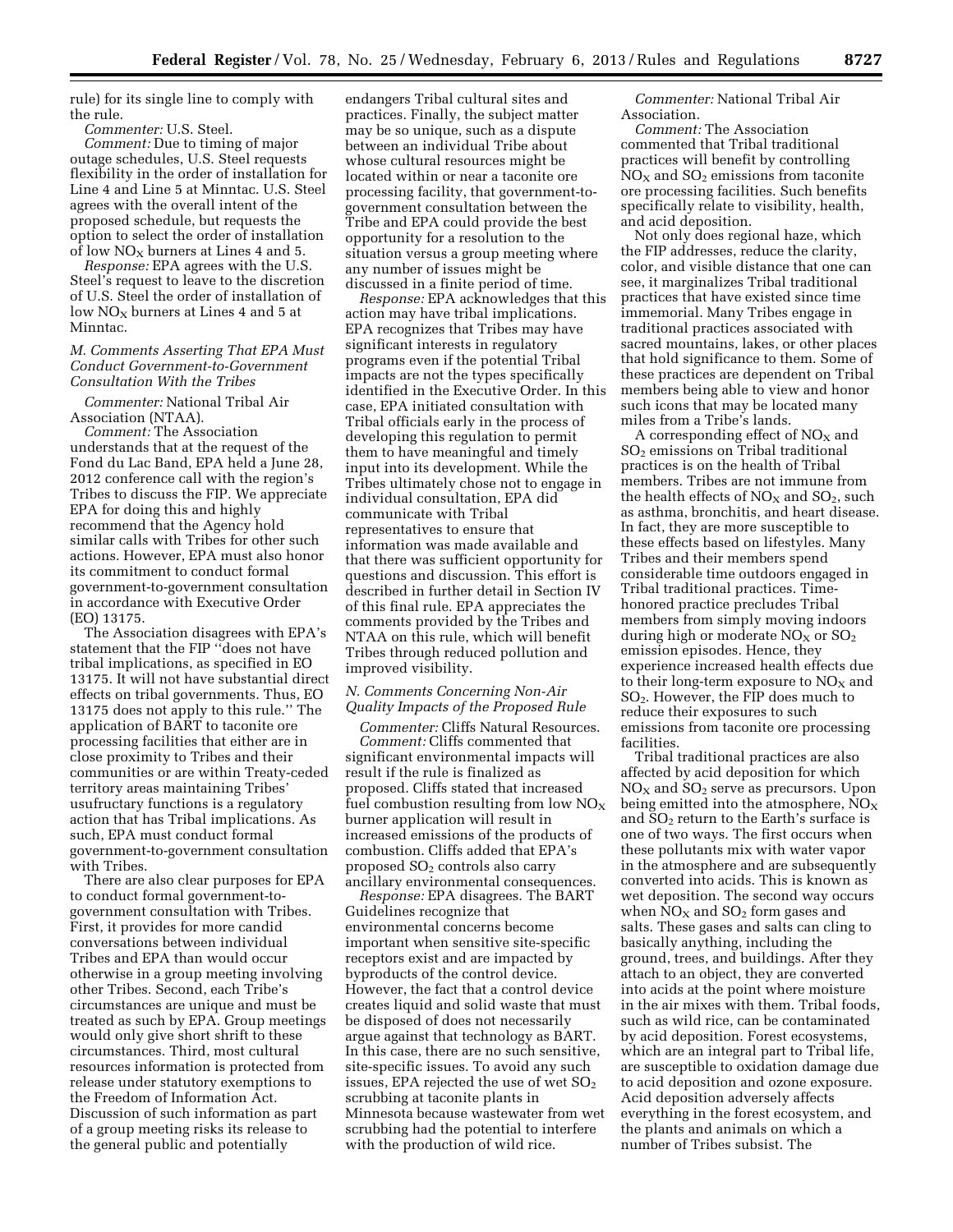rule) for its single line to comply with the rule.

*Commenter:* U.S. Steel.

*Comment:* Due to timing of major outage schedules, U.S. Steel requests flexibility in the order of installation for Line 4 and Line 5 at Minntac. U.S. Steel agrees with the overall intent of the proposed schedule, but requests the option to select the order of installation of low $NO_X$ burners at Lines 4 and 5.

*Response:* EPA agrees with the U.S. Steel's request to leave to the discretion of U.S. Steel the order of installation of low $NO_X$ burners at Lines 4 and 5 at Minntac.

### *M. Comments Asserting That EPA Must Conduct Government-to-Government Consultation With the Tribes*

*Commenter:* National Tribal Air Association (NTAA).

*Comment:* The Association understands that at the request of the Fond du Lac Band, EPA held a June 28, 2012 conference call with the region's Tribes to discuss the FIP. We appreciate EPA for doing this and highly recommend that the Agency hold similar calls with Tribes for other such actions. However, EPA must also honor its commitment to conduct formal government-to-government consultation in accordance with Executive Order (EO) 13175.

The Association disagrees with EPA's statement that the FIP "does not have tribal implications, as specified in EO 13175. It will not have substantial direct effects on tribal governments. Thus, EO 13175 does not apply to this rule." The application of BART to taconite ore processing facilities that either are in close proximity to Tribes and their communities or are within Treaty-ceded territory areas maintaining Tribes' usufructary functions is a regulatory action that has Tribal implications. As such, EPA must conduct formal government-to-government consultation with Tribes.

There are also clear purposes for EPA to conduct formal government-to-government consultation with Tribes. First, it provides for more candid conversations between individual Tribes and EPA than would occur otherwise in a group meeting involving other Tribes. Second, each Tribe's circumstances are unique and must be treated as such by EPA. Group meetings would only give short shrift to these circumstances. Third, most cultural resources information is protected from release under statutory exemptions to the Freedom of Information Act. Discussion of such information as part of a group meeting risks its release to the general public and potentially endangers Tribal cultural sites and practices. Finally, the subject matter may be so unique, such as a dispute between an individual Tribe about whose cultural resources might be located within or near a taconite ore processing facility, that government-to-government consultation between the Tribe and EPA could provide the best opportunity for a resolution to the situation versus a group meeting where any number of issues might be discussed in a finite period of time.

*Response:* EPA acknowledges that this action may have tribal implications. EPA recognizes that Tribes may have significant interests in regulatory programs even if the potential Tribal impacts are not the types specifically identified in the Executive Order. In this case, EPA initiated consultation with Tribal officials early in the process of developing this regulation to permit them to have meaningful and timely input into its development. While the Tribes ultimately chose not to engage in individual consultation, EPA did communicate with Tribal representatives to ensure that information was made available and that there was sufficient opportunity for questions and discussion. This effort is described in further detail in Section IV of this final rule. EPA appreciates the comments provided by the Tribes and NTAA on this rule, which will benefit Tribes through reduced pollution and improved visibility.

### *N. Comments Concerning Non-Air Quality Impacts of the Proposed Rule*

*Commenter:* Cliffs Natural Resources.

*Comment:* Cliffs commented that significant environmental impacts will result if the rule is finalized as proposed. Cliffs stated that increased fuel combustion resulting from low $NO_X$ burner application will result in increased emissions of the products of combustion. Cliffs added that EPA's proposed $SO_2$ controls also carry ancillary environmental consequences.

*Response:* EPA disagrees. The BART Guidelines recognize that environmental concerns become important when sensitive site-specific receptors exist and are impacted by byproducts of the control device. However, the fact that a control device creates liquid and solid waste that must be disposed of does not necessarily argue against that technology as BART. In this case, there are no such sensitive, site-specific issues. To avoid any such issues, EPA rejected the use of wet $SO_2$ scrubbing at taconite plants in Minnesota because wastewater from wet scrubbing had the potential to interfere with the production of wild rice.

*Commenter:* National Tribal Air Association.

*Comment:* The Association commented that Tribal traditional practices will benefit by controlling $NO_X$ and $SO_2$ emissions from taconite ore processing facilities. Such benefits specifically relate to visibility, health, and acid deposition.

Not only does regional haze, which the FIP addresses, reduce the clarity, color, and visible distance that one can see, it marginalizes Tribal traditional practices that have existed since time immemorial. Many Tribes engage in traditional practices associated with sacred mountains, lakes, or other places that hold significance to them. Some of these practices are dependent on Tribal members being able to view and honor such icons that may be located many miles from a Tribe's lands.

A corresponding effect of $NO_X$ and $SO_2$ emissions on Tribal traditional practices is on the health of Tribal members. Tribes are not immune from the health effects of $NO_X$ and $SO_2$, such as asthma, bronchitis, and heart disease. In fact, they are more susceptible to these effects based on lifestyles. Many Tribes and their members spend considerable time outdoors engaged in Tribal traditional practices. Time-honored practice precludes Tribal members from simply moving indoors during high or moderate $NO_X$ or $SO_2$ emission episodes. Hence, they experience increased health effects due to their long-term exposure to $NO_X$ and $SO_2$. However, the FIP does much to reduce their exposures to such emissions from taconite ore processing facilities.

Tribal traditional practices are also affected by acid deposition for which $NO_X$ and $SO_2$ serve as precursors. Upon being emitted into the atmosphere, $NO_X$ and $SO_2$ return to the Earth's surface is one of two ways. The first occurs when these pollutants mix with water vapor in the atmosphere and are subsequently converted into acids. This is known as wet deposition. The second way occurs when $NO_X$ and $SO_2$ form gases and salts. These gases and salts can cling to basically anything, including the ground, trees, and buildings. After they attach to an object, they are converted into acids at the point where moisture in the air mixes with them. Tribal foods, such as wild rice, can be contaminated by acid deposition. Forest ecosystems, which are an integral part to Tribal life, are susceptible to oxidation damage due to acid deposition and ozone exposure. Acid deposition adversely affects everything in the forest ecosystem, and the plants and animals on which a number of Tribes subsist. The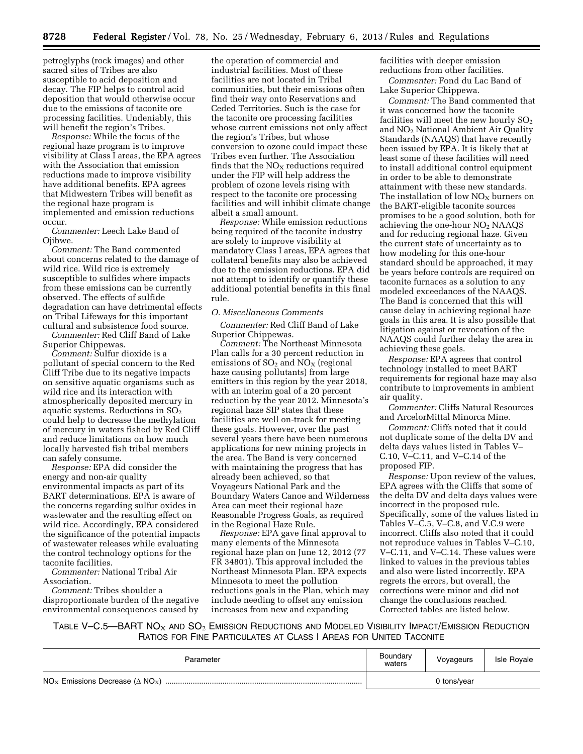petroglyphs (rock images) and other sacred sites of Tribes are also susceptible to acid deposition and decay. The FIP helps to control acid deposition that would otherwise occur due to the emissions of taconite ore processing facilities. Undeniably, this will benefit the region's Tribes.

*Response:* While the focus of the regional haze program is to improve visibility at Class I areas, the EPA agrees with the Association that emission reductions made to improve visibility have additional benefits. EPA agrees that Midwestern Tribes will benefit as the regional haze program is implemented and emission reductions occur.

*Commenter:* Leech Lake Band of Ojibwe.

*Comment:* The Band commented about concerns related to the damage of wild rice. Wild rice is extremely susceptible to sulfides where impacts from these emissions can be currently observed. The effects of sulfide degradation can have detrimental effects on Tribal Lifeways for this important cultural and subsistence food source.

*Commenter:* Red Cliff Band of Lake Superior Chippewas.

*Comment:* Sulfur dioxide is a pollutant of special concern to the Red Cliff Tribe due to its negative impacts on sensitive aquatic organisms such as wild rice and its interaction with atmospherically deposited mercury in aquatic systems. Reductions in $SO_2$ could help to decrease the methylation of mercury in waters fished by Red Cliff and reduce limitations on how much locally harvested fish tribal members can safely consume.

*Response:* EPA did consider the energy and non-air quality environmental impacts as part of its BART determinations. EPA is aware of the concerns regarding sulfur oxides in wastewater and the resulting effect on wild rice. Accordingly, EPA considered the significance of the potential impacts of wastewater releases while evaluating the control technology options for the taconite facilities.

*Commenter:* National Tribal Air Association.

*Comment:* Tribes shoulder a disproportionate burden of the negative environmental consequences caused by the operation of commercial and industrial facilities. Most of these facilities are not located in Tribal communities, but their emissions often find their way onto Reservations and Ceded Territories. Such is the case for the taconite ore processing facilities whose current emissions not only affect the region's Tribes, but whose conversion to ozone could impact these Tribes even further. The Association finds that the $NO_X$ reductions required under the FIP will help address the problem of ozone levels rising with respect to the taconite ore processing facilities and will inhibit climate change albeit a small amount.

*Response:* While emission reductions being required of the taconite industry are solely to improve visibility at mandatory Class I areas, EPA agrees that collateral benefits may also be achieved due to the emission reductions. EPA did not attempt to identify or quantify these additional potential benefits in this final rule.

### *O. Miscellaneous Comments*

*Commenter:* Red Cliff Band of Lake Superior Chippewas.

*Comment:* The Northeast Minnesota Plan calls for a 30 percent reduction in emissions of $SO_2$ and $NO_X$ (regional haze causing pollutants) from large emitters in this region by the year 2018, with an interim goal of a 20 percent reduction by the year 2012. Minnesota's regional haze SIP states that these facilities are well on-track for meeting these goals. However, over the past several years there have been numerous applications for new mining projects in the area. The Band is very concerned with maintaining the progress that has already been achieved, so that Voyageurs National Park and the Boundary Waters Canoe and Wilderness Area can meet their regional haze Reasonable Progress Goals, as required in the Regional Haze Rule.

*Response:* EPA gave final approval to many elements of the Minnesota regional haze plan on June 12, 2012 (77 FR 34801). This approval included the Northeast Minnesota Plan. EPA expects Minnesota to meet the pollution reductions goals in the Plan, which may include needing to offset any emission increases from new and expanding facilities with deeper emission reductions from other facilities.

*Commenter:* Fond du Lac Band of Lake Superior Chippewa.

*Comment:* The Band commented that it was concerned how the taconite facilities will meet the new hourly $SO_2$ and $NO_2$ National Ambient Air Quality Standards (NAAQS) that have recently been issued by EPA. It is likely that at least some of these facilities will need to install additional control equipment in order to be able to demonstrate attainment with these new standards. The installation of low $NO_X$ burners on the BART-eligible taconite sources promises to be a good solution, both for achieving the one-hour $NO_2$ NAAQS and for reducing regional haze. Given the current state of uncertainty as to how modeling for this one-hour standard should be approached, it may be years before controls are required on taconite furnaces as a solution to any modeled exceedances of the NAAQS. The Band is concerned that this will cause delay in achieving regional haze goals in this area. It is also possible that litigation against or revocation of the NAAQS could further delay the area in achieving these goals.

*Response:* EPA agrees that control technology installed to meet BART requirements for regional haze may also contribute to improvements in ambient air quality.

*Commenter:* Cliffs Natural Resources and ArcelorMittal Minorca Mine.

*Comment:* Cliffs noted that it could not duplicate some of the delta DV and delta days values listed in Tables V–C.10, V–C.11, and V–C.14 of the proposed FIP.

*Response:* Upon review of the values, EPA agrees with the Cliffs that some of the delta DV and delta days values were incorrect in the proposed rule. Specifically, some of the values listed in Tables V–C.5, V–C.8, and V.C.9 were incorrect. Cliffs also noted that it could not reproduce values in Tables V–C.10, V–C.11, and V–C.14. These values were linked to values in the previous tables and also were listed incorrectly. EPA regrets the errors, but overall, the corrections were minor and did not change the conclusions reached. Corrected tables are listed below.

TABLE V–C.5—BART $NO_X$ AND $SO_2$ EMISSION REDUCTIONS AND MODELED VISIBILITY IMPACT/EMISSION REDUCTION RATIOS FOR FINE PARTICULATES AT CLASS I AREAS FOR UNITED TACONITE

| Parameter | Boundary waters | Voyageurs | Isle Royale |
|---|---|---|---|
| $NO_X$ Emissions Decrease ($\Delta$ $NO_X$) | 0 tons/year | | |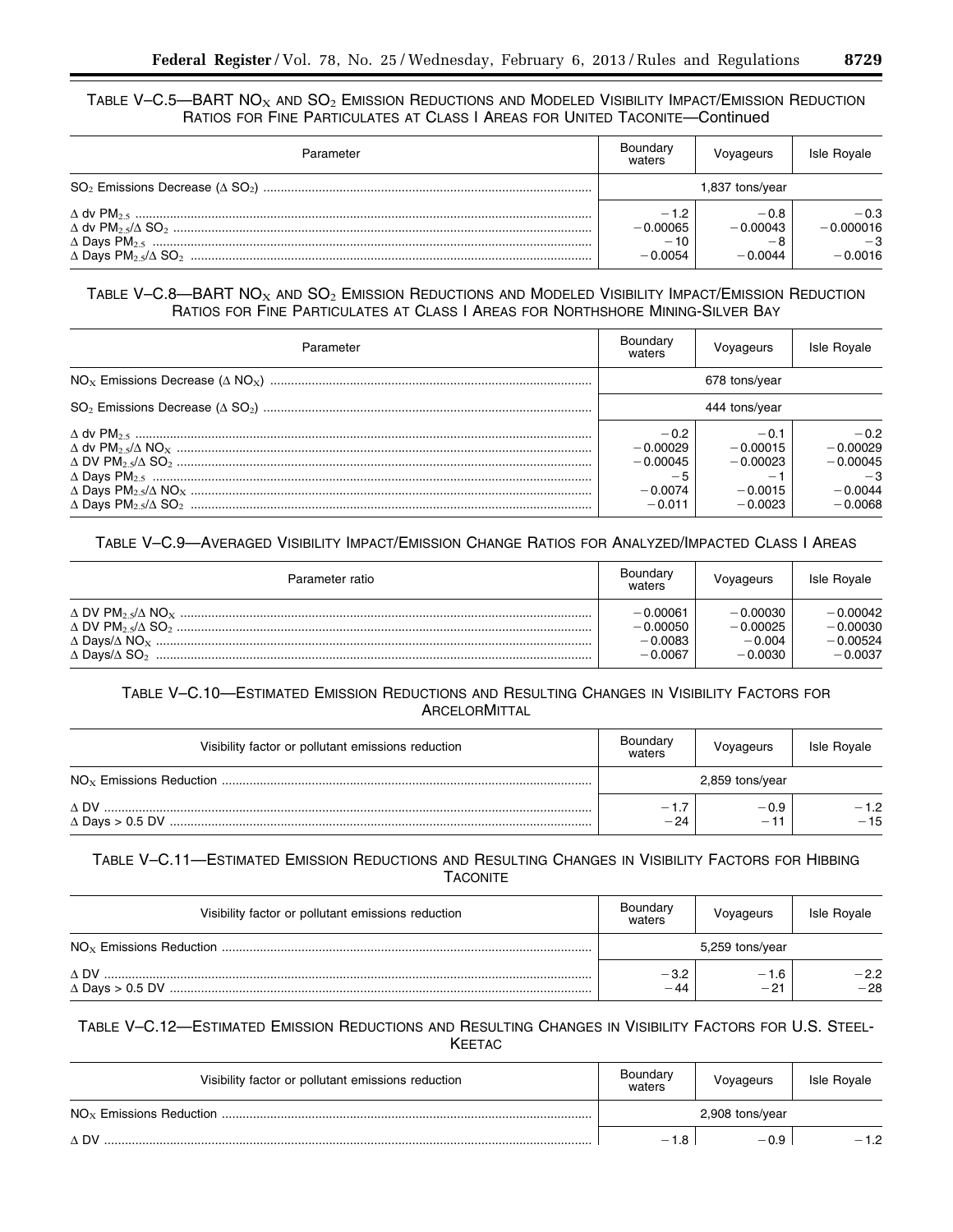TABLE V–C.5—BART $NO_X$ AND $SO_2$ EMISSION REDUCTIONS AND MODELED VISIBILITY IMPACT/EMISSION REDUCTION RATIOS FOR FINE PARTICULATES AT CLASS I AREAS FOR UNITED TACONITE—Continued

| Parameter | Boundary waters | Voyageurs | Isle Royale |
|---|---|---|---|
| $SO_2$ Emissions Decrease ($\Delta$ $SO_2$) | 1,837 tons/year | | |
| $\Delta$ dv $PM_{2.5}$ | −1.2 | −0.8 | −0.3 |
| $\Delta$ dv $PM_{2.5}$/$\Delta$ $SO_2$ | −0.00065 | −0.00043 | −0.000016 |
| $\Delta$ Days $PM_{2.5}$ | −10 | −8 | −3 |
| $\Delta$ Days $PM_{2.5}$/$\Delta$ $SO_2$ | −0.0054 | −0.0044 | −0.0016 |

TABLE V–C.8—BART $NO_X$ AND $SO_2$ EMISSION REDUCTIONS AND MODELED VISIBILITY IMPACT/EMISSION REDUCTION RATIOS FOR FINE PARTICULATES AT CLASS I AREAS FOR NORTHSHORE MINING-SILVER BAY

| Parameter | Boundary waters | Voyageurs | Isle Royale |
|---|---|---|---|
| $NO_X$ Emissions Decrease ($\Delta$ $NO_X$) | 678 tons/year | | |
| $SO_2$ Emissions Decrease ($\Delta$ $SO_2$) | 444 tons/year | | |
| $\Delta$ dv $PM_{2.5}$ | −0.2 | −0.1 | −0.2 |
| $\Delta$ dv $PM_{2.5}$/$\Delta$ $NO_X$ | −0.00029 | −0.00015 | −0.00029 |
| $\Delta$ DV $PM_{2.5}$/$\Delta$ $SO_2$ | −0.00045 | −0.00023 | −0.00045 |
| $\Delta$ Days $PM_{2.5}$ | −5 | −1 | −3 |
| $\Delta$ Days $PM_{2.5}$/$\Delta$ $NO_X$ | −0.0074 | −0.0015 | −0.0044 |
| $\Delta$ Days $PM_{2.5}$/$\Delta$ $SO_2$ | −0.011 | −0.0023 | −0.0068 |

TABLE V–C.9—AVERAGED VISIBILITY IMPACT/EMISSION CHANGE RATIOS FOR ANALYZED/IMPACTED CLASS I AREAS

| Parameter ratio | Boundary waters | Voyageurs | Isle Royale |
|---|---|---|---|
| $\Delta$ DV $PM_{2.5}$/$\Delta$ $NO_X$ | −0.00061 | −0.00030 | −0.00042 |
| $\Delta$ DV $PM_{2.5}$/$\Delta$ $SO_2$ | −0.00050 | −0.00025 | −0.00030 |
| $\Delta$ Days/$\Delta$ $NO_X$ | −0.0083 | −0.004 | −0.00524 |
| $\Delta$ Days/$\Delta$ $SO_2$ | −0.0067 | −0.0030 | −0.0037 |

TABLE V–C.10—ESTIMATED EMISSION REDUCTIONS AND RESULTING CHANGES IN VISIBILITY FACTORS FOR ARCELORMITTAL

| Visibility factor or pollutant emissions reduction | Boundary waters | Voyageurs | Isle Royale |
|---|---|---|---|
| $NO_X$ Emissions Reduction | 2,859 tons/year | | |
| $\Delta$ DV | −1.7 | −0.9 | −1.2 |
| $\Delta$ Days > 0.5 DV | −24 | −11 | −15 |

TABLE V–C.11—ESTIMATED EMISSION REDUCTIONS AND RESULTING CHANGES IN VISIBILITY FACTORS FOR HIBBING TACONITE

| Visibility factor or pollutant emissions reduction | Boundary waters | Voyageurs | Isle Royale |
|---|---|---|---|
| $NO_X$ Emissions Reduction | 5,259 tons/year | | |
| $\Delta$ DV | −3.2 | −1.6 | −2.2 |
| $\Delta$ Days > 0.5 DV | −44 | −21 | −28 |

TABLE V–C.12—ESTIMATED EMISSION REDUCTIONS AND RESULTING CHANGES IN VISIBILITY FACTORS FOR U.S. STEEL-KEETAC

| Visibility factor or pollutant emissions reduction | Boundary waters | Voyageurs | Isle Royale |
|---|---|---|---|
| $NO_X$ Emissions Reduction | 2,908 tons/year | | |
| $\Delta$ DV | −1.8 | −0.9 | −1.2 |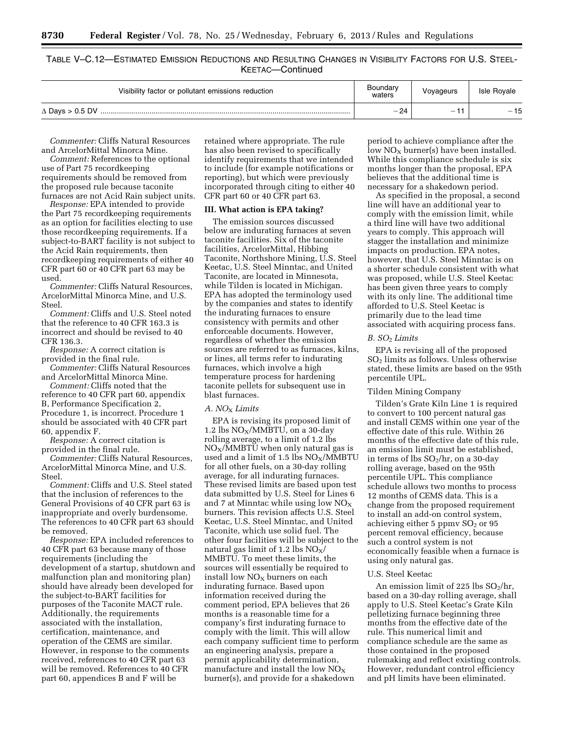TABLE V–C.12—ESTIMATED EMISSION REDUCTIONS AND RESULTING CHANGES IN VISIBILITY FACTORS FOR U.S. STEEL-KEETAC—Continued

| Visibility factor or pollutant emissions reduction | Boundary waters | Voyageurs | Isle Royale |
|---|---|---|---|
| Δ Days > 0.5 DV | −24 | −11 | −15 |

*Commenter:* Cliffs Natural Resources and ArcelorMittal Minorca Mine.

*Comment:* References to the optional use of Part 75 recordkeeping requirements should be removed from the proposed rule because taconite furnaces are not Acid Rain subject units.

*Response:* EPA intended to provide the Part 75 recordkeeping requirements as an option for facilities electing to use those recordkeeping requirements. If a subject-to-BART facility is not subject to the Acid Rain requirements, then recordkeeping requirements of either 40 CFR part 60 or 40 CFR part 63 may be used.

*Commenter:* Cliffs Natural Resources, ArcelorMittal Minorca Mine, and U.S. Steel.

*Comment:* Cliffs and U.S. Steel noted that the reference to 40 CFR 163.3 is incorrect and should be revised to 40 CFR 136.3.

*Response:* A correct citation is provided in the final rule.

*Commenter:* Cliffs Natural Resources and ArcelorMittal Minorca Mine.

*Comment:* Cliffs noted that the reference to 40 CFR part 60, appendix B, Performance Specification 2, Procedure 1, is incorrect. Procedure 1 should be associated with 40 CFR part 60, appendix F.

*Response:* A correct citation is provided in the final rule.

*Commenter:* Cliffs Natural Resources, ArcelorMittal Minorca Mine, and U.S. Steel.

*Comment:* Cliffs and U.S. Steel stated that the inclusion of references to the General Provisions of 40 CFR part 63 is inappropriate and overly burdensome. The references to 40 CFR part 63 should be removed.

*Response:* EPA included references to 40 CFR part 63 because many of those requirements (including the development of a startup, shutdown and malfunction plan and monitoring plan) should have already been developed for the subject-to-BART facilities for purposes of the Taconite MACT rule. Additionally, the requirements associated with the installation, certification, maintenance, and operation of the CEMS are similar. However, in response to the comments received, references to 40 CFR part 63 will be removed. References to 40 CFR part 60, appendices B and F will be retained where appropriate. The rule has also been revised to specifically identify requirements that we intended to include (for example notifications or reporting), but which were previously incorporated through citing to either 40 CFR part 60 or 40 CFR part 63.

## III. What action is EPA taking?

The emission sources discussed below are indurating furnaces at seven taconite facilities. Six of the taconite facilities, ArcelorMittal, Hibbing Taconite, Northshore Mining, U.S. Steel Keetac, U.S. Steel Minntac, and United Taconite, are located in Minnesota, while Tilden is located in Michigan. EPA has adopted the terminology used by the companies and states to identify the indurating furnaces to ensure consistency with permits and other enforceable documents. However, regardless of whether the emission sources are referred to as furnaces, kilns, or lines, all terms refer to indurating furnaces, which involve a high temperature process for hardening taconite pellets for subsequent use in blast furnaces.

### *A. $NO_X$ Limits*

EPA is revising its proposed limit of 1.2 lbs $NO_X$/MMBTU, on a 30-day rolling average, to a limit of 1.2 lbs $NO_X$/MMBTU when only natural gas is used and a limit of 1.5 lbs $NO_X$/MMBTU for all other fuels, on a 30-day rolling average, for all indurating furnaces. These revised limits are based upon test data submitted by U.S. Steel for Lines 6 and 7 at Minntac while using low $NO_X$ burners. This revision affects U.S. Steel Keetac, U.S. Steel Minntac, and United Taconite, which use solid fuel. The other four facilities will be subject to the natural gas limit of 1.2 lbs $NO_X$/MMBTU. To meet these limits, the sources will essentially be required to install low $NO_X$ burners on each indurating furnace. Based upon information received during the comment period, EPA believes that 26 months is a reasonable time for a company's first indurating furnace to comply with the limit. This will allow each company sufficient time to perform an engineering analysis, prepare a permit applicability determination, manufacture and install the low $NO_X$ burner(s), and provide for a shakedown period to achieve compliance after the low $NO_X$ burner(s) have been installed. While this compliance schedule is six months longer than the proposal, EPA believes that the additional time is necessary for a shakedown period.

As specified in the proposal, a second line will have an additional year to comply with the emission limit, while a third line will have two additional years to comply. This approach will stagger the installation and minimize impacts on production. EPA notes, however, that U.S. Steel Minntac is on a shorter schedule consistent with what was proposed, while U.S. Steel Keetac has been given three years to comply with its only line. The additional time afforded to U.S. Steel Keetac is primarily due to the lead time associated with acquiring process fans.

### *B. $SO_2$ Limits*

EPA is revising all of the proposed $SO_2$ limits as follows. Unless otherwise stated, these limits are based on the 95th percentile UPL.

Tilden Mining Company

Tilden's Grate Kiln Line 1 is required to convert to 100 percent natural gas and install CEMS within one year of the effective date of this rule. Within 26 months of the effective date of this rule, an emission limit must be established, in terms of lbs $SO_2$/hr, on a 30-day rolling average, based on the 95th percentile UPL. This compliance schedule allows two months to process 12 months of CEMS data. This is a change from the proposed requirement to install an add-on control system, achieving either 5 ppmv $SO_2$ or 95 percent removal efficiency, because such a control system is not economically feasible when a furnace is using only natural gas.

U.S. Steel Keetac

An emission limit of 225 lbs $SO_2$/hr, based on a 30-day rolling average, shall apply to U.S. Steel Keetac's Grate Kiln pelletizing furnace beginning three months from the effective date of the rule. This numerical limit and compliance schedule are the same as those contained in the proposed rulemaking and reflect existing controls. However, redundant control efficiency and pH limits have been eliminated.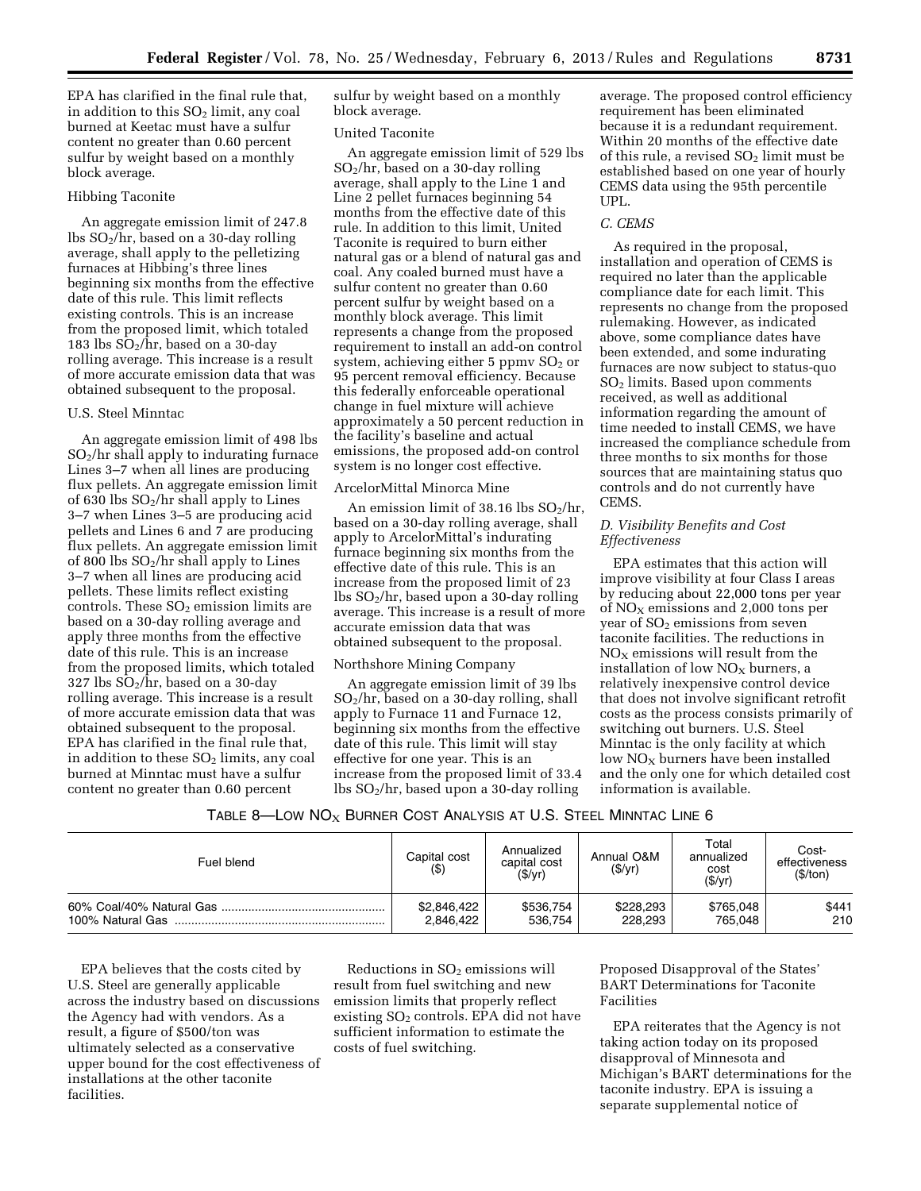EPA has clarified in the final rule that, in addition to this $SO_2$ limit, any coal burned at Keetac must have a sulfur content no greater than 0.60 percent sulfur by weight based on a monthly block average.

Hibbing Taconite

An aggregate emission limit of 247.8 lbs $SO_2$/hr, based on a 30-day rolling average, shall apply to the pelletizing furnaces at Hibbing's three lines beginning six months from the effective date of this rule. This limit reflects existing controls. This is an increase from the proposed limit, which totaled 183 lbs $SO_2$/hr, based on a 30-day rolling average. This increase is a result of more accurate emission data that was obtained subsequent to the proposal.

U.S. Steel Minntac

An aggregate emission limit of 498 lbs $SO_2$/hr shall apply to indurating furnace Lines 3–7 when all lines are producing flux pellets. An aggregate emission limit of 630 lbs $SO_2$/hr shall apply to Lines 3–7 when Lines 3–5 are producing acid pellets and Lines 6 and 7 are producing flux pellets. An aggregate emission limit of 800 lbs $SO_2$/hr shall apply to Lines 3–7 when all lines are producing acid pellets. These limits reflect existing controls. These $SO_2$ emission limits are based on a 30-day rolling average and apply three months from the effective date of this rule. This is an increase from the proposed limits, which totaled 327 lbs $SO_2$/hr, based on a 30-day rolling average. This increase is a result of more accurate emission data that was obtained subsequent to the proposal. EPA has clarified in the final rule that, in addition to these $SO_2$ limits, any coal burned at Minntac must have a sulfur content no greater than 0.60 percent sulfur by weight based on a monthly block average.

United Taconite

An aggregate emission limit of 529 lbs $SO_2$/hr, based on a 30-day rolling average, shall apply to the Line 1 and Line 2 pellet furnaces beginning 54 months from the effective date of this rule. In addition to this limit, United Taconite is required to burn either natural gas or a blend of natural gas and coal. Any coaled burned must have a sulfur content no greater than 0.60 percent sulfur by weight based on a monthly block average. This limit represents a change from the proposed requirement to install an add-on control system, achieving either 5 ppmv $SO_2$ or 95 percent removal efficiency. Because this federally enforceable operational change in fuel mixture will achieve approximately a 50 percent reduction in the facility's baseline and actual emissions, the proposed add-on control system is no longer cost effective.

ArcelorMittal Minorca Mine

An emission limit of 38.16 lbs $SO_2$/hr, based on a 30-day rolling average, shall apply to ArcelorMittal's indurating furnace beginning six months from the effective date of this rule. This is an increase from the proposed limit of 23 lbs $SO_2$/hr, based upon a 30-day rolling average. This increase is a result of more accurate emission data that was obtained subsequent to the proposal.

Northshore Mining Company

An aggregate emission limit of 39 lbs $SO_2$/hr, based on a 30-day rolling, shall apply to Furnace 11 and Furnace 12, beginning six months from the effective date of this rule. This limit will stay effective for one year. This is an increase from the proposed limit of 33.4 lbs $SO_2$/hr, based upon a 30-day rolling average. The proposed control efficiency requirement has been eliminated because it is a redundant requirement. Within 20 months of the effective date of this rule, a revised $SO_2$ limit must be established based on one year of hourly CEMS data using the 95th percentile UPL.

### C. CEMS

As required in the proposal, installation and operation of CEMS is required no later than the applicable compliance date for each limit. This represents no change from the proposed rulemaking. However, as indicated above, some compliance dates have been extended, and some indurating furnaces are now subject to status-quo $SO_2$ limits. Based upon comments received, as well as additional information regarding the amount of time needed to install CEMS, we have increased the compliance schedule from three months to six months for those sources that are maintaining status quo controls and do not currently have CEMS.

### D. Visibility Benefits and Cost Effectiveness

EPA estimates that this action will improve visibility at four Class I areas by reducing about 22,000 tons per year of $NO_X$ emissions and 2,000 tons per year of $SO_2$ emissions from seven taconite facilities. The reductions in $NO_X$ emissions will result from the installation of low $NO_X$ burners, a relatively inexpensive control device that does not involve significant retrofit costs as the process consists primarily of switching out burners. U.S. Steel Minntac is the only facility at which low $NO_X$ burners have been installed and the only one for which detailed cost information is available.

TABLE 8—LOW $NO_X$ BURNER COST ANALYSIS AT U.S. STEEL MINNTAC LINE 6

| Fuel blend | Capital cost ($) | Annualized capital cost ($/yr) | Annual O&M ($/yr) | Total annualized cost ($/yr) | Cost-effectiveness ($/ton) |
|---|---|---|---|---|---|
| 60% Coal/40% Natural Gas | $2,846,422 | $536,754 | $228,293 | $765,048 | $441 |
| 100% Natural Gas | 2,846,422 | 536,754 | 228,293 | 765,048 | 210 |

EPA believes that the costs cited by U.S. Steel are generally applicable across the industry based on discussions the Agency had with vendors. As a result, a figure of $500/ton was ultimately selected as a conservative upper bound for the cost effectiveness of installations at the other taconite facilities.

Reductions in $SO_2$ emissions will result from fuel switching and new emission limits that properly reflect existing $SO_2$ controls. EPA did not have sufficient information to estimate the costs of fuel switching.

Proposed Disapproval of the States' BART Determinations for Taconite Facilities

EPA reiterates that the Agency is not taking action today on its proposed disapproval of Minnesota and Michigan's BART determinations for the taconite industry. EPA is issuing a separate supplemental notice of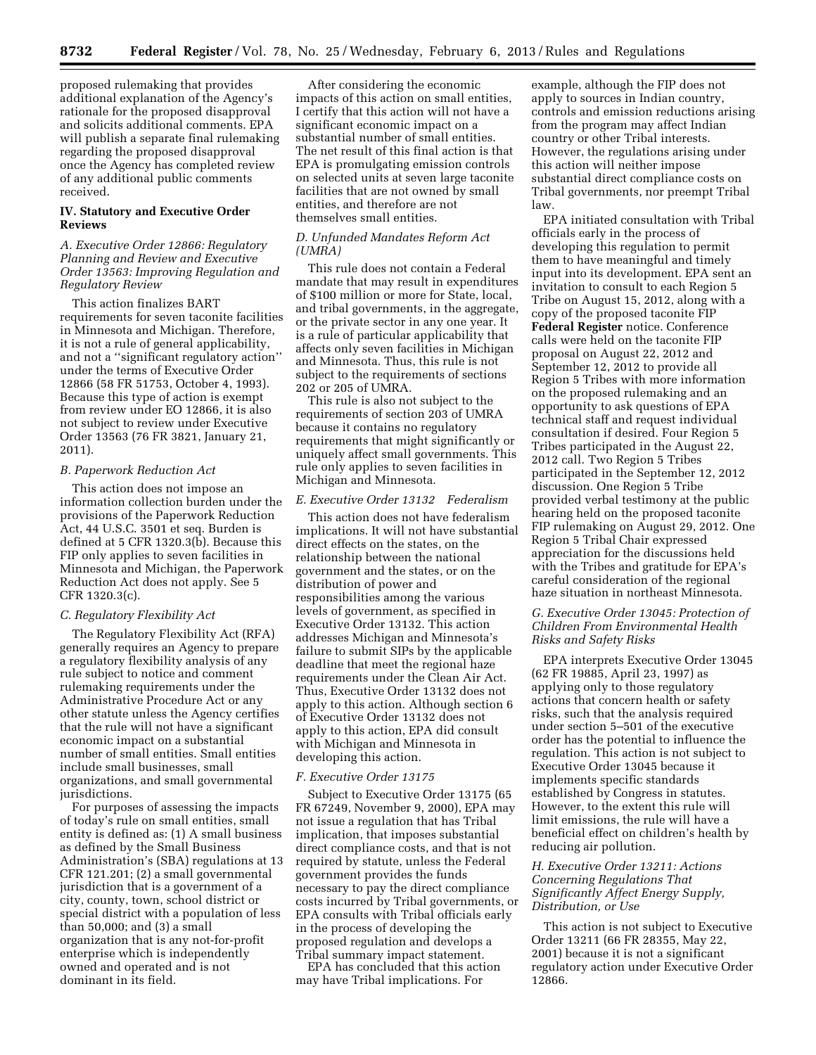proposed rulemaking that provides additional explanation of the Agency's rationale for the proposed disapproval and solicits additional comments. EPA will publish a separate final rulemaking regarding the proposed disapproval once the Agency has completed review of any additional public comments received.

## IV. Statutory and Executive Order Reviews

### *A. Executive Order 12866: Regulatory Planning and Review and Executive Order 13563: Improving Regulation and Regulatory Review*

This action finalizes BART requirements for seven taconite facilities in Minnesota and Michigan. Therefore, it is not a rule of general applicability, and not a ''significant regulatory action'' under the terms of Executive Order 12866 (58 FR 51753, October 4, 1993). Because this type of action is exempt from review under EO 12866, it is also not subject to review under Executive Order 13563 (76 FR 3821, January 21, 2011).

### *B. Paperwork Reduction Act*

This action does not impose an information collection burden under the provisions of the Paperwork Reduction Act, 44 U.S.C. 3501 et seq. Burden is defined at 5 CFR 1320.3(b). Because this FIP only applies to seven facilities in Minnesota and Michigan, the Paperwork Reduction Act does not apply. See 5 CFR 1320.3(c).

### *C. Regulatory Flexibility Act*

The Regulatory Flexibility Act (RFA) generally requires an Agency to prepare a regulatory flexibility analysis of any rule subject to notice and comment rulemaking requirements under the Administrative Procedure Act or any other statute unless the Agency certifies that the rule will not have a significant economic impact on a substantial number of small entities. Small entities include small businesses, small organizations, and small governmental jurisdictions.

For purposes of assessing the impacts of today's rule on small entities, small entity is defined as: (1) A small business as defined by the Small Business Administration's (SBA) regulations at 13 CFR 121.201; (2) a small governmental jurisdiction that is a government of a city, county, town, school district or special district with a population of less than 50,000; and (3) a small organization that is any not-for-profit enterprise which is independently owned and operated and is not dominant in its field.

After considering the economic impacts of this action on small entities, I certify that this action will not have a significant economic impact on a substantial number of small entities. The net result of this final action is that EPA is promulgating emission controls on selected units at seven large taconite facilities that are not owned by small entities, and therefore are not themselves small entities.

### *D. Unfunded Mandates Reform Act (UMRA)*

This rule does not contain a Federal mandate that may result in expenditures of $100 million or more for State, local, and tribal governments, in the aggregate, or the private sector in any one year. It is a rule of particular applicability that affects only seven facilities in Michigan and Minnesota. Thus, this rule is not subject to the requirements of sections 202 or 205 of UMRA.

This rule is also not subject to the requirements of section 203 of UMRA because it contains no regulatory requirements that might significantly or uniquely affect small governments. This rule only applies to seven facilities in Michigan and Minnesota.

### *E. Executive Order 13132 Federalism*

This action does not have federalism implications. It will not have substantial direct effects on the states, on the relationship between the national government and the states, or on the distribution of power and responsibilities among the various levels of government, as specified in Executive Order 13132. This action addresses Michigan and Minnesota's failure to submit SIPs by the applicable deadline that meet the regional haze requirements under the Clean Air Act. Thus, Executive Order 13132 does not apply to this action. Although section 6 of Executive Order 13132 does not apply to this action, EPA did consult with Michigan and Minnesota in developing this action.

### *F. Executive Order 13175*

Subject to Executive Order 13175 (65 FR 67249, November 9, 2000), EPA may not issue a regulation that has Tribal implication, that imposes substantial direct compliance costs, and that is not required by statute, unless the Federal government provides the funds necessary to pay the direct compliance costs incurred by Tribal governments, or EPA consults with Tribal officials early in the process of developing the proposed regulation and develops a Tribal summary impact statement.

EPA has concluded that this action may have Tribal implications. For example, although the FIP does not apply to sources in Indian country, controls and emission reductions arising from the program may affect Indian country or other Tribal interests. However, the regulations arising under this action will neither impose substantial direct compliance costs on Tribal governments, nor preempt Tribal law.

EPA initiated consultation with Tribal officials early in the process of developing this regulation to permit them to have meaningful and timely input into its development. EPA sent an invitation to consult to each Region 5 Tribe on August 15, 2012, along with a copy of the proposed taconite FIP **Federal Register** notice. Conference calls were held on the taconite FIP proposal on August 22, 2012 and September 12, 2012 to provide all Region 5 Tribes with more information on the proposed rulemaking and an opportunity to ask questions of EPA technical staff and request individual consultation if desired. Four Region 5 Tribes participated in the August 22, 2012 call. Two Region 5 Tribes participated in the September 12, 2012 discussion. One Region 5 Tribe provided verbal testimony at the public hearing held on the proposed taconite FIP rulemaking on August 29, 2012. One Region 5 Tribal Chair expressed appreciation for the discussions held with the Tribes and gratitude for EPA's careful consideration of the regional haze situation in northeast Minnesota.

### *G. Executive Order 13045: Protection of Children From Environmental Health Risks and Safety Risks*

EPA interprets Executive Order 13045 (62 FR 19885, April 23, 1997) as applying only to those regulatory actions that concern health or safety risks, such that the analysis required under section 5–501 of the executive order has the potential to influence the regulation. This action is not subject to Executive Order 13045 because it implements specific standards established by Congress in statutes. However, to the extent this rule will limit emissions, the rule will have a beneficial effect on children's health by reducing air pollution.

### *H. Executive Order 13211: Actions Concerning Regulations That Significantly Affect Energy Supply, Distribution, or Use*

This action is not subject to Executive Order 13211 (66 FR 28355, May 22, 2001) because it is not a significant regulatory action under Executive Order 12866.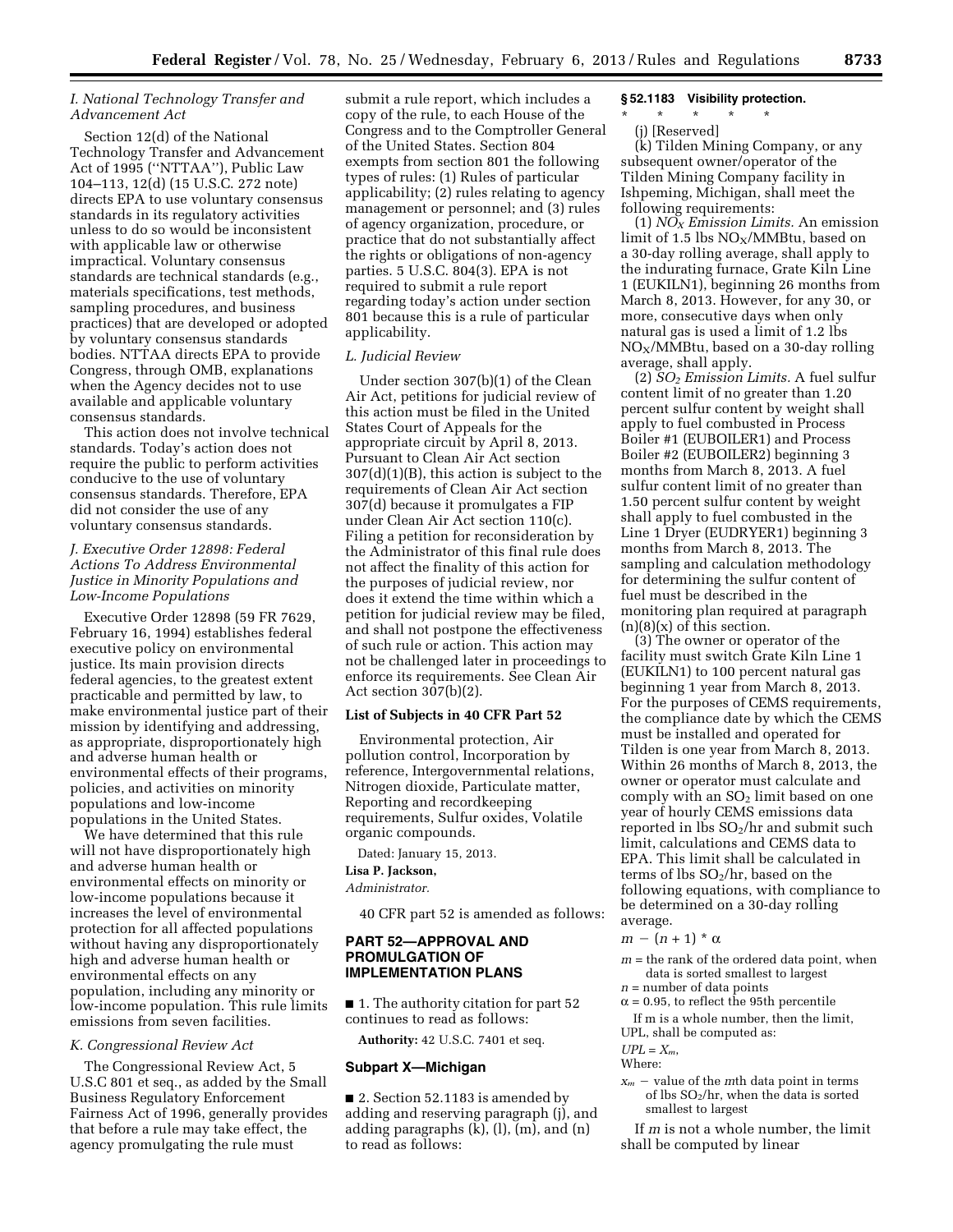### I. National Technology Transfer and Advancement Act

Section 12(d) of the National Technology Transfer and Advancement Act of 1995 (''NTTAA''), Public Law 104–113, 12(d) (15 U.S.C. 272 note) directs EPA to use voluntary consensus standards in its regulatory activities unless to do so would be inconsistent with applicable law or otherwise impractical. Voluntary consensus standards are technical standards (e.g., materials specifications, test methods, sampling procedures, and business practices) that are developed or adopted by voluntary consensus standards bodies. NTTAA directs EPA to provide Congress, through OMB, explanations when the Agency decides not to use available and applicable voluntary consensus standards.

This action does not involve technical standards. Today's action does not require the public to perform activities conducive to the use of voluntary consensus standards. Therefore, EPA did not consider the use of any voluntary consensus standards.

### J. Executive Order 12898: Federal Actions To Address Environmental Justice in Minority Populations and Low-Income Populations

Executive Order 12898 (59 FR 7629, February 16, 1994) establishes federal executive policy on environmental justice. Its main provision directs federal agencies, to the greatest extent practicable and permitted by law, to make environmental justice part of their mission by identifying and addressing, as appropriate, disproportionately high and adverse human health or environmental effects of their programs, policies, and activities on minority populations and low-income populations in the United States.

We have determined that this rule will not have disproportionately high and adverse human health or environmental effects on minority or low-income populations because it increases the level of environmental protection for all affected populations without having any disproportionately high and adverse human health or environmental effects on any population, including any minority or low-income population. This rule limits emissions from seven facilities.

### K. Congressional Review Act

The Congressional Review Act, 5 U.S.C 801 et seq., as added by the Small Business Regulatory Enforcement Fairness Act of 1996, generally provides that before a rule may take effect, the agency promulgating the rule must submit a rule report, which includes a copy of the rule, to each House of the Congress and to the Comptroller General of the United States. Section 804 exempts from section 801 the following types of rules: (1) Rules of particular applicability; (2) rules relating to agency management or personnel; and (3) rules of agency organization, procedure, or practice that do not substantially affect the rights or obligations of non-agency parties. 5 U.S.C. 804(3). EPA is not required to submit a rule report regarding today's action under section 801 because this is a rule of particular applicability.

### L. Judicial Review

Under section 307(b)(1) of the Clean Air Act, petitions for judicial review of this action must be filed in the United States Court of Appeals for the appropriate circuit by April 8, 2013. Pursuant to Clean Air Act section 307(d)(1)(B), this action is subject to the requirements of Clean Air Act section 307(d) because it promulgates a FIP under Clean Air Act section 110(c). Filing a petition for reconsideration by the Administrator of this final rule does not affect the finality of this action for the purposes of judicial review, nor does it extend the time within which a petition for judicial review may be filed, and shall not postpone the effectiveness of such rule or action. This action may not be challenged later in proceedings to enforce its requirements. See Clean Air Act section 307(b)(2).

**List of Subjects in 40 CFR Part 52**

Environmental protection, Air pollution control, Incorporation by reference, Intergovernmental relations, Nitrogen dioxide, Particulate matter, Reporting and recordkeeping requirements, Sulfur oxides, Volatile organic compounds.

Dated: January 15, 2013.

**Lisa P. Jackson,**

*Administrator.*

40 CFR part 52 is amended as follows:

## PART 52—APPROVAL AND PROMULGATION OF IMPLEMENTATION PLANS

■ 1. The authority citation for part 52 continues to read as follows:

**Authority:** 42 U.S.C. 7401 et seq.

### Subpart X—Michigan

■ 2. Section 52.1183 is amended by adding and reserving paragraph (j), and adding paragraphs (k), (l), (m), and (n) to read as follows:

**§ 52.1183 Visibility protection.**

\* \* \* \* \*

(j) [Reserved]

(k) Tilden Mining Company, or any subsequent owner/operator of the Tilden Mining Company facility in Ishpeming, Michigan, shall meet the following requirements:

(1) *$NO_X$ Emission Limits.* An emission limit of 1.5 lbs $NO_X$/MMBtu, based on a 30-day rolling average, shall apply to the indurating furnace, Grate Kiln Line 1 (EUKILN1), beginning 26 months from March 8, 2013. However, for any 30, or more, consecutive days when only natural gas is used a limit of 1.2 lbs $NO_X$/MMBtu, based on a 30-day rolling average, shall apply.

(2) *$SO_2$ Emission Limits.* A fuel sulfur content limit of no greater than 1.20 percent sulfur content by weight shall apply to fuel combusted in Process Boiler #1 (EUBOILER1) and Process Boiler #2 (EUBOILER2) beginning 3 months from March 8, 2013. A fuel sulfur content limit of no greater than 1.50 percent sulfur content by weight shall apply to fuel combusted in the Line 1 Dryer (EUDRYER1) beginning 3 months from March 8, 2013. The sampling and calculation methodology for determining the sulfur content of fuel must be described in the monitoring plan required at paragraph (n)(8)(x) of this section.

(3) The owner or operator of the facility must switch Grate Kiln Line 1 (EUKILN1) to 100 percent natural gas beginning 1 year from March 8, 2013. For the purposes of CEMS requirements, the compliance date by which the CEMS must be installed and operated for Tilden is one year from March 8, 2013. Within 26 months of March 8, 2013, the owner or operator must calculate and comply with an $SO_2$ limit based on one year of hourly CEMS emissions data reported in lbs $SO_2$/hr and submit such limit, calculations and CEMS data to EPA. This limit shall be calculated in terms of lbs $SO_2$/hr, based on the following equations, with compliance to be determined on a 30-day rolling average.

$$m - (n + 1) * \alpha$$

$m$ = the rank of the ordered data point, when data is sorted smallest to largest

$n$ = number of data points

$\alpha$ = 0.95, to reflect the 95th percentile

If m is a whole number, then the limit, UPL, shall be computed as:

$$UPL = X_m,$$

Where:

$x_m$ − value of the $m$th data point in terms of lbs $SO_2$/hr, when the data is sorted smallest to largest

If $m$ is not a whole number, the limit shall be computed by linear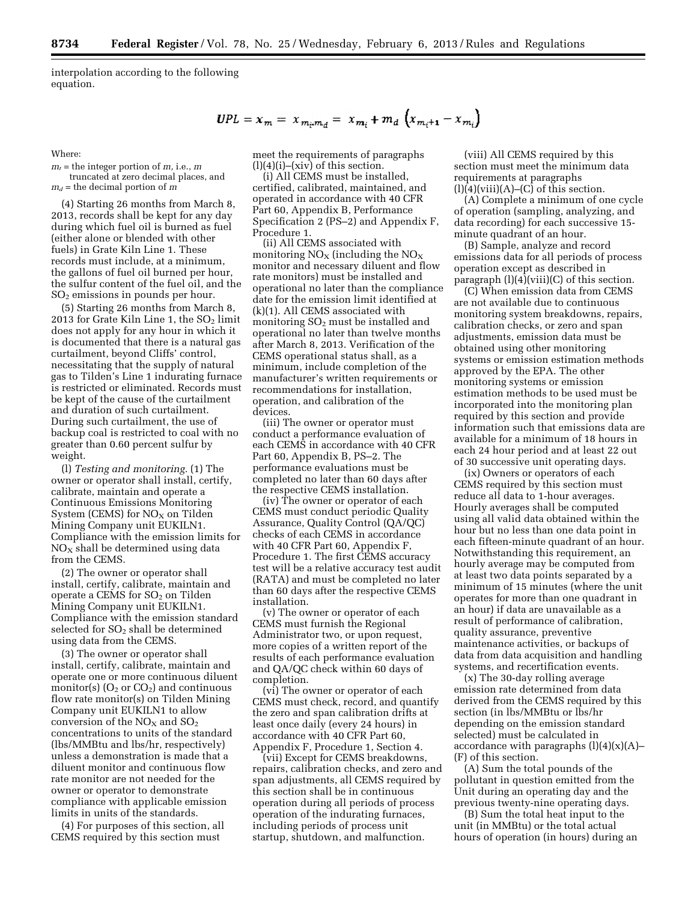interpolation according to the following equation.

$$UPL = x_m = x_{m_i,m_d} = x_{m_i} + m_d \left(x_{m_i+1} - x_{m_i}\right)$$

Where:

$m_i$ = the integer portion of $m$, i.e., $m$ truncated at zero decimal places, and
$m_d$ = the decimal portion of $m$

(4) Starting 26 months from March 8, 2013, records shall be kept for any day during which fuel oil is burned as fuel (either alone or blended with other fuels) in Grate Kiln Line 1. These records must include, at a minimum, the gallons of fuel oil burned per hour, the sulfur content of the fuel oil, and the $SO_2$ emissions in pounds per hour.

(5) Starting 26 months from March 8, 2013 for Grate Kiln Line 1, the $SO_2$ limit does not apply for any hour in which it is documented that there is a natural gas curtailment, beyond Cliffs' control, necessitating that the supply of natural gas to Tilden's Line 1 indurating furnace is restricted or eliminated. Records must be kept of the cause of the curtailment and duration of such curtailment. During such curtailment, the use of backup coal is restricted to coal with no greater than 0.60 percent sulfur by weight.

(l) *Testing and monitoring.* (1) The owner or operator shall install, certify, calibrate, maintain and operate a Continuous Emissions Monitoring System (CEMS) for $NO_X$ on Tilden Mining Company unit EUKILN1. Compliance with the emission limits for $NO_X$ shall be determined using data from the CEMS.

(2) The owner or operator shall install, certify, calibrate, maintain and operate a CEMS for $SO_2$ on Tilden Mining Company unit EUKILN1. Compliance with the emission standard selected for $SO_2$ shall be determined using data from the CEMS.

(3) The owner or operator shall install, certify, calibrate, maintain and operate one or more continuous diluent monitor(s) ($O_2$ or $CO_2$) and continuous flow rate monitor(s) on Tilden Mining Company unit EUKILN1 to allow conversion of the $NO_X$ and $SO_2$ concentrations to units of the standard (lbs/MMBtu and lbs/hr, respectively) unless a demonstration is made that a diluent monitor and continuous flow rate monitor are not needed for the owner or operator to demonstrate compliance with applicable emission limits in units of the standards.

(4) For purposes of this section, all CEMS required by this section must meet the requirements of paragraphs (l)(4)(i)–(xiv) of this section.

(i) All CEMS must be installed, certified, calibrated, maintained, and operated in accordance with 40 CFR Part 60, Appendix B, Performance Specification 2 (PS–2) and Appendix F, Procedure 1.

(ii) All CEMS associated with monitoring $NO_X$ (including the $NO_X$ monitor and necessary diluent and flow rate monitors) must be installed and operational no later than the compliance date for the emission limit identified at (k)(1). All CEMS associated with monitoring $SO_2$ must be installed and operational no later than twelve months after March 8, 2013. Verification of the CEMS operational status shall, as a minimum, include completion of the manufacturer's written requirements or recommendations for installation, operation, and calibration of the devices.

(iii) The owner or operator must conduct a performance evaluation of each CEMS in accordance with 40 CFR Part 60, Appendix B, PS–2. The performance evaluations must be completed no later than 60 days after the respective CEMS installation.

(iv) The owner or operator of each CEMS must conduct periodic Quality Assurance, Quality Control (QA/QC) checks of each CEMS in accordance with 40 CFR Part 60, Appendix F, Procedure 1. The first CEMS accuracy test will be a relative accuracy test audit (RATA) and must be completed no later than 60 days after the respective CEMS installation.

(v) The owner or operator of each CEMS must furnish the Regional Administrator two, or upon request, more copies of a written report of the results of each performance evaluation and QA/QC check within 60 days of completion.

(vi) The owner or operator of each CEMS must check, record, and quantify the zero and span calibration drifts at least once daily (every 24 hours) in accordance with 40 CFR Part 60, Appendix F, Procedure 1, Section 4.

(vii) Except for CEMS breakdowns, repairs, calibration checks, and zero and span adjustments, all CEMS required by this section shall be in continuous operation during all periods of process operation of the indurating furnaces, including periods of process unit startup, shutdown, and malfunction.

(viii) All CEMS required by this section must meet the minimum data requirements at paragraphs (l)(4)(viii)(A)–(C) of this section.

(A) Complete a minimum of one cycle of operation (sampling, analyzing, and data recording) for each successive 15-minute quadrant of an hour.

(B) Sample, analyze and record emissions data for all periods of process operation except as described in paragraph (l)(4)(viii)(C) of this section.

(C) When emission data from CEMS are not available due to continuous monitoring system breakdowns, repairs, calibration checks, or zero and span adjustments, emission data must be obtained using other monitoring systems or emission estimation methods approved by the EPA. The other monitoring systems or emission estimation methods to be used must be incorporated into the monitoring plan required by this section and provide information such that emissions data are available for a minimum of 18 hours in each 24 hour period and at least 22 out of 30 successive unit operating days.

(ix) Owners or operators of each CEMS required by this section must reduce all data to 1-hour averages. Hourly averages shall be computed using all valid data obtained within the hour but no less than one data point in each fifteen-minute quadrant of an hour. Notwithstanding this requirement, an hourly average may be computed from at least two data points separated by a minimum of 15 minutes (where the unit operates for more than one quadrant in an hour) if data are unavailable as a result of performance of calibration, quality assurance, preventive maintenance activities, or backups of data from data acquisition and handling systems, and recertification events.

(x) The 30-day rolling average emission rate determined from data derived from the CEMS required by this section (in lbs/MMBtu or lbs/hr depending on the emission standard selected) must be calculated in accordance with paragraphs (l)(4)(x)(A)–(F) of this section.

(A) Sum the total pounds of the pollutant in question emitted from the Unit during an operating day and the previous twenty-nine operating days.

(B) Sum the total heat input to the unit (in MMBtu) or the total actual hours of operation (in hours) during an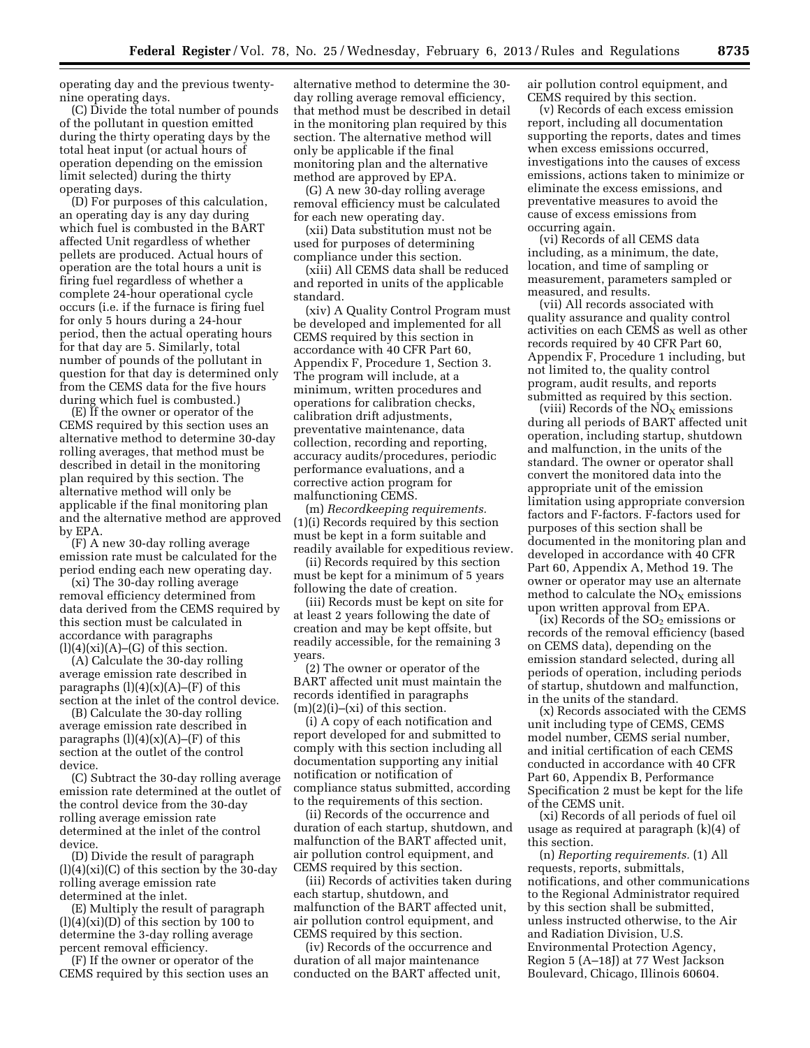operating day and the previous twenty-nine operating days.

(C) Divide the total number of pounds of the pollutant in question emitted during the thirty operating days by the total heat input (or actual hours of operation depending on the emission limit selected) during the thirty operating days.

(D) For purposes of this calculation, an operating day is any day during which fuel is combusted in the BART affected Unit regardless of whether pellets are produced. Actual hours of operation are the total hours a unit is firing fuel regardless of whether a complete 24-hour operational cycle occurs (i.e. if the furnace is firing fuel for only 5 hours during a 24-hour period, then the actual operating hours for that day are 5. Similarly, total number of pounds of the pollutant in question for that day is determined only from the CEMS data for the five hours during which fuel is combusted.)

(E) If the owner or operator of the CEMS required by this section uses an alternative method to determine 30-day rolling averages, that method must be described in detail in the monitoring plan required by this section. The alternative method will only be applicable if the final monitoring plan and the alternative method are approved by EPA.

(F) A new 30-day rolling average emission rate must be calculated for the period ending each new operating day.

(xi) The 30-day rolling average removal efficiency determined from data derived from the CEMS required by this section must be calculated in accordance with paragraphs (l)(4)(xi)(A)–(G) of this section.

(A) Calculate the 30-day rolling average emission rate described in paragraphs (l)(4)(x)(A)–(F) of this section at the inlet of the control device.

(B) Calculate the 30-day rolling average emission rate described in paragraphs (l)(4)(x)(A)–(F) of this section at the outlet of the control device.

(C) Subtract the 30-day rolling average emission rate determined at the outlet of the control device from the 30-day rolling average emission rate determined at the inlet of the control device.

(D) Divide the result of paragraph (l)(4)(xi)(C) of this section by the 30-day rolling average emission rate determined at the inlet.

(E) Multiply the result of paragraph (l)(4)(xi)(D) of this section by 100 to determine the 3-day rolling average percent removal efficiency.

(F) If the owner or operator of the CEMS required by this section uses an alternative method to determine the 30-day rolling average removal efficiency, that method must be described in detail in the monitoring plan required by this section. The alternative method will only be applicable if the final monitoring plan and the alternative method are approved by EPA.

(G) A new 30-day rolling average removal efficiency must be calculated for each new operating day.

(xii) Data substitution must not be used for purposes of determining compliance under this section.

(xiii) All CEMS data shall be reduced and reported in units of the applicable standard.

(xiv) A Quality Control Program must be developed and implemented for all CEMS required by this section in accordance with 40 CFR Part 60, Appendix F, Procedure 1, Section 3. The program will include, at a minimum, written procedures and operations for calibration checks, calibration drift adjustments, preventative maintenance, data collection, recording and reporting, accuracy audits/procedures, periodic performance evaluations, and a corrective action program for malfunctioning CEMS.

(m) *Recordkeeping requirements.* (1)(i) Records required by this section must be kept in a form suitable and readily available for expeditious review.

(ii) Records required by this section must be kept for a minimum of 5 years following the date of creation.

(iii) Records must be kept on site for at least 2 years following the date of creation and may be kept offsite, but readily accessible, for the remaining 3 years.

(2) The owner or operator of the BART affected unit must maintain the records identified in paragraphs (m)(2)(i)–(xi) of this section.

(i) A copy of each notification and report developed for and submitted to comply with this section including all documentation supporting any initial notification or notification of compliance status submitted, according to the requirements of this section.

(ii) Records of the occurrence and duration of each startup, shutdown, and malfunction of the BART affected unit, air pollution control equipment, and CEMS required by this section.

(iii) Records of activities taken during each startup, shutdown, and malfunction of the BART affected unit, air pollution control equipment, and CEMS required by this section.

(iv) Records of the occurrence and duration of all major maintenance conducted on the BART affected unit, air pollution control equipment, and CEMS required by this section.

(v) Records of each excess emission report, including all documentation supporting the reports, dates and times when excess emissions occurred, investigations into the causes of excess emissions, actions taken to minimize or eliminate the excess emissions, and preventative measures to avoid the cause of excess emissions from occurring again.

(vi) Records of all CEMS data including, as a minimum, the date, location, and time of sampling or measurement, parameters sampled or measured, and results.

(vii) All records associated with quality assurance and quality control activities on each CEMS as well as other records required by 40 CFR Part 60, Appendix F, Procedure 1 including, but not limited to, the quality control program, audit results, and reports submitted as required by this section.

(viii) Records of the $NO_X$ emissions during all periods of BART affected unit operation, including startup, shutdown and malfunction, in the units of the standard. The owner or operator shall convert the monitored data into the appropriate unit of the emission limitation using appropriate conversion factors and F-factors. F-factors used for purposes of this section shall be documented in the monitoring plan and developed in accordance with 40 CFR Part 60, Appendix A, Method 19. The owner or operator may use an alternate method to calculate the $NO_X$ emissions upon written approval from EPA.

(ix) Records of the $SO_2$ emissions or records of the removal efficiency (based on CEMS data), depending on the emission standard selected, during all periods of operation, including periods of startup, shutdown and malfunction, in the units of the standard.

(x) Records associated with the CEMS unit including type of CEMS, CEMS model number, CEMS serial number, and initial certification of each CEMS conducted in accordance with 40 CFR Part 60, Appendix B, Performance Specification 2 must be kept for the life of the CEMS unit.

(xi) Records of all periods of fuel oil usage as required at paragraph (k)(4) of this section.

(n) *Reporting requirements.* (1) All requests, reports, submittals, notifications, and other communications to the Regional Administrator required by this section shall be submitted, unless instructed otherwise, to the Air and Radiation Division, U.S. Environmental Protection Agency, Region 5 (A–18J) at 77 West Jackson Boulevard, Chicago, Illinois 60604.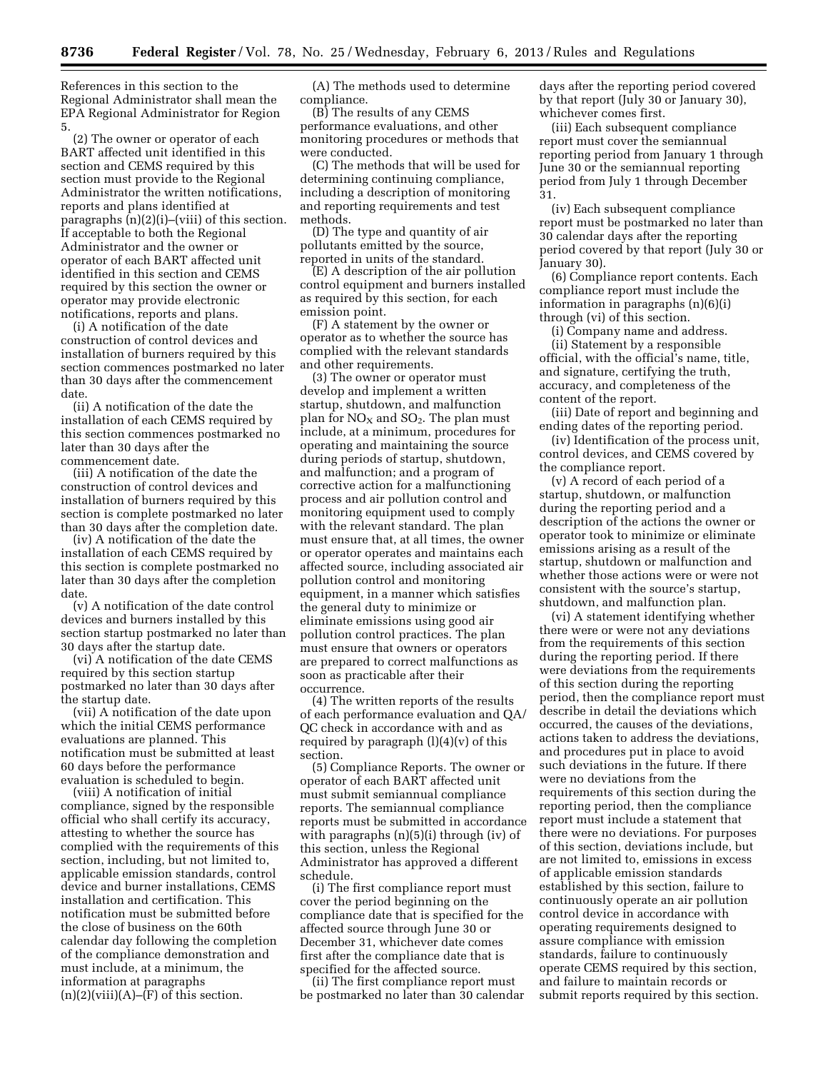References in this section to the Regional Administrator shall mean the EPA Regional Administrator for Region 5.

(2) The owner or operator of each BART affected unit identified in this section and CEMS required by this section must provide to the Regional Administrator the written notifications, reports and plans identified at paragraphs (n)(2)(i)–(viii) of this section. If acceptable to both the Regional Administrator and the owner or operator of each BART affected unit identified in this section and CEMS required by this section the owner or operator may provide electronic notifications, reports and plans.

(i) A notification of the date construction of control devices and installation of burners required by this section commences postmarked no later than 30 days after the commencement date.

(ii) A notification of the date the installation of each CEMS required by this section commences postmarked no later than 30 days after the commencement date.

(iii) A notification of the date the construction of control devices and installation of burners required by this section is complete postmarked no later than 30 days after the completion date.

(iv) A notification of the date the installation of each CEMS required by this section is complete postmarked no later than 30 days after the completion date.

(v) A notification of the date control devices and burners installed by this section startup postmarked no later than 30 days after the startup date.

(vi) A notification of the date CEMS required by this section startup postmarked no later than 30 days after the startup date.

(vii) A notification of the date upon which the initial CEMS performance evaluations are planned. This notification must be submitted at least 60 days before the performance evaluation is scheduled to begin.

(viii) A notification of initial compliance, signed by the responsible official who shall certify its accuracy, attesting to whether the source has complied with the requirements of this section, including, but not limited to, applicable emission standards, control device and burner installations, CEMS installation and certification. This notification must be submitted before the close of business on the 60th calendar day following the completion of the compliance demonstration and must include, at a minimum, the information at paragraphs (n)(2)(viii)(A)–(F) of this section.

(A) The methods used to determine compliance.

(B) The results of any CEMS performance evaluations, and other monitoring procedures or methods that were conducted.

(C) The methods that will be used for determining continuing compliance, including a description of monitoring and reporting requirements and test methods.

(D) The type and quantity of air pollutants emitted by the source, reported in units of the standard.

(E) A description of the air pollution control equipment and burners installed as required by this section, for each emission point.

(F) A statement by the owner or operator as to whether the source has complied with the relevant standards and other requirements.

(3) The owner or operator must develop and implement a written startup, shutdown, and malfunction plan for $NO_X$ and $SO_2$. The plan must include, at a minimum, procedures for operating and maintaining the source during periods of startup, shutdown, and malfunction; and a program of corrective action for a malfunctioning process and air pollution control and monitoring equipment used to comply with the relevant standard. The plan must ensure that, at all times, the owner or operator operates and maintains each affected source, including associated air pollution control and monitoring equipment, in a manner which satisfies the general duty to minimize or eliminate emissions using good air pollution control practices. The plan must ensure that owners or operators are prepared to correct malfunctions as soon as practicable after their occurrence.

(4) The written reports of the results of each performance evaluation and QA/QC check in accordance with and as required by paragraph (l)(4)(v) of this section.

(5) Compliance Reports. The owner or operator of each BART affected unit must submit semiannual compliance reports. The semiannual compliance reports must be submitted in accordance with paragraphs (n)(5)(i) through (iv) of this section, unless the Regional Administrator has approved a different schedule.

(i) The first compliance report must cover the period beginning on the compliance date that is specified for the affected source through June 30 or December 31, whichever date comes first after the compliance date that is specified for the affected source.

(ii) The first compliance report must be postmarked no later than 30 calendar days after the reporting period covered by that report (July 30 or January 30), whichever comes first.

(iii) Each subsequent compliance report must cover the semiannual reporting period from January 1 through June 30 or the semiannual reporting period from July 1 through December 31.

(iv) Each subsequent compliance report must be postmarked no later than 30 calendar days after the reporting period covered by that report (July 30 or January 30).

(6) Compliance report contents. Each compliance report must include the information in paragraphs (n)(6)(i) through (vi) of this section.

(i) Company name and address.

(ii) Statement by a responsible official, with the official's name, title, and signature, certifying the truth, accuracy, and completeness of the content of the report.

(iii) Date of report and beginning and ending dates of the reporting period.

(iv) Identification of the process unit, control devices, and CEMS covered by the compliance report.

(v) A record of each period of a startup, shutdown, or malfunction during the reporting period and a description of the actions the owner or operator took to minimize or eliminate emissions arising as a result of the startup, shutdown or malfunction and whether those actions were or were not consistent with the source's startup, shutdown, and malfunction plan.

(vi) A statement identifying whether there were or were not any deviations from the requirements of this section during the reporting period. If there were deviations from the requirements of this section during the reporting period, then the compliance report must describe in detail the deviations which occurred, the causes of the deviations, actions taken to address the deviations, and procedures put in place to avoid such deviations in the future. If there were no deviations from the requirements of this section during the reporting period, then the compliance report must include a statement that there were no deviations. For purposes of this section, deviations include, but are not limited to, emissions in excess of applicable emission standards established by this section, failure to continuously operate an air pollution control device in accordance with operating requirements designed to assure compliance with emission standards, failure to continuously operate CEMS required by this section, and failure to maintain records or submit reports required by this section.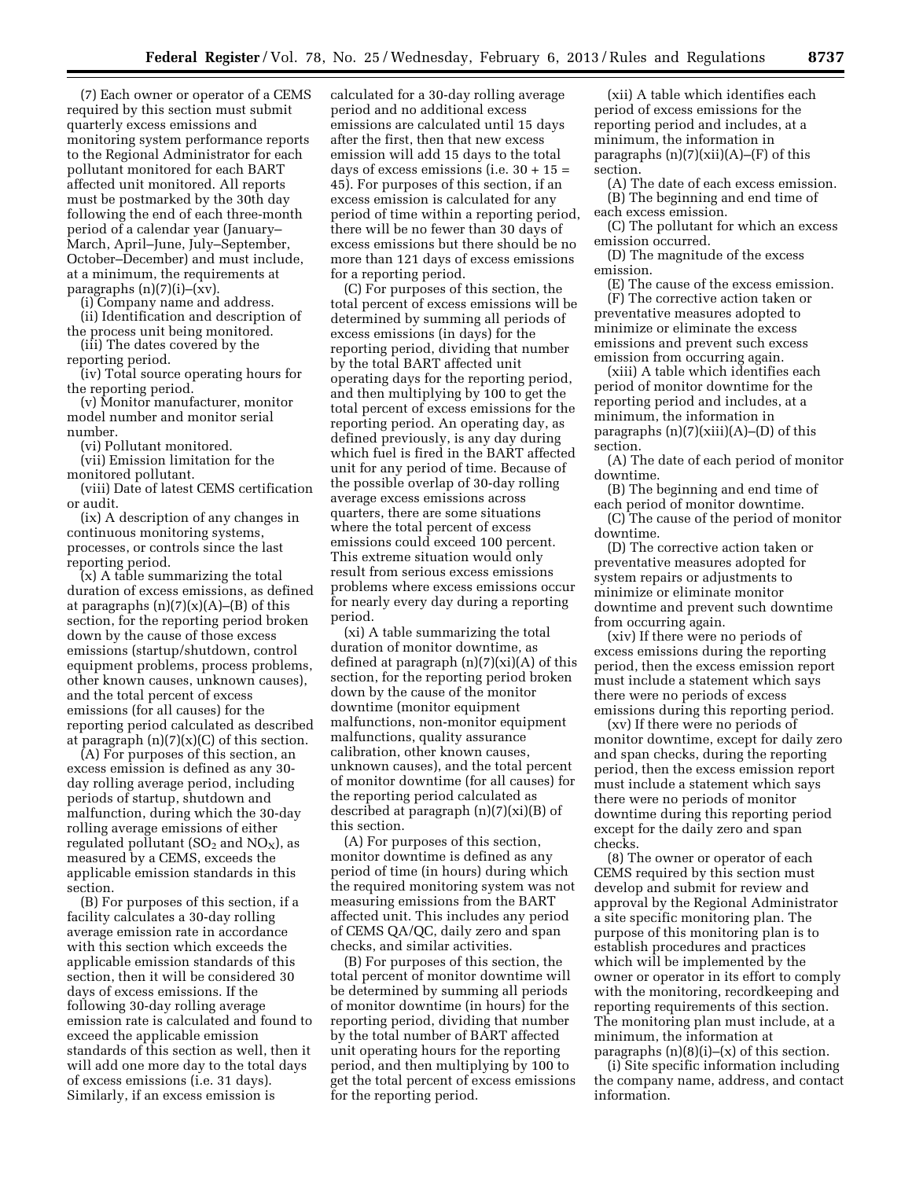(7) Each owner or operator of a CEMS required by this section must submit quarterly excess emissions and monitoring system performance reports to the Regional Administrator for each pollutant monitored for each BART affected unit monitored. All reports must be postmarked by the 30th day following the end of each three-month period of a calendar year (January–March, April–June, July–September, October–December) and must include, at a minimum, the requirements at paragraphs (n)(7)(i)–(xv).

(i) Company name and address.

(ii) Identification and description of the process unit being monitored.

(iii) The dates covered by the reporting period.

(iv) Total source operating hours for the reporting period.

(v) Monitor manufacturer, monitor model number and monitor serial number.

(vi) Pollutant monitored.

(vii) Emission limitation for the monitored pollutant.

(viii) Date of latest CEMS certification or audit.

(ix) A description of any changes in continuous monitoring systems, processes, or controls since the last reporting period.

(x) A table summarizing the total duration of excess emissions, as defined at paragraphs (n)(7)(x)(A)–(B) of this section, for the reporting period broken down by the cause of those excess emissions (startup/shutdown, control equipment problems, process problems, other known causes, unknown causes), and the total percent of excess emissions (for all causes) for the reporting period calculated as described at paragraph (n)(7)(x)(C) of this section.

(A) For purposes of this section, an excess emission is defined as any 30-day rolling average period, including periods of startup, shutdown and malfunction, during which the 30-day rolling average emissions of either regulated pollutant ($SO_2$ and $NO_X$), as measured by a CEMS, exceeds the applicable emission standards in this section.

(B) For purposes of this section, if a facility calculates a 30-day rolling average emission rate in accordance with this section which exceeds the applicable emission standards of this section, then it will be considered 30 days of excess emissions. If the following 30-day rolling average emission rate is calculated and found to exceed the applicable emission standards of this section as well, then it will add one more day to the total days of excess emissions (i.e. 31 days). Similarly, if an excess emission is calculated for a 30-day rolling average period and no additional excess emissions are calculated until 15 days after the first, then that new excess emission will add 15 days to the total days of excess emissions (i.e. 30 + 15 = 45). For purposes of this section, if an excess emission is calculated for any period of time within a reporting period, there will be no fewer than 30 days of excess emissions but there should be no more than 121 days of excess emissions for a reporting period.

(C) For purposes of this section, the total percent of excess emissions will be determined by summing all periods of excess emissions (in days) for the reporting period, dividing that number by the total BART affected unit operating days for the reporting period, and then multiplying by 100 to get the total percent of excess emissions for the reporting period. An operating day, as defined previously, is any day during which fuel is fired in the BART affected unit for any period of time. Because of the possible overlap of 30-day rolling average excess emissions across quarters, there are some situations where the total percent of excess emissions could exceed 100 percent. This extreme situation would only result from serious excess emissions problems where excess emissions occur for nearly every day during a reporting period.

(xi) A table summarizing the total duration of monitor downtime, as defined at paragraph (n)(7)(xi)(A) of this section, for the reporting period broken down by the cause of the monitor downtime (monitor equipment malfunctions, non-monitor equipment malfunctions, quality assurance calibration, other known causes, unknown causes), and the total percent of monitor downtime (for all causes) for the reporting period calculated as described at paragraph (n)(7)(xi)(B) of this section.

(A) For purposes of this section, monitor downtime is defined as any period of time (in hours) during which the required monitoring system was not measuring emissions from the BART affected unit. This includes any period of CEMS QA/QC, daily zero and span checks, and similar activities.

(B) For purposes of this section, the total percent of monitor downtime will be determined by summing all periods of monitor downtime (in hours) for the reporting period, dividing that number by the total number of BART affected unit operating hours for the reporting period, and then multiplying by 100 to get the total percent of excess emissions for the reporting period.

(xii) A table which identifies each period of excess emissions for the reporting period and includes, at a minimum, the information in paragraphs (n)(7)(xii)(A)–(F) of this section.

(A) The date of each excess emission.

(B) The beginning and end time of each excess emission.

(C) The pollutant for which an excess emission occurred.

(D) The magnitude of the excess emission.

(E) The cause of the excess emission.

(F) The corrective action taken or preventative measures adopted to minimize or eliminate the excess emissions and prevent such excess emission from occurring again.

(xiii) A table which identifies each period of monitor downtime for the reporting period and includes, at a minimum, the information in paragraphs (n)(7)(xiii)(A)–(D) of this section.

(A) The date of each period of monitor downtime.

(B) The beginning and end time of each period of monitor downtime.

(C) The cause of the period of monitor downtime.

(D) The corrective action taken or preventative measures adopted for system repairs or adjustments to minimize or eliminate monitor downtime and prevent such downtime from occurring again.

(xiv) If there were no periods of excess emissions during the reporting period, then the excess emission report must include a statement which says there were no periods of excess emissions during this reporting period.

(xv) If there were no periods of monitor downtime, except for daily zero and span checks, during the reporting period, then the excess emission report must include a statement which says there were no periods of monitor downtime during this reporting period except for the daily zero and span checks.

(8) The owner or operator of each CEMS required by this section must develop and submit for review and approval by the Regional Administrator a site specific monitoring plan. The purpose of this monitoring plan is to establish procedures and practices which will be implemented by the owner or operator in its effort to comply with the monitoring, recordkeeping and reporting requirements of this section. The monitoring plan must include, at a minimum, the information at paragraphs (n)(8)(i)–(x) of this section.

(i) Site specific information including the company name, address, and contact information.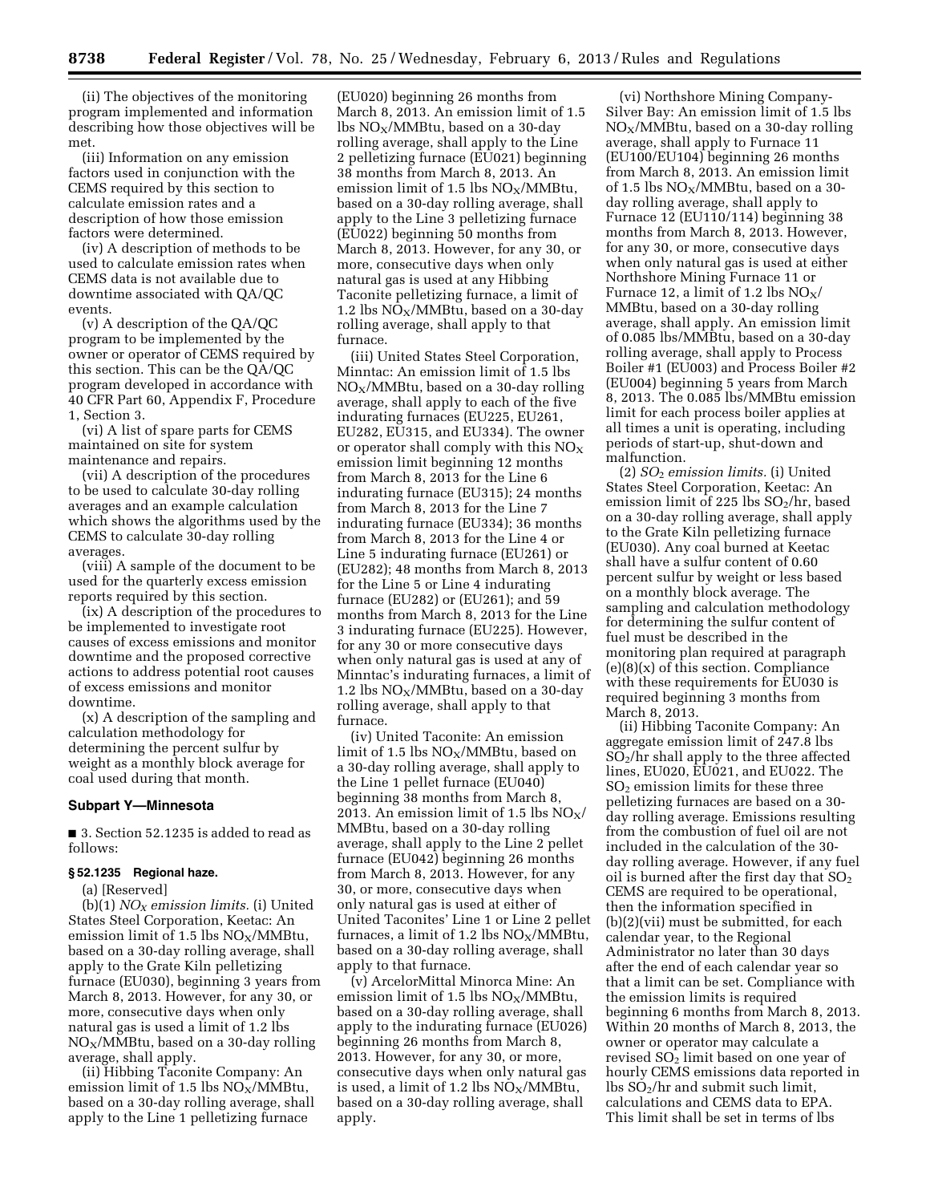(ii) The objectives of the monitoring program implemented and information describing how those objectives will be met.

(iii) Information on any emission factors used in conjunction with the CEMS required by this section to calculate emission rates and a description of how those emission factors were determined.

(iv) A description of methods to be used to calculate emission rates when CEMS data is not available due to downtime associated with QA/QC events.

(v) A description of the QA/QC program to be implemented by the owner or operator of CEMS required by this section. This can be the QA/QC program developed in accordance with 40 CFR Part 60, Appendix F, Procedure 1, Section 3.

(vi) A list of spare parts for CEMS maintained on site for system maintenance and repairs.

(vii) A description of the procedures to be used to calculate 30-day rolling averages and an example calculation which shows the algorithms used by the CEMS to calculate 30-day rolling averages.

(viii) A sample of the document to be used for the quarterly excess emission reports required by this section.

(ix) A description of the procedures to be implemented to investigate root causes of excess emissions and monitor downtime and the proposed corrective actions to address potential root causes of excess emissions and monitor downtime.

(x) A description of the sampling and calculation methodology for determining the percent sulfur by weight as a monthly block average for coal used during that month.

## Subpart Y—Minnesota

■ 3. Section 52.1235 is added to read as follows:

### § 52.1235 Regional haze.

(a) [Reserved]

(b)(1) *$NO_X$ emission limits.* (i) United States Steel Corporation, Keetac: An emission limit of 1.5 lbs $NO_X$/MMBtu, based on a 30-day rolling average, shall apply to the Grate Kiln pelletizing furnace (EU030), beginning 3 years from March 8, 2013. However, for any 30, or more, consecutive days when only natural gas is used a limit of 1.2 lbs $NO_X$/MMBtu, based on a 30-day rolling average, shall apply.

(ii) Hibbing Taconite Company: An emission limit of 1.5 lbs $NO_X$/MMBtu, based on a 30-day rolling average, shall apply to the Line 1 pelletizing furnace (EU020) beginning 26 months from March 8, 2013. An emission limit of 1.5 lbs $NO_X$/MMBtu, based on a 30-day rolling average, shall apply to the Line 2 pelletizing furnace (EU021) beginning 38 months from March 8, 2013. An emission limit of 1.5 lbs $NO_X$/MMBtu, based on a 30-day rolling average, shall apply to the Line 3 pelletizing furnace (EU022) beginning 50 months from March 8, 2013. However, for any 30, or more, consecutive days when only natural gas is used at any Hibbing Taconite pelletizing furnace, a limit of 1.2 lbs $NO_X$/MMBtu, based on a 30-day rolling average, shall apply to that furnace.

(iii) United States Steel Corporation, Minntac: An emission limit of 1.5 lbs $NO_X$/MMBtu, based on a 30-day rolling average, shall apply to each of the five indurating furnaces (EU225, EU261, EU282, EU315, and EU334). The owner or operator shall comply with this $NO_X$ emission limit beginning 12 months from March 8, 2013 for the Line 6 indurating furnace (EU315); 24 months from March 8, 2013 for the Line 7 indurating furnace (EU334); 36 months from March 8, 2013 for the Line 4 or Line 5 indurating furnace (EU261) or (EU282); 48 months from March 8, 2013 for the Line 5 or Line 4 indurating furnace (EU282) or (EU261); and 59 months from March 8, 2013 for the Line 3 indurating furnace (EU225). However, for any 30 or more consecutive days when only natural gas is used at any of Minntac's indurating furnaces, a limit of 1.2 lbs $NO_X$/MMBtu, based on a 30-day rolling average, shall apply to that furnace.

(iv) United Taconite: An emission limit of 1.5 lbs $NO_X$/MMBtu, based on a 30-day rolling average, shall apply to the Line 1 pellet furnace (EU040) beginning 38 months from March 8, 2013. An emission limit of 1.5 lbs $NO_X$/MMBtu, based on a 30-day rolling average, shall apply to the Line 2 pellet furnace (EU042) beginning 26 months from March 8, 2013. However, for any 30, or more, consecutive days when only natural gas is used at either of United Taconites' Line 1 or Line 2 pellet furnaces, a limit of 1.2 lbs $NO_X$/MMBtu, based on a 30-day rolling average, shall apply to that furnace.

(v) ArcelorMittal Minorca Mine: An emission limit of 1.5 lbs $NO_X$/MMBtu, based on a 30-day rolling average, shall apply to the indurating furnace (EU026) beginning 26 months from March 8, 2013. However, for any 30, or more, consecutive days when only natural gas is used, a limit of 1.2 lbs $NO_X$/MMBtu, based on a 30-day rolling average, shall apply.

(vi) Northshore Mining Company-Silver Bay: An emission limit of 1.5 lbs $NO_X$/MMBtu, based on a 30-day rolling average, shall apply to Furnace 11 (EU100/EU104) beginning 26 months from March 8, 2013. An emission limit of 1.5 lbs $NO_X$/MMBtu, based on a 30-day rolling average, shall apply to Furnace 12 (EU110/114) beginning 38 months from March 8, 2013. However, for any 30, or more, consecutive days when only natural gas is used at either Northshore Mining Furnace 11 or Furnace 12, a limit of 1.2 lbs $NO_X$/MMBtu, based on a 30-day rolling average, shall apply. An emission limit of 0.085 lbs/MMBtu, based on a 30-day rolling average, shall apply to Process Boiler #1 (EU003) and Process Boiler #2 (EU004) beginning 5 years from March 8, 2013. The 0.085 lbs/MMBtu emission limit for each process boiler applies at all times a unit is operating, including periods of start-up, shut-down and malfunction.

(2) *$SO_2$ emission limits.* (i) United States Steel Corporation, Keetac: An emission limit of 225 lbs $SO_2$/hr, based on a 30-day rolling average, shall apply to the Grate Kiln pelletizing furnace (EU030). Any coal burned at Keetac shall have a sulfur content of 0.60 percent sulfur by weight or less based on a monthly block average. The sampling and calculation methodology for determining the sulfur content of fuel must be described in the monitoring plan required at paragraph (e)(8)(x) of this section. Compliance with these requirements for EU030 is required beginning 3 months from March 8, 2013.

(ii) Hibbing Taconite Company: An aggregate emission limit of 247.8 lbs $SO_2$/hr shall apply to the three affected lines, EU020, EU021, and EU022. The $SO_2$ emission limits for these three pelletizing furnaces are based on a 30-day rolling average. Emissions resulting from the combustion of fuel oil are not included in the calculation of the 30-day rolling average. However, if any fuel oil is burned after the first day that $SO_2$ CEMS are required to be operational, then the information specified in (b)(2)(vii) must be submitted, for each calendar year, to the Regional Administrator no later than 30 days after the end of each calendar year so that a limit can be set. Compliance with the emission limits is required beginning 6 months from March 8, 2013. Within 20 months of March 8, 2013, the owner or operator may calculate a revised $SO_2$ limit based on one year of hourly CEMS emissions data reported in lbs $SO_2$/hr and submit such limit, calculations and CEMS data to EPA. This limit shall be set in terms of lbs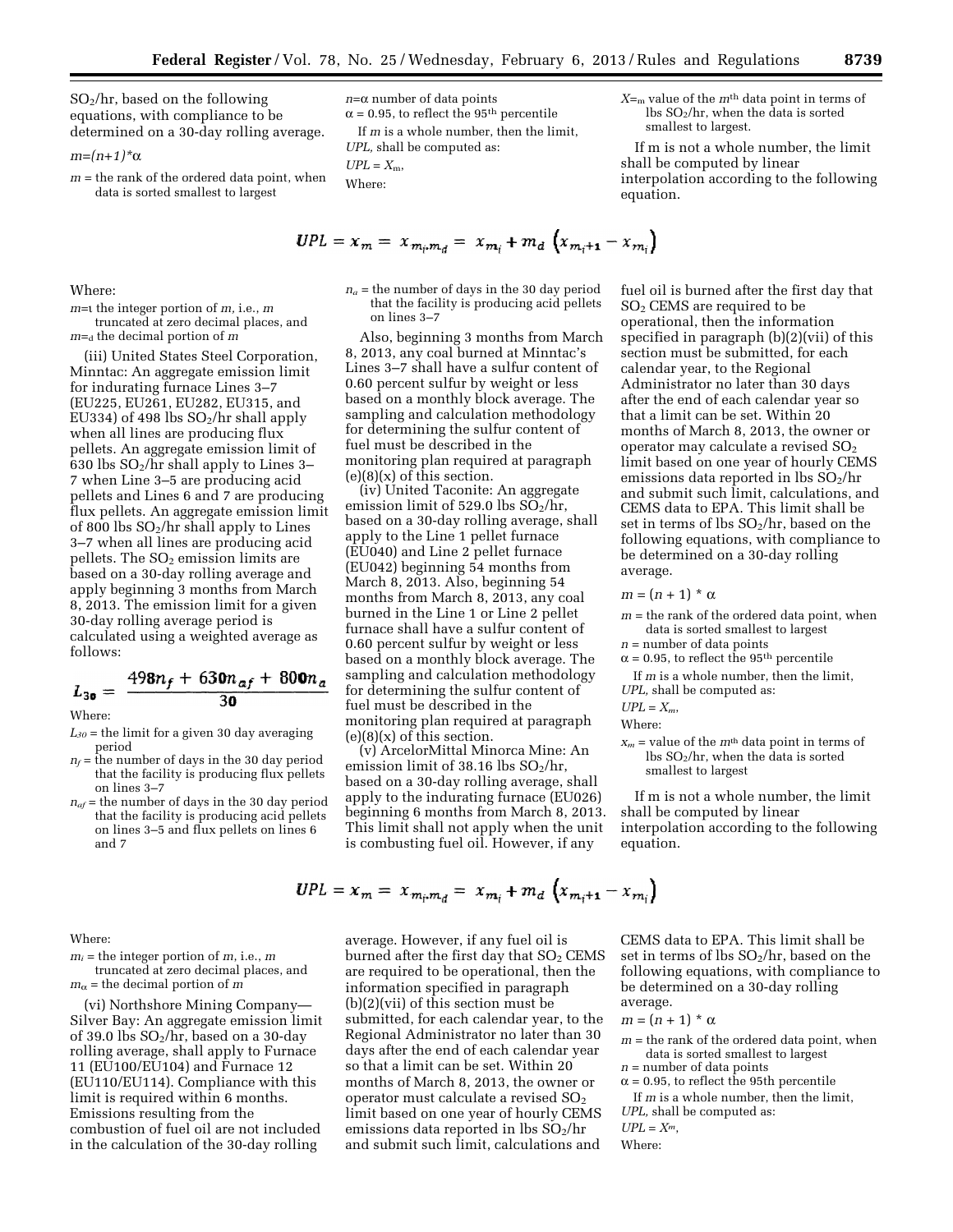$SO_2$/hr, based on the following equations, with compliance to be determined on a 30-day rolling average.

$m=(n+1)*\alpha$

$m$ = the rank of the ordered data point, when data is sorted smallest to largest

$n$=α number of data points

α = 0.95, to reflect the 95[th] percentile

If $m$ is a whole number, then the limit, $UPL$, shall be computed as:

$UPL = X_m$,

Where:

$X$=m value of the $m^{th}$ data point in terms of lbs $SO_2$/hr, when the data is sorted smallest to largest.

If m is not a whole number, the limit shall be computed by linear interpolation according to the following equation.

$$UPL = x_m = x_{m_i \cdot m_d} = x_{m_i} + m_d \left(x_{m_i+1} - x_{m_i}\right)$$

Where:

$m$=ι the integer portion of $m$, i.e., $m$ truncated at zero decimal places, and

$m$=d the decimal portion of $m$

(iii) United States Steel Corporation, Minntac: An aggregate emission limit for indurating furnace Lines 3–7 (EU225, EU261, EU282, EU315, and EU334) of 498 lbs $SO_2$/hr shall apply when all lines are producing flux pellets. An aggregate emission limit of 630 lbs $SO_2$/hr shall apply to Lines 3–7 when Line 3–5 are producing acid pellets and Lines 6 and 7 are producing flux pellets. An aggregate emission limit of 800 lbs $SO_2$/hr shall apply to Lines 3–7 when all lines are producing acid pellets. The $SO_2$ emission limits are based on a 30-day rolling average and apply beginning 3 months from March 8, 2013. The emission limit for a given 30-day rolling average period is calculated using a weighted average as follows:

$$L_{30} = \frac{498n_f + 630n_{af} + 800n_a}{30}$$

Where:

$L_{30}$ = the limit for a given 30 day averaging period

$n_f$ = the number of days in the 30 day period that the facility is producing flux pellets on lines 3–7

$n_{af}$ = the number of days in the 30 day period that the facility is producing acid pellets on lines 3–5 and flux pellets on lines 6 and 7

$n_a$ = the number of days in the 30 day period that the facility is producing acid pellets on lines 3–7

Also, beginning 3 months from March 8, 2013, any coal burned at Minntac's Lines 3–7 shall have a sulfur content of 0.60 percent sulfur by weight or less based on a monthly block average. The sampling and calculation methodology for determining the sulfur content of fuel must be described in the monitoring plan required at paragraph (e)(8)(x) of this section.

(iv) United Taconite: An aggregate emission limit of 529.0 lbs $SO_2$/hr, based on a 30-day rolling average, shall apply to the Line 1 pellet furnace (EU040) and Line 2 pellet furnace (EU042) beginning 54 months from March 8, 2013. Also, beginning 54 months from March 8, 2013, any coal burned in the Line 1 or Line 2 pellet furnace shall have a sulfur content of 0.60 percent sulfur by weight or less based on a monthly block average. The sampling and calculation methodology for determining the sulfur content of fuel must be described in the monitoring plan required at paragraph (e)(8)(x) of this section.

(v) ArcelorMittal Minorca Mine: An emission limit of 38.16 lbs $SO_2$/hr, based on a 30-day rolling average, shall apply to the indurating furnace (EU026) beginning 6 months from March 8, 2013. This limit shall not apply when the unit is combusting fuel oil. However, if any fuel oil is burned after the first day that $SO_2$ CEMS are required to be operational, then the information specified in paragraph (b)(2)(vii) of this section must be submitted, for each calendar year, to the Regional Administrator no later than 30 days after the end of each calendar year so that a limit can be set. Within 20 months of March 8, 2013, the owner or operator may calculate a revised $SO_2$ limit based on one year of hourly CEMS emissions data reported in lbs $SO_2$/hr and submit such limit, calculations, and CEMS data to EPA. This limit shall be set in terms of lbs $SO_2$/hr, based on the following equations, with compliance to be determined on a 30-day rolling average.

$m = (n + 1) * \alpha$

$m$ = the rank of the ordered data point, when data is sorted smallest to largest

$n$ = number of data points

α = 0.95, to reflect the 95[th] percentile

If $m$ is a whole number, then the limit, $UPL$, shall be computed as:

$UPL = X_m$,

Where:

$x_m$ = value of the $m^{th}$ data point in terms of lbs $SO_2$/hr, when the data is sorted smallest to largest

If m is not a whole number, the limit shall be computed by linear interpolation according to the following equation.

$$UPL = x_m = x_{m_i \cdot m_d} = x_{m_i} + m_d \left(x_{m_i+1} - x_{m_i}\right)$$

Where:

$m_i$ = the integer portion of $m$, i.e., $m$ truncated at zero decimal places, and

$m_\alpha$ = the decimal portion of $m$

(vi) Northshore Mining Company—Silver Bay: An aggregate emission limit of 39.0 lbs $SO_2$/hr, based on a 30-day rolling average, shall apply to Furnace 11 (EU100/EU104) and Furnace 12 (EU110/EU114). Compliance with this limit is required within 6 months. Emissions resulting from the combustion of fuel oil are not included in the calculation of the 30-day rolling average. However, if any fuel oil is burned after the first day that $SO_2$ CEMS are required to be operational, then the information specified in paragraph (b)(2)(vii) of this section must be submitted, for each calendar year, to the Regional Administrator no later than 30 days after the end of each calendar year so that a limit can be set. Within 20 months of March 8, 2013, the owner or operator must calculate a revised $SO_2$ limit based on one year of hourly CEMS emissions data reported in lbs $SO_2$/hr and submit such limit, calculations and CEMS data to EPA. This limit shall be set in terms of lbs $SO_2$/hr, based on the following equations, with compliance to be determined on a 30-day rolling average.

$m = (n + 1) * \alpha$

$m$ = the rank of the ordered data point, when data is sorted smallest to largest

$n$ = number of data points

α = 0.95, to reflect the 95[th] percentile

If $m$ is a whole number, then the limit, $UPL$, shall be computed as:

$UPL = X^m$,

Where: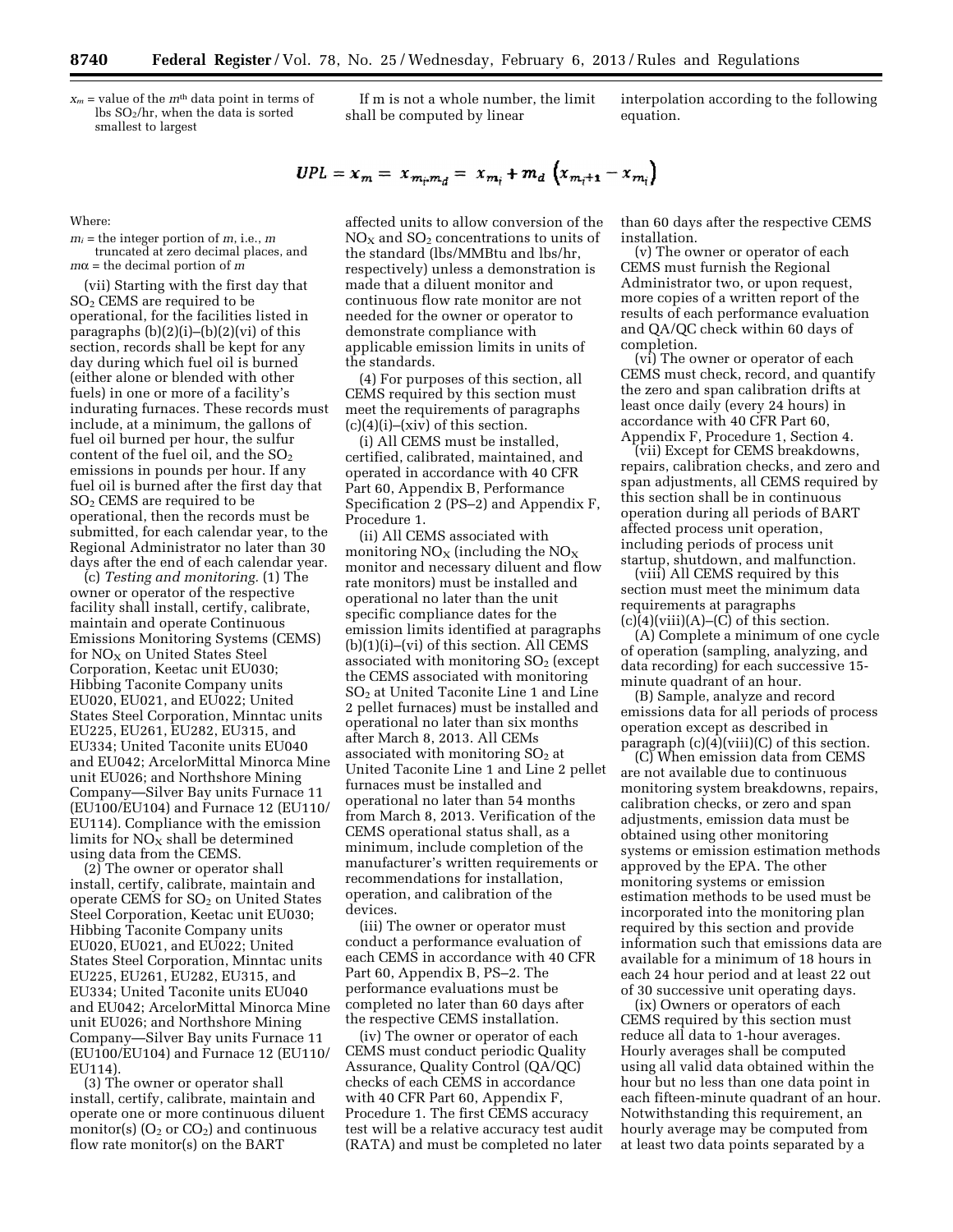$x_m$ = value of the $m^{th}$ data point in terms of lbs $SO_2$/hr, when the data is sorted smallest to largest

If m is not a whole number, the limit shall be computed by linear interpolation according to the following equation.

$$UPL = x_m = x_{m_i.m_d} = x_{m_i} + m_d \left(x_{m_i+1} - x_{m_i}\right)$$

Where:

$m_i$ = the integer portion of $m$, i.e., $m$ truncated at zero decimal places, and
$m\alpha$ = the decimal portion of $m$

(vii) Starting with the first day that $SO_2$ CEMS are required to be operational, for the facilities listed in paragraphs (b)(2)(i)–(b)(2)(vi) of this section, records shall be kept for any day during which fuel oil is burned (either alone or blended with other fuels) in one or more of a facility's indurating furnaces. These records must include, at a minimum, the gallons of fuel oil burned per hour, the sulfur content of the fuel oil, and the $SO_2$ emissions in pounds per hour. If any fuel oil is burned after the first day that $SO_2$ CEMS are required to be operational, then the records must be submitted, for each calendar year, to the Regional Administrator no later than 30 days after the end of each calendar year.

(c) *Testing and monitoring.* (1) The owner or operator of the respective facility shall install, certify, calibrate, maintain and operate Continuous Emissions Monitoring Systems (CEMS) for $NO_X$ on United States Steel Corporation, Keetac unit EU030; Hibbing Taconite Company units EU020, EU021, and EU022; United States Steel Corporation, Minntac units EU225, EU261, EU282, EU315, and EU334; United Taconite units EU040 and EU042; ArcelorMittal Minorca Mine unit EU026; and Northshore Mining Company—Silver Bay units Furnace 11 (EU100/EU104) and Furnace 12 (EU110/EU114). Compliance with the emission limits for $NO_X$ shall be determined using data from the CEMS.

(2) The owner or operator shall install, certify, calibrate, maintain and operate CEMS for $SO_2$ on United States Steel Corporation, Keetac unit EU030; Hibbing Taconite Company units EU020, EU021, and EU022; United States Steel Corporation, Minntac units EU225, EU261, EU282, EU315, and EU334; United Taconite units EU040 and EU042; ArcelorMittal Minorca Mine unit EU026; and Northshore Mining Company—Silver Bay units Furnace 11 (EU100/EU104) and Furnace 12 (EU110/EU114).

(3) The owner or operator shall install, certify, calibrate, maintain and operate one or more continuous diluent monitor(s) ($O_2$ or $CO_2$) and continuous flow rate monitor(s) on the BART affected units to allow conversion of the $NO_X$ and $SO_2$ concentrations to units of the standard (lbs/MMBtu and lbs/hr, respectively) unless a demonstration is made that a diluent monitor and continuous flow rate monitor are not needed for the owner or operator to demonstrate compliance with applicable emission limits in units of the standards.

(4) For purposes of this section, all CEMS required by this section must meet the requirements of paragraphs (c)(4)(i)–(xiv) of this section.

(i) All CEMS must be installed, certified, calibrated, maintained, and operated in accordance with 40 CFR Part 60, Appendix B, Performance Specification 2 (PS–2) and Appendix F, Procedure 1.

(ii) All CEMS associated with monitoring $NO_X$ (including the $NO_X$ monitor and necessary diluent and flow rate monitors) must be installed and operational no later than the unit specific compliance dates for the emission limits identified at paragraphs (b)(1)(i)–(vi) of this section. All CEMS associated with monitoring $SO_2$ (except the CEMS associated with monitoring $SO_2$ at United Taconite Line 1 and Line 2 pellet furnaces) must be installed and operational no later than six months after March 8, 2013. All CEMs associated with monitoring $SO_2$ at United Taconite Line 1 and Line 2 pellet furnaces must be installed and operational no later than 54 months from March 8, 2013. Verification of the CEMS operational status shall, as a minimum, include completion of the manufacturer's written requirements or recommendations for installation, operation, and calibration of the devices.

(iii) The owner or operator must conduct a performance evaluation of each CEMS in accordance with 40 CFR Part 60, Appendix B, PS–2. The performance evaluations must be completed no later than 60 days after the respective CEMS installation.

(iv) The owner or operator of each CEMS must conduct periodic Quality Assurance, Quality Control (QA/QC) checks of each CEMS in accordance with 40 CFR Part 60, Appendix F, Procedure 1. The first CEMS accuracy test will be a relative accuracy test audit (RATA) and must be completed no later than 60 days after the respective CEMS installation.

(v) The owner or operator of each CEMS must furnish the Regional Administrator two, or upon request, more copies of a written report of the results of each performance evaluation and QA/QC check within 60 days of completion.

(vi) The owner or operator of each CEMS must check, record, and quantify the zero and span calibration drifts at least once daily (every 24 hours) in accordance with 40 CFR Part 60, Appendix F, Procedure 1, Section 4.

(vii) Except for CEMS breakdowns, repairs, calibration checks, and zero and span adjustments, all CEMS required by this section shall be in continuous operation during all periods of BART affected process unit operation, including periods of process unit startup, shutdown, and malfunction.

(viii) All CEMS required by this section must meet the minimum data requirements at paragraphs (c)(4)(viii)(A)–(C) of this section.

(A) Complete a minimum of one cycle of operation (sampling, analyzing, and data recording) for each successive 15-minute quadrant of an hour.

(B) Sample, analyze and record emissions data for all periods of process operation except as described in paragraph (c)(4)(viii)(C) of this section.

(C) When emission data from CEMS are not available due to continuous monitoring system breakdowns, repairs, calibration checks, or zero and span adjustments, emission data must be obtained using other monitoring systems or emission estimation methods approved by the EPA. The other monitoring systems or emission estimation methods to be used must be incorporated into the monitoring plan required by this section and provide information such that emissions data are available for a minimum of 18 hours in each 24 hour period and at least 22 out of 30 successive unit operating days.

(ix) Owners or operators of each CEMS required by this section must reduce all data to 1-hour averages. Hourly averages shall be computed using all valid data obtained within the hour but no less than one data point in each fifteen-minute quadrant of an hour. Notwithstanding this requirement, an hourly average may be computed from at least two data points separated by a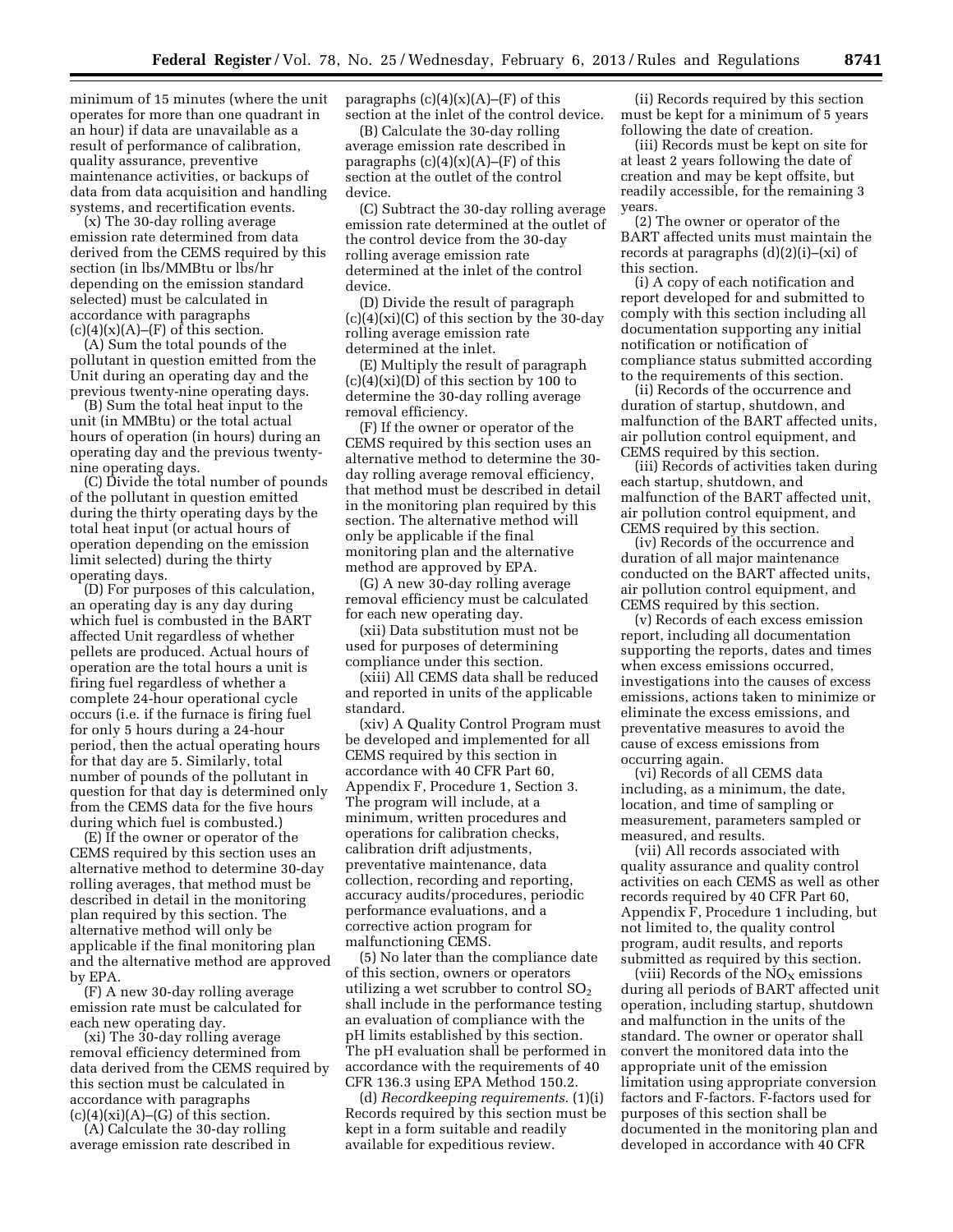minimum of 15 minutes (where the unit operates for more than one quadrant in an hour) if data are unavailable as a result of performance of calibration, quality assurance, preventive maintenance activities, or backups of data from data acquisition and handling systems, and recertification events.

(x) The 30-day rolling average emission rate determined from data derived from the CEMS required by this section (in lbs/MMBtu or lbs/hr depending on the emission standard selected) must be calculated in accordance with paragraphs (c)(4)(x)(A)–(F) of this section.

(A) Sum the total pounds of the pollutant in question emitted from the Unit during an operating day and the previous twenty-nine operating days.

(B) Sum the total heat input to the unit (in MMBtu) or the total actual hours of operation (in hours) during an operating day and the previous twenty-nine operating days.

(C) Divide the total number of pounds of the pollutant in question emitted during the thirty operating days by the total heat input (or actual hours of operation depending on the emission limit selected) during the thirty operating days.

(D) For purposes of this calculation, an operating day is any day during which fuel is combusted in the BART affected Unit regardless of whether pellets are produced. Actual hours of operation are the total hours a unit is firing fuel regardless of whether a complete 24-hour operational cycle occurs (i.e. if the furnace is firing fuel for only 5 hours during a 24-hour period, then the actual operating hours for that day are 5. Similarly, total number of pounds of the pollutant in question for that day is determined only from the CEMS data for the five hours during which fuel is combusted.)

(E) If the owner or operator of the CEMS required by this section uses an alternative method to determine 30-day rolling averages, that method must be described in detail in the monitoring plan required by this section. The alternative method will only be applicable if the final monitoring plan and the alternative method are approved by EPA.

(F) A new 30-day rolling average emission rate must be calculated for each new operating day.

(xi) The 30-day rolling average removal efficiency determined from data derived from the CEMS required by this section must be calculated in accordance with paragraphs (c)(4)(xi)(A)–(G) of this section.

(A) Calculate the 30-day rolling average emission rate described in paragraphs (c)(4)(x)(A)–(F) of this section at the inlet of the control device.

(B) Calculate the 30-day rolling average emission rate described in paragraphs (c)(4)(x)(A)–(F) of this section at the outlet of the control device.

(C) Subtract the 30-day rolling average emission rate determined at the outlet of the control device from the 30-day rolling average emission rate determined at the inlet of the control device.

(D) Divide the result of paragraph (c)(4)(xi)(C) of this section by the 30-day rolling average emission rate determined at the inlet.

(E) Multiply the result of paragraph (c)(4)(xi)(D) of this section by 100 to determine the 30-day rolling average removal efficiency.

(F) If the owner or operator of the CEMS required by this section uses an alternative method to determine the 30-day rolling average removal efficiency, that method must be described in detail in the monitoring plan required by this section. The alternative method will only be applicable if the final monitoring plan and the alternative method are approved by EPA.

(G) A new 30-day rolling average removal efficiency must be calculated for each new operating day.

(xii) Data substitution must not be used for purposes of determining compliance under this section.

(xiii) All CEMS data shall be reduced and reported in units of the applicable standard.

(xiv) A Quality Control Program must be developed and implemented for all CEMS required by this section in accordance with 40 CFR Part 60, Appendix F, Procedure 1, Section 3. The program will include, at a minimum, written procedures and operations for calibration checks, calibration drift adjustments, preventative maintenance, data collection, recording and reporting, accuracy audits/procedures, periodic performance evaluations, and a corrective action program for malfunctioning CEMS.

(5) No later than the compliance date of this section, owners or operators utilizing a wet scrubber to control $SO_2$ shall include in the performance testing an evaluation of compliance with the pH limits established by this section. The pH evaluation shall be performed in accordance with the requirements of 40 CFR 136.3 using EPA Method 150.2.

(d) *Recordkeeping requirements.* (1)(i) Records required by this section must be kept in a form suitable and readily available for expeditious review.

(ii) Records required by this section must be kept for a minimum of 5 years following the date of creation.

(iii) Records must be kept on site for at least 2 years following the date of creation and may be kept offsite, but readily accessible, for the remaining 3 years.

(2) The owner or operator of the BART affected units must maintain the records at paragraphs (d)(2)(i)–(xi) of this section.

(i) A copy of each notification and report developed for and submitted to comply with this section including all documentation supporting any initial notification or notification of compliance status submitted according to the requirements of this section.

(ii) Records of the occurrence and duration of startup, shutdown, and malfunction of the BART affected units, air pollution control equipment, and CEMS required by this section.

(iii) Records of activities taken during each startup, shutdown, and malfunction of the BART affected unit, air pollution control equipment, and CEMS required by this section.

(iv) Records of the occurrence and duration of all major maintenance conducted on the BART affected units, air pollution control equipment, and CEMS required by this section.

(v) Records of each excess emission report, including all documentation supporting the reports, dates and times when excess emissions occurred, investigations into the causes of excess emissions, actions taken to minimize or eliminate the excess emissions, and preventative measures to avoid the cause of excess emissions from occurring again.

(vi) Records of all CEMS data including, as a minimum, the date, location, and time of sampling or measurement, parameters sampled or measured, and results.

(vii) All records associated with quality assurance and quality control activities on each CEMS as well as other records required by 40 CFR Part 60, Appendix F, Procedure 1 including, but not limited to, the quality control program, audit results, and reports submitted as required by this section.

(viii) Records of the $NO_X$ emissions during all periods of BART affected unit operation, including startup, shutdown and malfunction in the units of the standard. The owner or operator shall convert the monitored data into the appropriate unit of the emission limitation using appropriate conversion factors and F-factors. F-factors used for purposes of this section shall be documented in the monitoring plan and developed in accordance with 40 CFR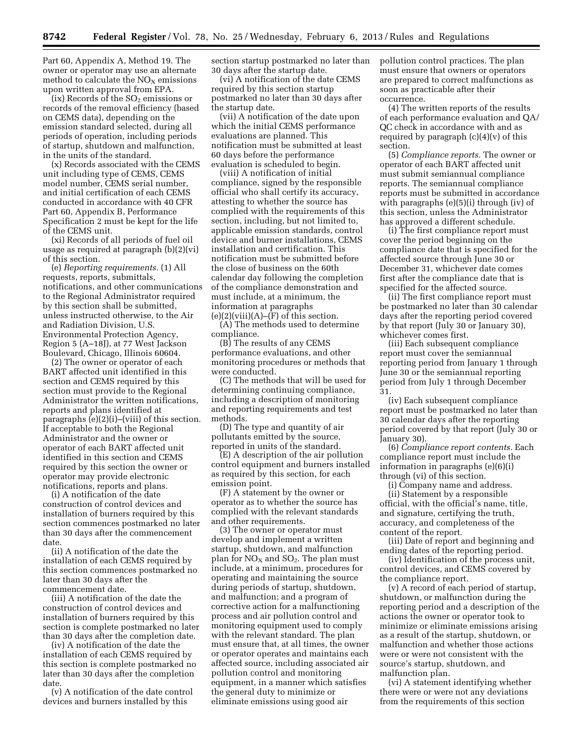Part 60, Appendix A, Method 19. The owner or operator may use an alternate method to calculate the $NO_X$ emissions upon written approval from EPA.

(ix) Records of the $SO_2$ emissions or records of the removal efficiency (based on CEMS data), depending on the emission standard selected, during all periods of operation, including periods of startup, shutdown and malfunction, in the units of the standard.

(x) Records associated with the CEMS unit including type of CEMS, CEMS model number, CEMS serial number, and initial certification of each CEMS conducted in accordance with 40 CFR Part 60, Appendix B, Performance Specification 2 must be kept for the life of the CEMS unit.

(xi) Records of all periods of fuel oil usage as required at paragraph (b)(2)(vi) of this section.

(e) *Reporting requirements.* (1) All requests, reports, submittals, notifications, and other communications to the Regional Administrator required by this section shall be submitted, unless instructed otherwise, to the Air and Radiation Division, U.S. Environmental Protection Agency, Region 5 (A–18J), at 77 West Jackson Boulevard, Chicago, Illinois 60604.

(2) The owner or operator of each BART affected unit identified in this section and CEMS required by this section must provide to the Regional Administrator the written notifications, reports and plans identified at paragraphs (e)(2)(i)–(viii) of this section. If acceptable to both the Regional Administrator and the owner or operator of each BART affected unit identified in this section and CEMS required by this section the owner or operator may provide electronic notifications, reports and plans.

(i) A notification of the date construction of control devices and installation of burners required by this section commences postmarked no later than 30 days after the commencement date.

(ii) A notification of the date the installation of each CEMS required by this section commences postmarked no later than 30 days after the commencement date.

(iii) A notification of the date the construction of control devices and installation of burners required by this section is complete postmarked no later than 30 days after the completion date.

(iv) A notification of the date the installation of each CEMS required by this section is complete postmarked no later than 30 days after the completion date.

(v) A notification of the date control devices and burners installed by this section startup postmarked no later than 30 days after the startup date.

(vi) A notification of the date CEMS required by this section startup postmarked no later than 30 days after the startup date.

(vii) A notification of the date upon which the initial CEMS performance evaluations are planned. This notification must be submitted at least 60 days before the performance evaluation is scheduled to begin.

(viii) A notification of initial compliance, signed by the responsible official who shall certify its accuracy, attesting to whether the source has complied with the requirements of this section, including, but not limited to, applicable emission standards, control device and burner installations, CEMS installation and certification. This notification must be submitted before the close of business on the 60th calendar day following the completion of the compliance demonstration and must include, at a minimum, the information at paragraphs (e)(2)(viii)(A)–(F) of this section.

(A) The methods used to determine compliance.

(B) The results of any CEMS performance evaluations, and other monitoring procedures or methods that were conducted.

(C) The methods that will be used for determining continuing compliance, including a description of monitoring and reporting requirements and test methods.

(D) The type and quantity of air pollutants emitted by the source, reported in units of the standard.

(E) A description of the air pollution control equipment and burners installed as required by this section, for each emission point.

(F) A statement by the owner or operator as to whether the source has complied with the relevant standards and other requirements.

(3) The owner or operator must develop and implement a written startup, shutdown, and malfunction plan for $NO_X$ and $SO_2$. The plan must include, at a minimum, procedures for operating and maintaining the source during periods of startup, shutdown, and malfunction; and a program of corrective action for a malfunctioning process and air pollution control and monitoring equipment used to comply with the relevant standard. The plan must ensure that, at all times, the owner or operator operates and maintains each affected source, including associated air pollution control and monitoring equipment, in a manner which satisfies the general duty to minimize or eliminate emissions using good air pollution control practices. The plan must ensure that owners or operators are prepared to correct malfunctions as soon as practicable after their occurrence.

(4) The written reports of the results of each performance evaluation and QA/QC check in accordance with and as required by paragraph (c)(4)(v) of this section.

(5) *Compliance reports.* The owner or operator of each BART affected unit must submit semiannual compliance reports. The semiannual compliance reports must be submitted in accordance with paragraphs (e)(5)(i) through (iv) of this section, unless the Administrator has approved a different schedule.

(i) The first compliance report must cover the period beginning on the compliance date that is specified for the affected source through June 30 or December 31, whichever date comes first after the compliance date that is specified for the affected source.

(ii) The first compliance report must be postmarked no later than 30 calendar days after the reporting period covered by that report (July 30 or January 30), whichever comes first.

(iii) Each subsequent compliance report must cover the semiannual reporting period from January 1 through June 30 or the semiannual reporting period from July 1 through December 31.

(iv) Each subsequent compliance report must be postmarked no later than 30 calendar days after the reporting period covered by that report (July 30 or January 30).

(6) *Compliance report contents.* Each compliance report must include the information in paragraphs (e)(6)(i) through (vi) of this section.

(i) Company name and address.

(ii) Statement by a responsible official, with the official's name, title, and signature, certifying the truth, accuracy, and completeness of the content of the report.

(iii) Date of report and beginning and ending dates of the reporting period.

(iv) Identification of the process unit, control devices, and CEMS covered by the compliance report.

(v) A record of each period of startup, shutdown, or malfunction during the reporting period and a description of the actions the owner or operator took to minimize or eliminate emissions arising as a result of the startup, shutdown, or malfunction and whether those actions were or were not consistent with the source's startup, shutdown, and malfunction plan.

(vi) A statement identifying whether there were or were not any deviations from the requirements of this section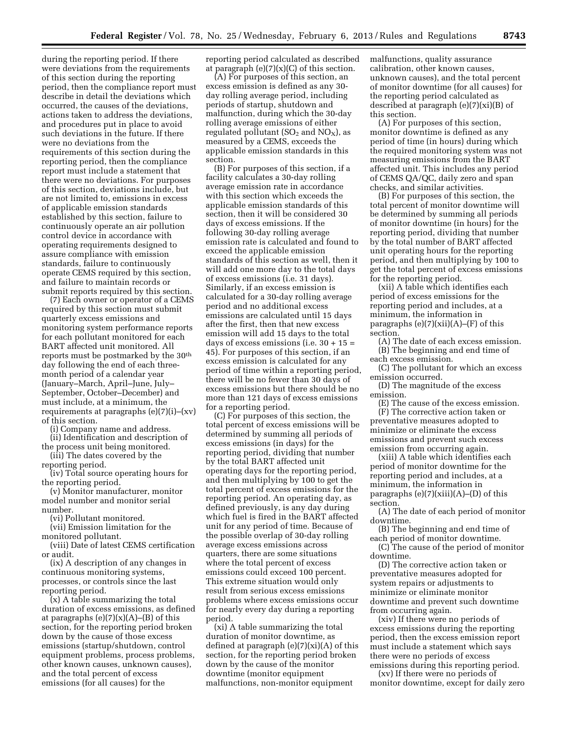during the reporting period. If there were deviations from the requirements of this section during the reporting period, then the compliance report must describe in detail the deviations which occurred, the causes of the deviations, actions taken to address the deviations, and procedures put in place to avoid such deviations in the future. If there were no deviations from the requirements of this section during the reporting period, then the compliance report must include a statement that there were no deviations. For purposes of this section, deviations include, but are not limited to, emissions in excess of applicable emission standards established by this section, failure to continuously operate an air pollution control device in accordance with operating requirements designed to assure compliance with emission standards, failure to continuously operate CEMS required by this section, and failure to maintain records or submit reports required by this section.

(7) Each owner or operator of a CEMS required by this section must submit quarterly excess emissions and monitoring system performance reports for each pollutant monitored for each BART affected unit monitored. All reports must be postmarked by the 30th day following the end of each three-month period of a calendar year (January–March, April–June, July–September, October–December) and must include, at a minimum, the requirements at paragraphs (e)(7)(i)–(xv) of this section.

(i) Company name and address.

(ii) Identification and description of the process unit being monitored.

(iii) The dates covered by the reporting period.

(iv) Total source operating hours for the reporting period.

(v) Monitor manufacturer, monitor model number and monitor serial number.

(vi) Pollutant monitored.

(vii) Emission limitation for the monitored pollutant.

(viii) Date of latest CEMS certification or audit.

(ix) A description of any changes in continuous monitoring systems, processes, or controls since the last reporting period.

(x) A table summarizing the total duration of excess emissions, as defined at paragraphs (e)(7)(x)(A)–(B) of this section, for the reporting period broken down by the cause of those excess emissions (startup/shutdown, control equipment problems, process problems, other known causes, unknown causes), and the total percent of excess emissions (for all causes) for the reporting period calculated as described at paragraph (e)(7)(x)(C) of this section.

(A) For purposes of this section, an excess emission is defined as any 30-day rolling average period, including periods of startup, shutdown and malfunction, during which the 30-day rolling average emissions of either regulated pollutant ($SO_2$ and $NO_X$), as measured by a CEMS, exceeds the applicable emission standards in this section.

(B) For purposes of this section, if a facility calculates a 30-day rolling average emission rate in accordance with this section which exceeds the applicable emission standards of this section, then it will be considered 30 days of excess emissions. If the following 30-day rolling average emission rate is calculated and found to exceed the applicable emission standards of this section as well, then it will add one more day to the total days of excess emissions (i.e. 31 days). Similarly, if an excess emission is calculated for a 30-day rolling average period and no additional excess emissions are calculated until 15 days after the first, then that new excess emission will add 15 days to the total days of excess emissions (i.e. 30 + 15 = 45). For purposes of this section, if an excess emission is calculated for any period of time within a reporting period, there will be no fewer than 30 days of excess emissions but there should be no more than 121 days of excess emissions for a reporting period.

(C) For purposes of this section, the total percent of excess emissions will be determined by summing all periods of excess emissions (in days) for the reporting period, dividing that number by the total BART affected unit operating days for the reporting period, and then multiplying by 100 to get the total percent of excess emissions for the reporting period. An operating day, as defined previously, is any day during which fuel is fired in the BART affected unit for any period of time. Because of the possible overlap of 30-day rolling average excess emissions across quarters, there are some situations where the total percent of excess emissions could exceed 100 percent. This extreme situation would only result from serious excess emissions problems where excess emissions occur for nearly every day during a reporting period.

(xi) A table summarizing the total duration of monitor downtime, as defined at paragraph (e)(7)(xi)(A) of this section, for the reporting period broken down by the cause of the monitor downtime (monitor equipment malfunctions, non-monitor equipment malfunctions, quality assurance calibration, other known causes, unknown causes), and the total percent of monitor downtime (for all causes) for the reporting period calculated as described at paragraph (e)(7)(xi)(B) of this section.

(A) For purposes of this section, monitor downtime is defined as any period of time (in hours) during which the required monitoring system was not measuring emissions from the BART affected unit. This includes any period of CEMS QA/QC, daily zero and span checks, and similar activities.

(B) For purposes of this section, the total percent of monitor downtime will be determined by summing all periods of monitor downtime (in hours) for the reporting period, dividing that number by the total number of BART affected unit operating hours for the reporting period, and then multiplying by 100 to get the total percent of excess emissions for the reporting period.

(xii) A table which identifies each period of excess emissions for the reporting period and includes, at a minimum, the information in paragraphs (e)(7)(xii)(A)–(F) of this section.

(A) The date of each excess emission.

(B) The beginning and end time of each excess emission.

(C) The pollutant for which an excess emission occurred.

(D) The magnitude of the excess emission.

(E) The cause of the excess emission.

(F) The corrective action taken or preventative measures adopted to minimize or eliminate the excess emissions and prevent such excess emission from occurring again.

(xiii) A table which identifies each period of monitor downtime for the reporting period and includes, at a minimum, the information in paragraphs (e)(7)(xiii)(A)–(D) of this section.

(A) The date of each period of monitor downtime.

(B) The beginning and end time of each period of monitor downtime.

(C) The cause of the period of monitor downtime.

(D) The corrective action taken or preventative measures adopted for system repairs or adjustments to minimize or eliminate monitor downtime and prevent such downtime from occurring again.

(xiv) If there were no periods of excess emissions during the reporting period, then the excess emission report must include a statement which says there were no periods of excess emissions during this reporting period.

(xv) If there were no periods of monitor downtime, except for daily zero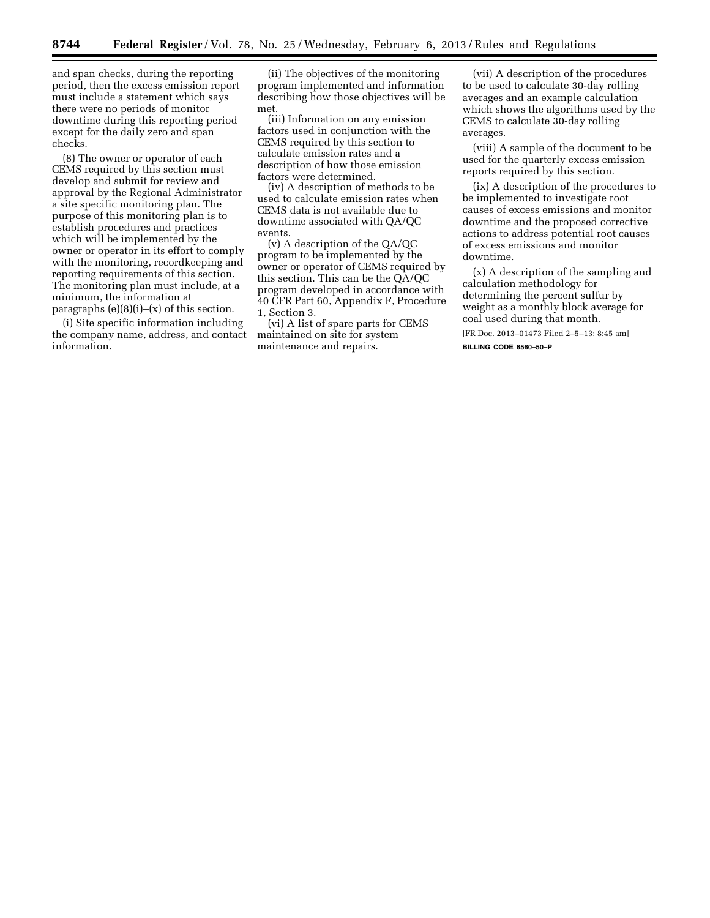and span checks, during the reporting period, then the excess emission report must include a statement which says there were no periods of monitor downtime during this reporting period except for the daily zero and span checks.

(8) The owner or operator of each CEMS required by this section must develop and submit for review and approval by the Regional Administrator a site specific monitoring plan. The purpose of this monitoring plan is to establish procedures and practices which will be implemented by the owner or operator in its effort to comply with the monitoring, recordkeeping and reporting requirements of this section. The monitoring plan must include, at a minimum, the information at paragraphs (e)(8)(i)–(x) of this section.

(i) Site specific information including the company name, address, and contact information.

(ii) The objectives of the monitoring program implemented and information describing how those objectives will be met.

(iii) Information on any emission factors used in conjunction with the CEMS required by this section to calculate emission rates and a description of how those emission factors were determined.

(iv) A description of methods to be used to calculate emission rates when CEMS data is not available due to downtime associated with QA/QC events.

(v) A description of the QA/QC program to be implemented by the owner or operator of CEMS required by this section. This can be the QA/QC program developed in accordance with 40 CFR Part 60, Appendix F, Procedure 1, Section 3.

(vi) A list of spare parts for CEMS maintained on site for system maintenance and repairs.

(vii) A description of the procedures to be used to calculate 30-day rolling averages and an example calculation which shows the algorithms used by the CEMS to calculate 30-day rolling averages.

(viii) A sample of the document to be used for the quarterly excess emission reports required by this section.

(ix) A description of the procedures to be implemented to investigate root causes of excess emissions and monitor downtime and the proposed corrective actions to address potential root causes of excess emissions and monitor downtime.

(x) A description of the sampling and calculation methodology for determining the percent sulfur by weight as a monthly block average for coal used during that month.

[FR Doc. 2013–01473 Filed 2–5–13; 8:45 am]

**BILLING CODE 6560–50–P**